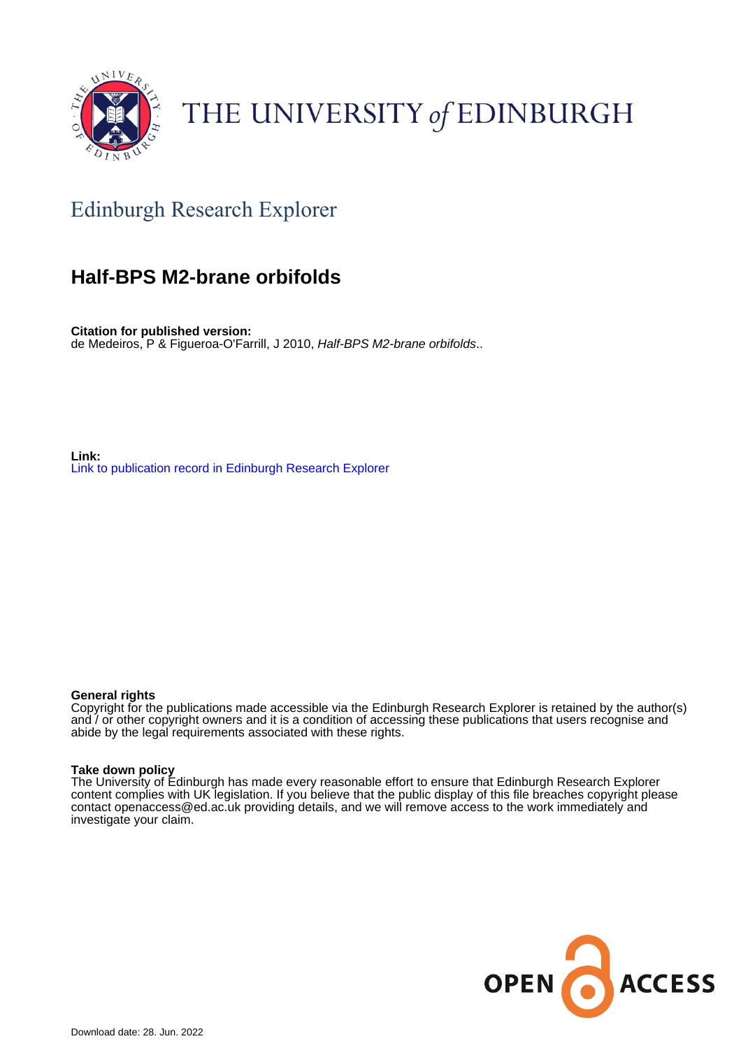THE UNIVERSITY of EDINBURGH

## Edinburgh Research Explorer

# Half-BPS M2-brane orbifolds

**Citation for published version:**
de Medeiros, P & Figueroa-O'Farrill, J 2010, *Half-BPS M2-brane orbifolds*..

**Link:**
Link to publication record in Edinburgh Research Explorer

**General rights**
Copyright for the publications made accessible via the Edinburgh Research Explorer is retained by the author(s) and / or other copyright owners and it is a condition of accessing these publications that users recognise and abide by the legal requirements associated with these rights.

**Take down policy**
The University of Edinburgh has made every reasonable effort to ensure that Edinburgh Research Explorer content complies with UK legislation. If you believe that the public display of this file breaches copyright please contact openaccess@ed.ac.uk providing details, and we will remove access to the work immediately and investigate your claim.

OPEN ACCESS

Download date: 28. Jun. 2022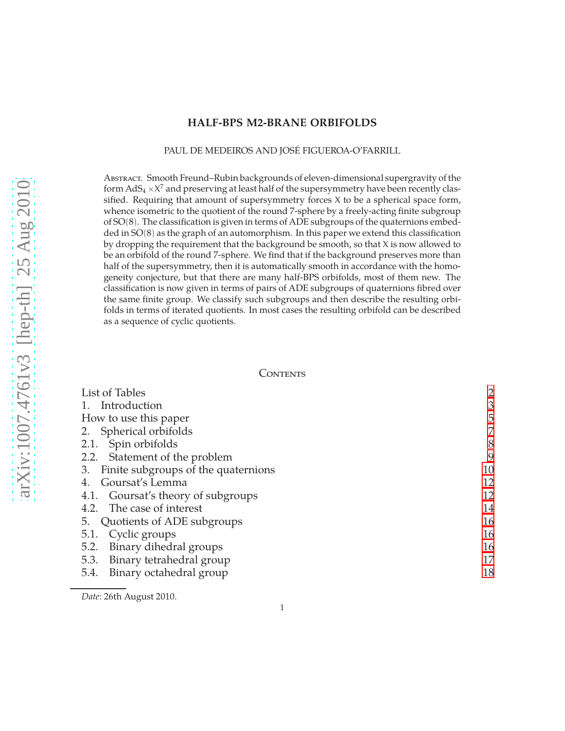# HALF-BPS M2-BRANE ORBIFOLDS

PAUL DE MEDEIROS AND JOSÉ FIGUEROA-O'FARRILL

Abstract. Smooth Freund–Rubin backgrounds of eleven-dimensional supergravity of the form $\mathrm{AdS}_4 \times X^7$ and preserving at least half of the supersymmetry have been recently classified. Requiring that amount of supersymmetry forces $X$ to be a spherical space form, whence isometric to the quotient of the round 7-sphere by a freely-acting finite subgroup of $\mathrm{SO}(8)$. The classification is given in terms of ADE subgroups of the quaternions embedded in $\mathrm{SO}(8)$ as the graph of an automorphism. In this paper we extend this classification by dropping the requirement that the background be smooth, so that $X$ is now allowed to be an orbifold of the round 7-sphere. We find that if the background preserves more than half of the supersymmetry, then it is automatically smooth in accordance with the homogeneity conjecture, but that there are many half-BPS orbifolds, most of them new. The classification is now given in terms of pairs of ADE subgroups of quaternions fibred over the same finite group. We classify such subgroups and then describe the resulting orbifolds in terms of iterated quotients. In most cases the resulting orbifold can be described as a sequence of cyclic quotients.

## Contents

- List of Tables — 2
- 1. Introduction — 3
- How to use this paper — 5
- 2. Spherical orbifolds — 7
- 2.1. Spin orbifolds — 8
- 2.2. Statement of the problem — 9
- 3. Finite subgroups of the quaternions — 10
- 4. Goursat's Lemma — 12
- 4.1. Goursat's theory of subgroups — 12
- 4.2. The case of interest — 14
- 5. Quotients of ADE subgroups — 16
- 5.1. Cyclic groups — 16
- 5.2. Binary dihedral groups — 16
- 5.3. Binary tetrahedral group — 17
- 5.4. Binary octahedral group — 18

*Date*: 26th August 2010.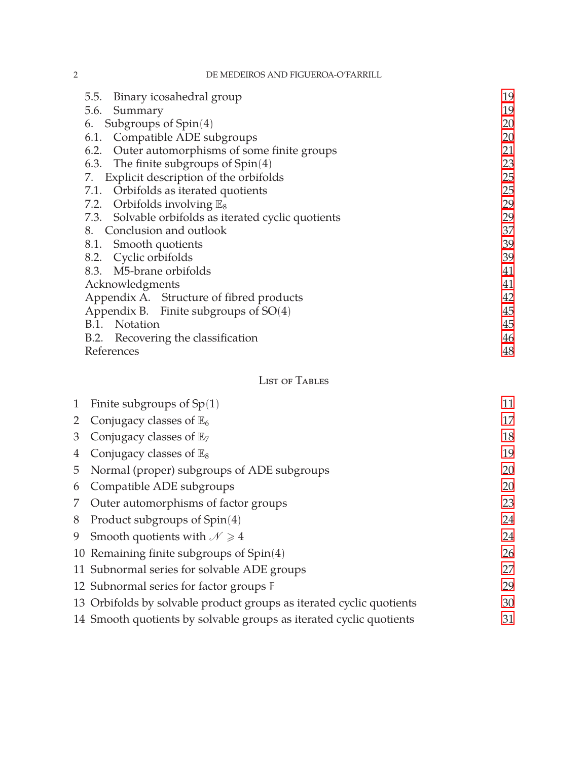5.5. Binary icosahedral group 19
5.6. Summary 19
6. Subgroups of Spin(4) 20
6.1. Compatible ADE subgroups 20
6.2. Outer automorphisms of some finite groups 21
6.3. The finite subgroups of Spin(4) 23
7. Explicit description of the orbifolds 25
7.1. Orbifolds as iterated quotients 25
7.2. Orbifolds involving $\mathbb{E}_8$ 29
7.3. Solvable orbifolds as iterated cyclic quotients 29
8. Conclusion and outlook 37
8.1. Smooth quotients 39
8.2. Cyclic orbifolds 39
8.3. M5-brane orbifolds 41
Acknowledgments 41
Appendix A. Structure of fibred products 42
Appendix B. Finite subgroups of SO(4) 45
B.1. Notation 45
B.2. Recovering the classification 46
References 48

## List of Tables

1 Finite subgroups of Sp(1) 11
2 Conjugacy classes of $\mathbb{E}_6$ 17
3 Conjugacy classes of $\mathbb{E}_7$ 18
4 Conjugacy classes of $\mathbb{E}_8$ 19
5 Normal (proper) subgroups of ADE subgroups 20
6 Compatible ADE subgroups 20
7 Outer automorphisms of factor groups 23
8 Product subgroups of Spin(4) 24
9 Smooth quotients with $\mathscr{N} \geqslant 4$ 24
10 Remaining finite subgroups of Spin(4) 26
11 Subnormal series for solvable ADE groups 27
12 Subnormal series for factor groups $\mathsf{F}$ 29
13 Orbifolds by solvable product groups as iterated cyclic quotients 30
14 Smooth quotients by solvable groups as iterated cyclic quotients 31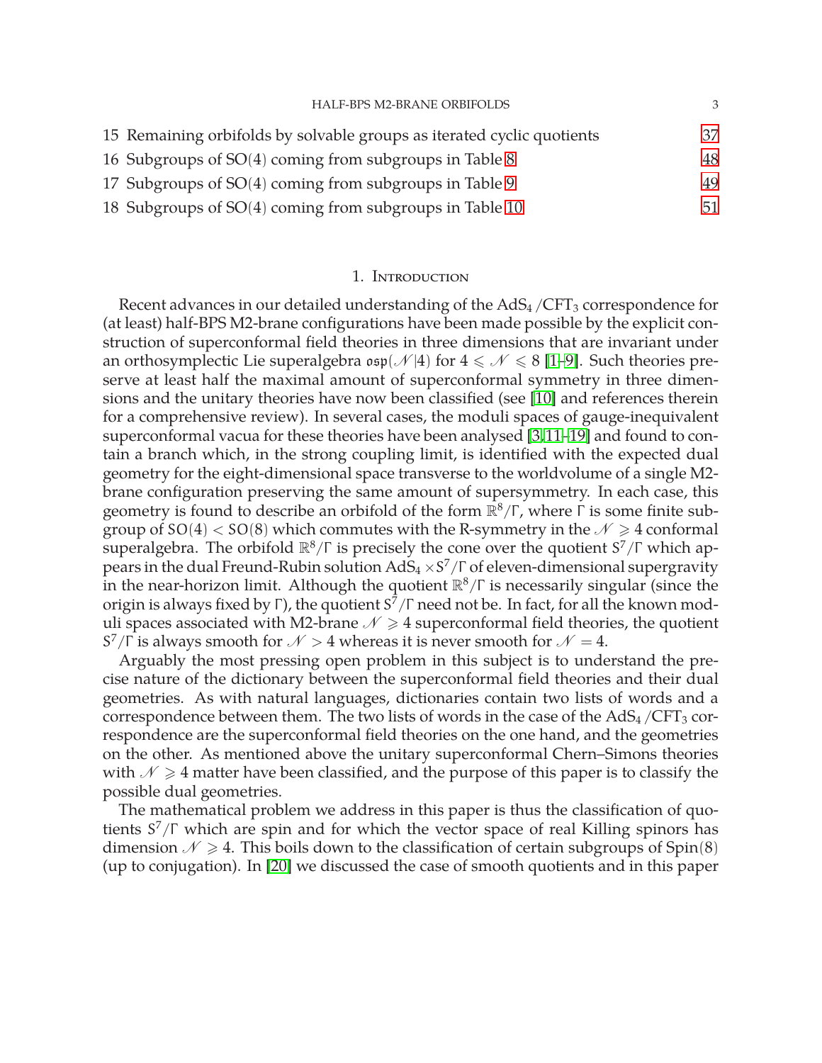15 Remaining orbifolds by solvable groups as iterated cyclic quotients 37
16 Subgroups of SO(4) coming from subgroups in Table 8 48
17 Subgroups of SO(4) coming from subgroups in Table 9 49
18 Subgroups of SO(4) coming from subgroups in Table 10 51

## 1. Introduction

Recent advances in our detailed understanding of the $\mathrm{AdS}_4/\mathrm{CFT}_3$ correspondence for (at least) half-BPS M2-brane configurations have been made possible by the explicit construction of superconformal field theories in three dimensions that are invariant under an orthosymplectic Lie superalgebra $\mathfrak{osp}(\mathscr{N}|4)$ for $4 \leqslant \mathscr{N} \leqslant 8$ [1–9]. Such theories preserve at least half the maximal amount of superconformal symmetry in three dimensions and the unitary theories have now been classified (see [10] and references therein for a comprehensive review). In several cases, the moduli spaces of gauge-inequivalent superconformal vacua for these theories have been analysed [3, 11–19] and found to contain a branch which, in the strong coupling limit, is identified with the expected dual geometry for the eight-dimensional space transverse to the worldvolume of a single M2-brane configuration preserving the same amount of supersymmetry. In each case, this geometry is found to describe an orbifold of the form $\mathbb{R}^8/\Gamma$, where $\Gamma$ is some finite subgroup of $\mathrm{SO}(4) < \mathrm{SO}(8)$ which commutes with the R-symmetry in the $\mathscr{N} \geqslant 4$ conformal superalgebra. The orbifold $\mathbb{R}^8/\Gamma$ is precisely the cone over the quotient $S^7/\Gamma$ which appears in the dual Freund-Rubin solution $\mathrm{AdS}_4 \times S^7/\Gamma$ of eleven-dimensional supergravity in the near-horizon limit. Although the quotient $\mathbb{R}^8/\Gamma$ is necessarily singular (since the origin is always fixed by $\Gamma$), the quotient $S^7/\Gamma$ need not be. In fact, for all the known moduli spaces associated with M2-brane $\mathscr{N} \geqslant 4$ superconformal field theories, the quotient $S^7/\Gamma$ is always smooth for $\mathscr{N} > 4$ whereas it is never smooth for $\mathscr{N} = 4$.

Arguably the most pressing open problem in this subject is to understand the precise nature of the dictionary between the superconformal field theories and their dual geometries. As with natural languages, dictionaries contain two lists of words and a correspondence between them. The two lists of words in the case of the $\mathrm{AdS}_4/\mathrm{CFT}_3$ correspondence are the superconformal field theories on the one hand, and the geometries on the other. As mentioned above the unitary superconformal Chern–Simons theories with $\mathscr{N} \geqslant 4$ matter have been classified, and the purpose of this paper is to classify the possible dual geometries.

The mathematical problem we address in this paper is thus the classification of quotients $S^7/\Gamma$ which are spin and for which the vector space of real Killing spinors has dimension $\mathscr{N} \geqslant 4$. This boils down to the classification of certain subgroups of $\mathrm{Spin}(8)$ (up to conjugation). In [20] we discussed the case of smooth quotients and in this paper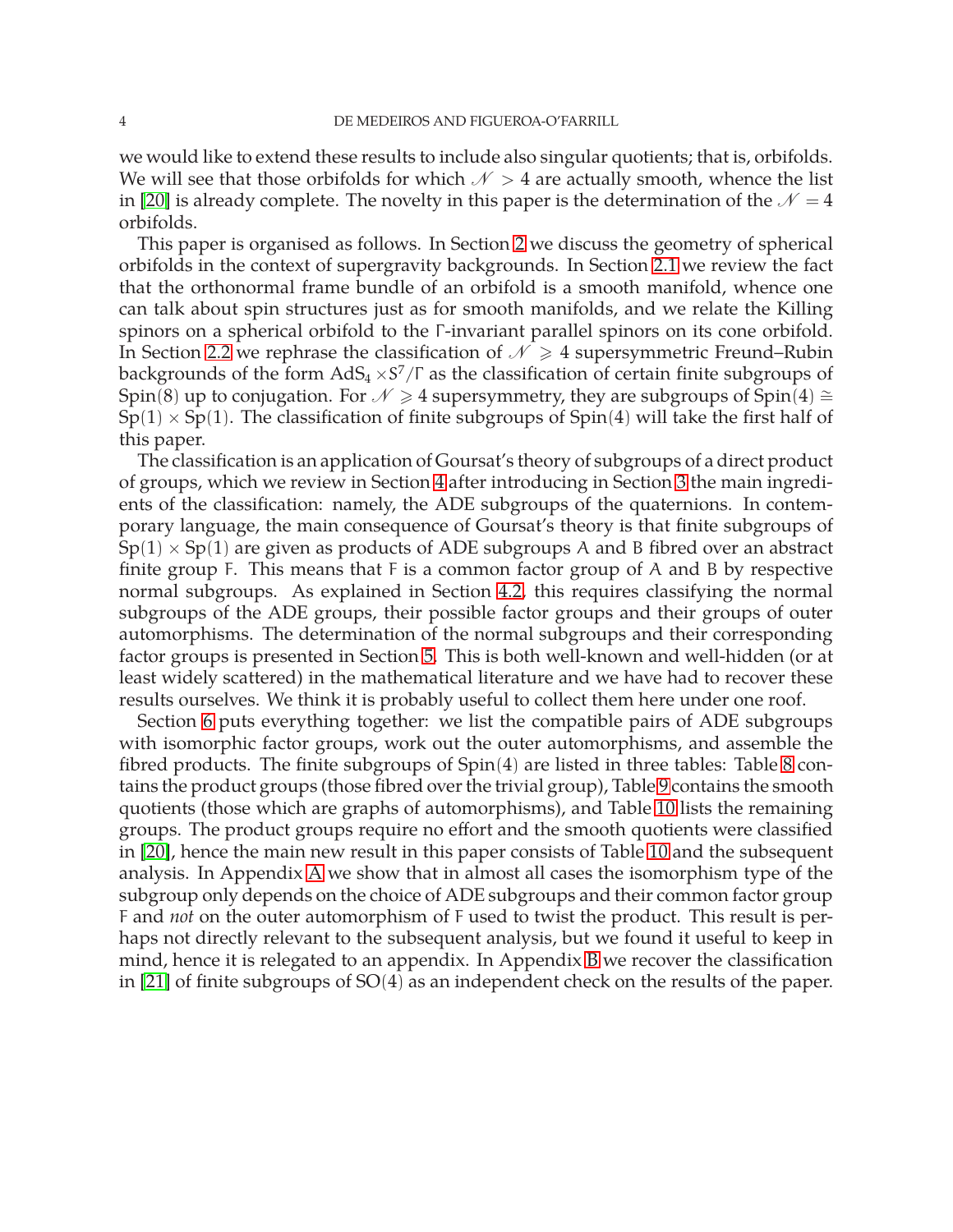we would like to extend these results to include also singular quotients; that is, orbifolds. We will see that those orbifolds for which $\mathscr{N} > 4$ are actually smooth, whence the list in [20] is already complete. The novelty in this paper is the determination of the $\mathscr{N} = 4$ orbifolds.

This paper is organised as follows. In Section 2 we discuss the geometry of spherical orbifolds in the context of supergravity backgrounds. In Section 2.1 we review the fact that the orthonormal frame bundle of an orbifold is a smooth manifold, whence one can talk about spin structures just as for smooth manifolds, and we relate the Killing spinors on a spherical orbifold to the $\Gamma$-invariant parallel spinors on its cone orbifold. In Section 2.2 we rephrase the classification of $\mathscr{N} \geqslant 4$ supersymmetric Freund–Rubin backgrounds of the form $\mathrm{AdS}_4 \times S^7/\Gamma$ as the classification of certain finite subgroups of $\mathrm{Spin}(8)$ up to conjugation. For $\mathscr{N} \geqslant 4$ supersymmetry, they are subgroups of $\mathrm{Spin}(4) \cong \mathrm{Sp}(1) \times \mathrm{Sp}(1)$. The classification of finite subgroups of $\mathrm{Spin}(4)$ will take the first half of this paper.

The classification is an application of Goursat's theory of subgroups of a direct product of groups, which we review in Section 4 after introducing in Section 3 the main ingredients of the classification: namely, the ADE subgroups of the quaternions. In contemporary language, the main consequence of Goursat's theory is that finite subgroups of $\mathrm{Sp}(1) \times \mathrm{Sp}(1)$ are given as products of ADE subgroups $\mathsf{A}$ and $\mathsf{B}$ fibred over an abstract finite group $\mathsf{F}$. This means that $\mathsf{F}$ is a common factor group of $\mathsf{A}$ and $\mathsf{B}$ by respective normal subgroups. As explained in Section 4.2, this requires classifying the normal subgroups of the ADE groups, their possible factor groups and their groups of outer automorphisms. The determination of the normal subgroups and their corresponding factor groups is presented in Section 5. This is both well-known and well-hidden (or at least widely scattered) in the mathematical literature and we have had to recover these results ourselves. We think it is probably useful to collect them here under one roof.

Section 6 puts everything together: we list the compatible pairs of ADE subgroups with isomorphic factor groups, work out the outer automorphisms, and assemble the fibred products. The finite subgroups of $\mathrm{Spin}(4)$ are listed in three tables: Table 8 contains the product groups (those fibred over the trivial group), Table 9 contains the smooth quotients (those which are graphs of automorphisms), and Table 10 lists the remaining groups. The product groups require no effort and the smooth quotients were classified in [20], hence the main new result in this paper consists of Table 10 and the subsequent analysis. In Appendix A we show that in almost all cases the isomorphism type of the subgroup only depends on the choice of ADE subgroups and their common factor group $\mathsf{F}$ and *not* on the outer automorphism of $\mathsf{F}$ used to twist the product. This result is perhaps not directly relevant to the subsequent analysis, but we found it useful to keep in mind, hence it is relegated to an appendix. In Appendix B we recover the classification in [21] of finite subgroups of $\mathrm{SO}(4)$ as an independent check on the results of the paper.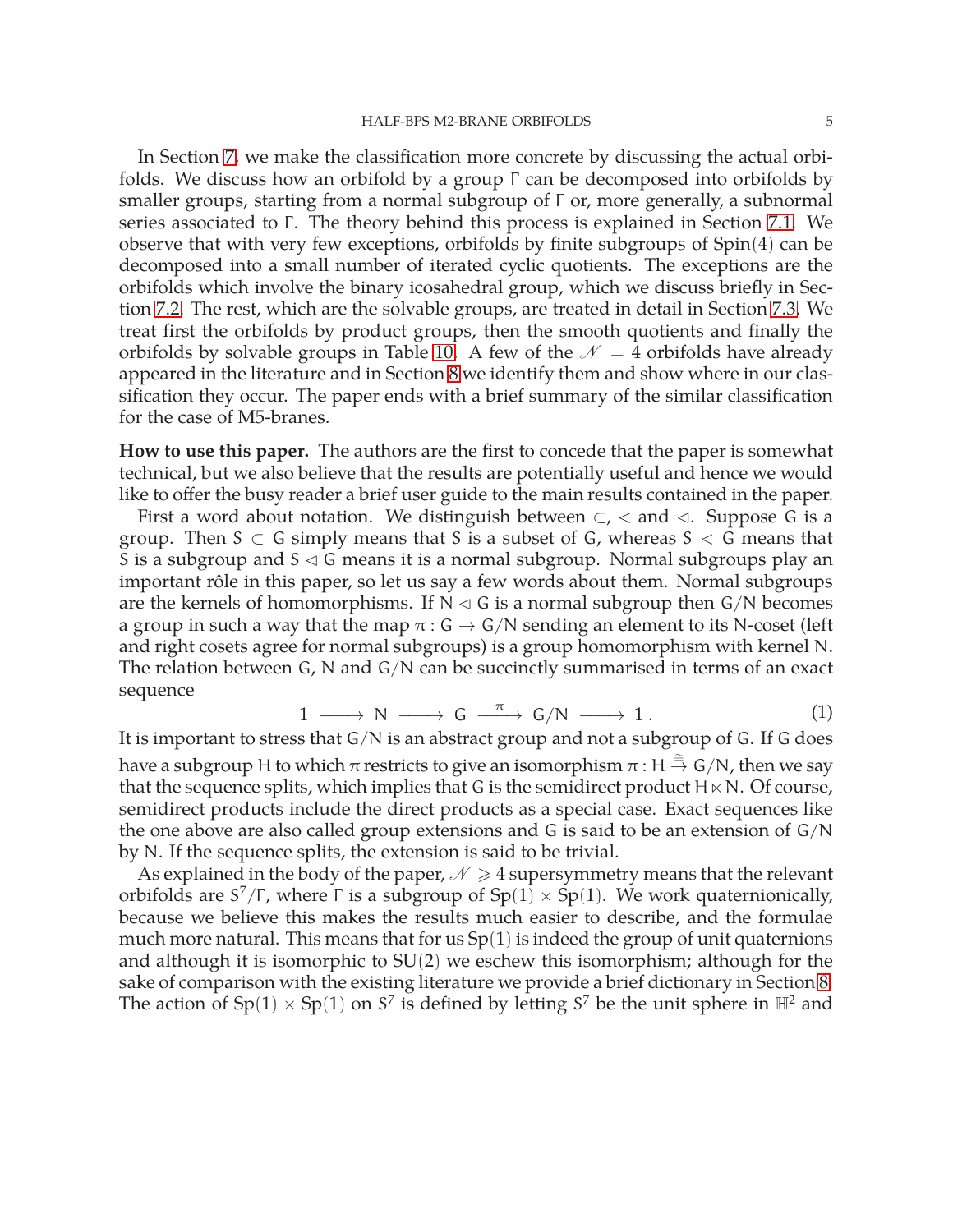In Section 7, we make the classification more concrete by discussing the actual orbifolds. We discuss how an orbifold by a group $\Gamma$ can be decomposed into orbifolds by smaller groups, starting from a normal subgroup of $\Gamma$ or, more generally, a subnormal series associated to $\Gamma$. The theory behind this process is explained in Section 7.1. We observe that with very few exceptions, orbifolds by finite subgroups of $\mathrm{Spin}(4)$ can be decomposed into a small number of iterated cyclic quotients. The exceptions are the orbifolds which involve the binary icosahedral group, which we discuss briefly in Section 7.2. The rest, which are the solvable groups, are treated in detail in Section 7.3. We treat first the orbifolds by product groups, then the smooth quotients and finally the orbifolds by solvable groups in Table 10. A few of the $\mathscr{N} = 4$ orbifolds have already appeared in the literature and in Section 8 we identify them and show where in our classification they occur. The paper ends with a brief summary of the similar classification for the case of M5-branes.

**How to use this paper.** The authors are the first to concede that the paper is somewhat technical, but we also believe that the results are potentially useful and hence we would like to offer the busy reader a brief user guide to the main results contained in the paper.

First a word about notation. We distinguish between $\subset$, $<$ and $\lhd$. Suppose $G$ is a group. Then $S \subset G$ simply means that $S$ is a subset of $G$, whereas $S < G$ means that $S$ is a subgroup and $S \lhd G$ means it is a normal subgroup. Normal subgroups play an important rôle in this paper, so let us say a few words about them. Normal subgroups are the kernels of homomorphisms. If $N \lhd G$ is a normal subgroup then $G/N$ becomes a group in such a way that the map $\pi : G \to G/N$ sending an element to its $N$-coset (left and right cosets agree for normal subgroups) is a group homomorphism with kernel $N$. The relation between $G$, $N$ and $G/N$ can be succinctly summarised in terms of an exact sequence

$$1 \longrightarrow N \longrightarrow G \xrightarrow{\pi} G/N \longrightarrow 1\,. \tag{1}$$

It is important to stress that $G/N$ is an abstract group and not a subgroup of $G$. If $G$ does have a subgroup $H$ to which $\pi$ restricts to give an isomorphism $\pi : H \xrightarrow{\cong} G/N$, then we say that the sequence splits, which implies that $G$ is the semidirect product $H \ltimes N$. Of course, semidirect products include the direct products as a special case. Exact sequences like the one above are also called group extensions and $G$ is said to be an extension of $G/N$ by $N$. If the sequence splits, the extension is said to be trivial.

As explained in the body of the paper, $\mathscr{N} \geqslant 4$ supersymmetry means that the relevant orbifolds are $S^7/\Gamma$, where $\Gamma$ is a subgroup of $\mathrm{Sp}(1) \times \mathrm{Sp}(1)$. We work quaternionically, because we believe this makes the results much easier to describe, and the formulae much more natural. This means that for us $\mathrm{Sp}(1)$ is indeed the group of unit quaternions and although it is isomorphic to $\mathrm{SU}(2)$ we eschew this isomorphism; although for the sake of comparison with the existing literature we provide a brief dictionary in Section 8. The action of $\mathrm{Sp}(1) \times \mathrm{Sp}(1)$ on $S^7$ is defined by letting $S^7$ be the unit sphere in $\mathbb{H}^2$ and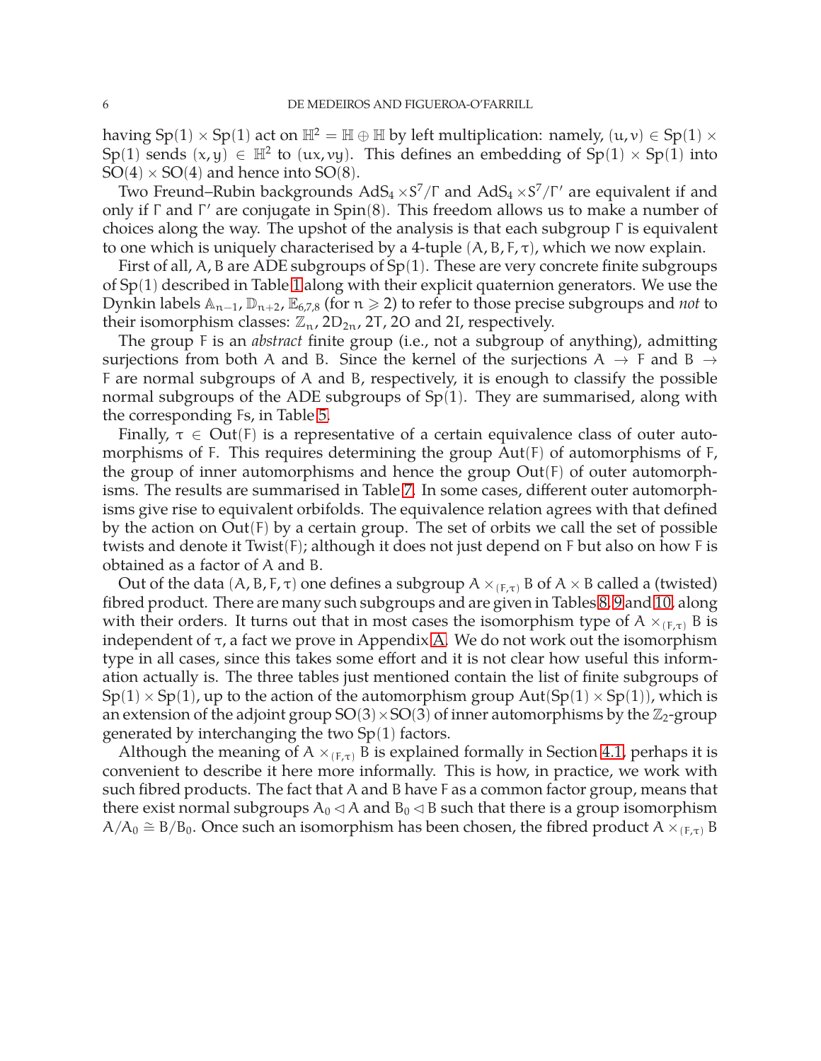having $\mathrm{Sp}(1) \times \mathrm{Sp}(1)$ act on $\mathbb{H}^2 = \mathbb{H} \oplus \mathbb{H}$ by left multiplication: namely, $(u, v) \in \mathrm{Sp}(1) \times \mathrm{Sp}(1)$ sends $(x, y) \in \mathbb{H}^2$ to $(ux, vy)$. This defines an embedding of $\mathrm{Sp}(1) \times \mathrm{Sp}(1)$ into $\mathrm{SO}(4) \times \mathrm{SO}(4)$ and hence into $\mathrm{SO}(8)$.

Two Freund–Rubin backgrounds $\mathrm{AdS}_4 \times S^7/\Gamma$ and $\mathrm{AdS}_4 \times S^7/\Gamma'$ are equivalent if and only if $\Gamma$ and $\Gamma'$ are conjugate in $\mathrm{Spin}(8)$. This freedom allows us to make a number of choices along the way. The upshot of the analysis is that each subgroup $\Gamma$ is equivalent to one which is uniquely characterised by a 4-tuple $(A, B, F, \tau)$, which we now explain.

First of all, $A, B$ are ADE subgroups of $\mathrm{Sp}(1)$. These are very concrete finite subgroups of $\mathrm{Sp}(1)$ described in Table 1 along with their explicit quaternion generators. We use the Dynkin labels $\mathbb{A}_{n-1}$, $\mathbb{D}_{n+2}$, $\mathbb{E}_{6,7,8}$ (for $n \geqslant 2$) to refer to those precise subgroups and *not* to their isomorphism classes: $\mathbb{Z}_n$, $2D_{2n}$, $2T$, $2O$ and $2I$, respectively.

The group $F$ is an *abstract* finite group (i.e., not a subgroup of anything), admitting surjections from both $A$ and $B$. Since the kernel of the surjections $A \to F$ and $B \to F$ are normal subgroups of $A$ and $B$, respectively, it is enough to classify the possible normal subgroups of the ADE subgroups of $\mathrm{Sp}(1)$. They are summarised, along with the corresponding $F$s, in Table 5.

Finally, $\tau \in \mathrm{Out}(F)$ is a representative of a certain equivalence class of outer automorphisms of $F$. This requires determining the group $\mathrm{Aut}(F)$ of automorphisms of $F$, the group of inner automorphisms and hence the group $\mathrm{Out}(F)$ of outer automorphisms. The results are summarised in Table 7. In some cases, different outer automorphisms give rise to equivalent orbifolds. The equivalence relation agrees with that defined by the action on $\mathrm{Out}(F)$ by a certain group. The set of orbits we call the set of possible twists and denote it $\mathrm{Twist}(F)$; although it does not just depend on $F$ but also on how $F$ is obtained as a factor of $A$ and $B$.

Out of the data $(A, B, F, \tau)$ one defines a subgroup $A \times_{(F,\tau)} B$ of $A \times B$ called a (twisted) fibred product. There are many such subgroups and are given in Tables 8, 9 and 10, along with their orders. It turns out that in most cases the isomorphism type of $A \times_{(F,\tau)} B$ is independent of $\tau$, a fact we prove in Appendix A. We do not work out the isomorphism type in all cases, since this takes some effort and it is not clear how useful this information actually is. The three tables just mentioned contain the list of finite subgroups of $\mathrm{Sp}(1) \times \mathrm{Sp}(1)$, up to the action of the automorphism group $\mathrm{Aut}(\mathrm{Sp}(1) \times \mathrm{Sp}(1))$, which is an extension of the adjoint group $\mathrm{SO}(3) \times \mathrm{SO}(3)$ of inner automorphisms by the $\mathbb{Z}_2$-group generated by interchanging the two $\mathrm{Sp}(1)$ factors.

Although the meaning of $A \times_{(F,\tau)} B$ is explained formally in Section 4.1, perhaps it is convenient to describe it here more informally. This is how, in practice, we work with such fibred products. The fact that $A$ and $B$ have $F$ as a common factor group, means that there exist normal subgroups $A_0 \lhd A$ and $B_0 \lhd B$ such that there is a group isomorphism $A/A_0 \cong B/B_0$. Once such an isomorphism has been chosen, the fibred product $A \times_{(F,\tau)} B$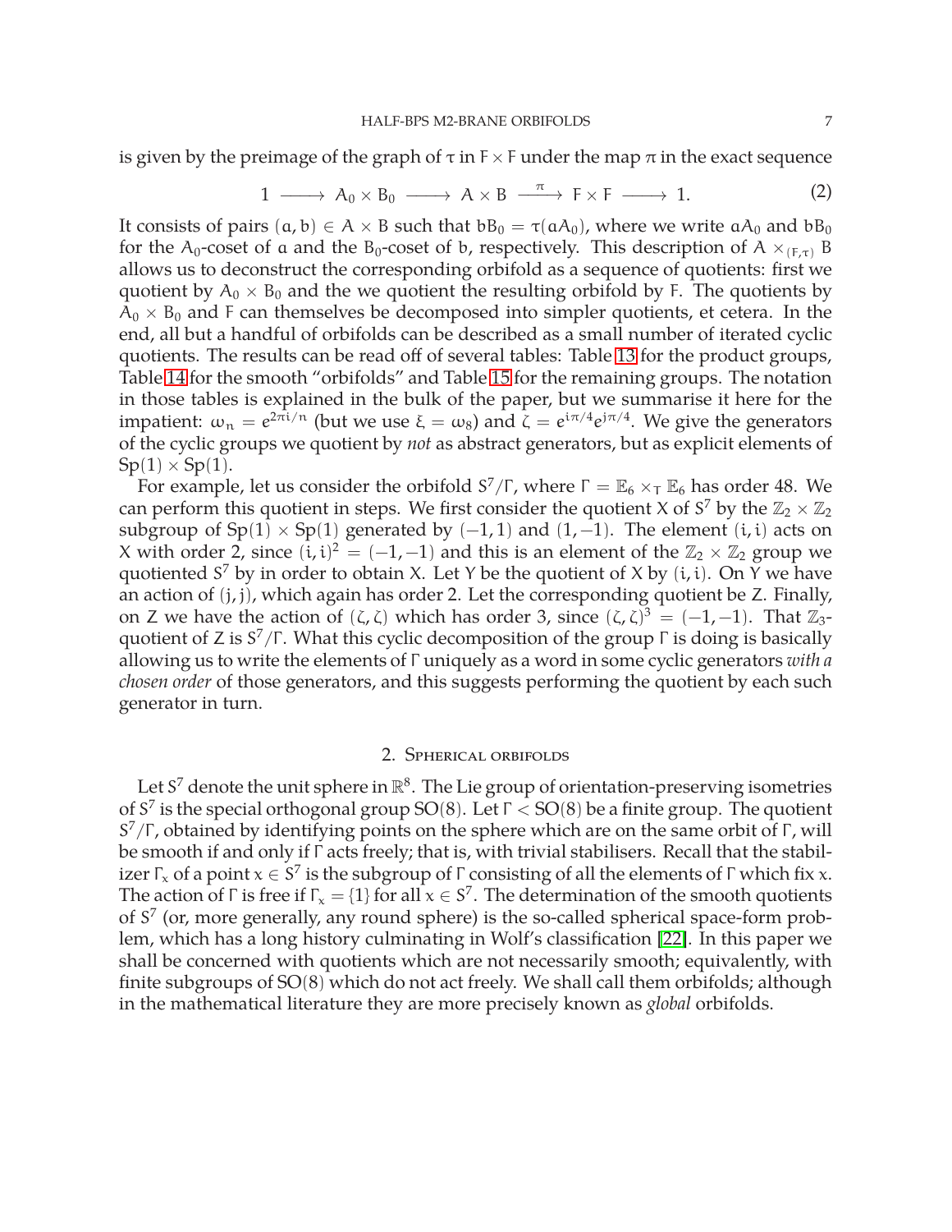is given by the preimage of the graph of $\tau$ in $F \times F$ under the map $\pi$ in the exact sequence

$$1 \longrightarrow A_0 \times B_0 \longrightarrow A \times B \xrightarrow{\pi} F \times F \longrightarrow 1. \tag{2}$$

It consists of pairs $(a, b) \in A \times B$ such that $bB_0 = \tau(aA_0)$, where we write $aA_0$ and $bB_0$ for the $A_0$-coset of $a$ and the $B_0$-coset of $b$, respectively. This description of $A \times_{(F,\tau)} B$ allows us to deconstruct the corresponding orbifold as a sequence of quotients: first we quotient by $A_0 \times B_0$ and the we quotient the resulting orbifold by $F$. The quotients by $A_0 \times B_0$ and $F$ can themselves be decomposed into simpler quotients, et cetera. In the end, all but a handful of orbifolds can be described as a small number of iterated cyclic quotients. The results can be read off of several tables: Table 13 for the product groups, Table 14 for the smooth "orbifolds" and Table 15 for the remaining groups. The notation in those tables is explained in the bulk of the paper, but we summarise it here for the impatient: $\omega_n = e^{2\pi i/n}$ (but we use $\xi = \omega_8$) and $\zeta = e^{i\pi/4}e^{j\pi/4}$. We give the generators of the cyclic groups we quotient by *not* as abstract generators, but as explicit elements of $\mathrm{Sp}(1) \times \mathrm{Sp}(1)$.

For example, let us consider the orbifold $S^7/\Gamma$, where $\Gamma = \mathbb{E}_6 \times_T \mathbb{E}_6$ has order 48. We can perform this quotient in steps. We first consider the quotient $X$ of $S^7$ by the $\mathbb{Z}_2 \times \mathbb{Z}_2$ subgroup of $\mathrm{Sp}(1) \times \mathrm{Sp}(1)$ generated by $(-1, 1)$ and $(1, -1)$. The element $(i, i)$ acts on $X$ with order 2, since $(i, i)^2 = (-1, -1)$ and this is an element of the $\mathbb{Z}_2 \times \mathbb{Z}_2$ group we quotiented $S^7$ by in order to obtain $X$. Let $Y$ be the quotient of $X$ by $(i, i)$. On $Y$ we have an action of $(j, j)$, which again has order 2. Let the corresponding quotient be $Z$. Finally, on $Z$ we have the action of $(\zeta, \zeta)$ which has order 3, since $(\zeta, \zeta)^3 = (-1, -1)$. That $\mathbb{Z}_3$-quotient of $Z$ is $S^7/\Gamma$. What this cyclic decomposition of the group $\Gamma$ is doing is basically allowing us to write the elements of $\Gamma$ uniquely as a word in some cyclic generators *with a chosen order* of those generators, and this suggests performing the quotient by each such generator in turn.

## 2. Spherical orbifolds

Let $S^7$ denote the unit sphere in $\mathbb{R}^8$. The Lie group of orientation-preserving isometries of $S^7$ is the special orthogonal group $\mathrm{SO}(8)$. Let $\Gamma < \mathrm{SO}(8)$ be a finite group. The quotient $S^7/\Gamma$, obtained by identifying points on the sphere which are on the same orbit of $\Gamma$, will be smooth if and only if $\Gamma$ acts freely; that is, with trivial stabilisers. Recall that the stabilizer $\Gamma_x$ of a point $x \in S^7$ is the subgroup of $\Gamma$ consisting of all the elements of $\Gamma$ which fix $x$. The action of $\Gamma$ is free if $\Gamma_x = \{1\}$ for all $x \in S^7$. The determination of the smooth quotients of $S^7$ (or, more generally, any round sphere) is the so-called spherical space-form problem, which has a long history culminating in Wolf's classification [22]. In this paper we shall be concerned with quotients which are not necessarily smooth; equivalently, with finite subgroups of $\mathrm{SO}(8)$ which do not act freely. We shall call them orbifolds; although in the mathematical literature they are more precisely known as *global* orbifolds.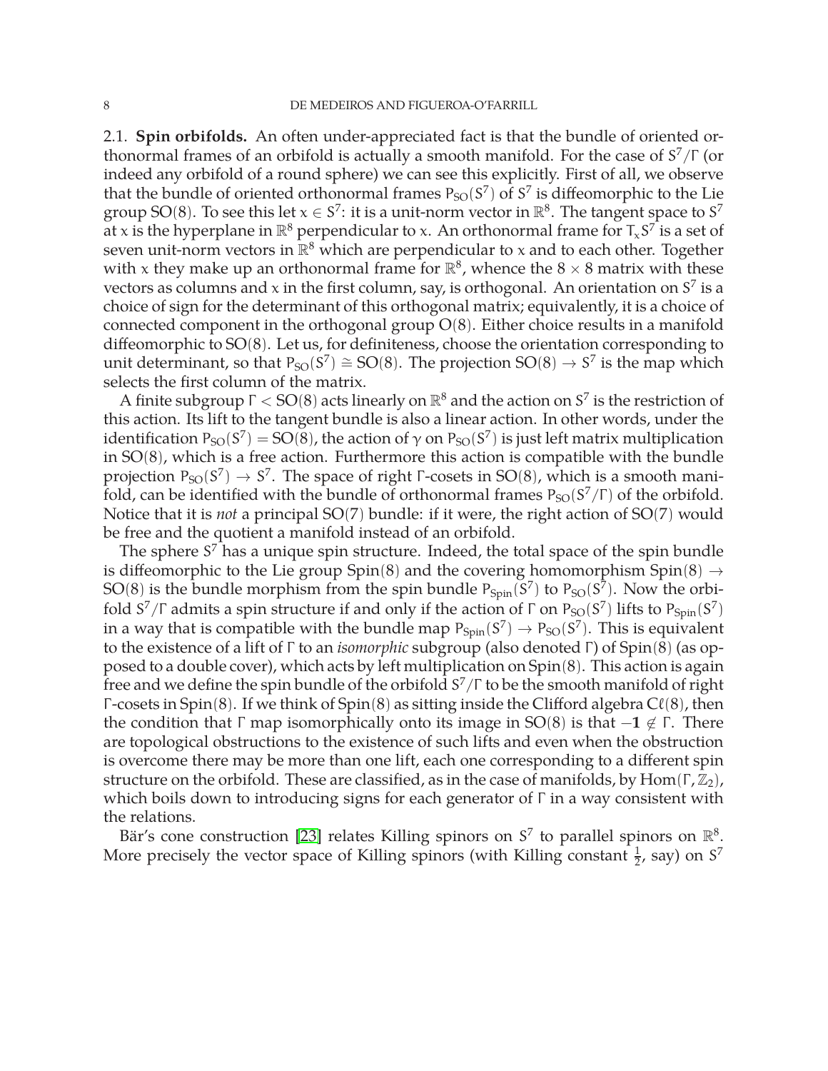2.1. **Spin orbifolds.** An often under-appreciated fact is that the bundle of oriented orthonormal frames of an orbifold is actually a smooth manifold. For the case of $S^7/\Gamma$ (or indeed any orbifold of a round sphere) we can see this explicitly. First of all, we observe that the bundle of oriented orthonormal frames $P_{SO}(S^7)$ of $S^7$ is diffeomorphic to the Lie group $SO(8)$. To see this let $x \in S^7$: it is a unit-norm vector in $\mathbb{R}^8$. The tangent space to $S^7$ at $x$ is the hyperplane in $\mathbb{R}^8$ perpendicular to $x$. An orthonormal frame for $T_x S^7$ is a set of seven unit-norm vectors in $\mathbb{R}^8$ which are perpendicular to $x$ and to each other. Together with $x$ they make up an orthonormal frame for $\mathbb{R}^8$, whence the $8 \times 8$ matrix with these vectors as columns and $x$ in the first column, say, is orthogonal. An orientation on $S^7$ is a choice of sign for the determinant of this orthogonal matrix; equivalently, it is a choice of connected component in the orthogonal group $O(8)$. Either choice results in a manifold diffeomorphic to $SO(8)$. Let us, for definiteness, choose the orientation corresponding to unit determinant, so that $P_{SO}(S^7) \cong SO(8)$. The projection $SO(8) \to S^7$ is the map which selects the first column of the matrix.

A finite subgroup $\Gamma < SO(8)$ acts linearly on $\mathbb{R}^8$ and the action on $S^7$ is the restriction of this action. Its lift to the tangent bundle is also a linear action. In other words, under the identification $P_{SO}(S^7) = SO(8)$, the action of $\gamma$ on $P_{SO}(S^7)$ is just left matrix multiplication in $SO(8)$, which is a free action. Furthermore this action is compatible with the bundle projection $P_{SO}(S^7) \to S^7$. The space of right $\Gamma$-cosets in $SO(8)$, which is a smooth manifold, can be identified with the bundle of orthonormal frames $P_{SO}(S^7/\Gamma)$ of the orbifold. Notice that it is *not* a principal $SO(7)$ bundle: if it were, the right action of $SO(7)$ would be free and the quotient a manifold instead of an orbifold.

The sphere $S^7$ has a unique spin structure. Indeed, the total space of the spin bundle is diffeomorphic to the Lie group $Spin(8)$ and the covering homomorphism $Spin(8) \to SO(8)$ is the bundle morphism from the spin bundle $P_{Spin}(S^7)$ to $P_{SO}(S^7)$. Now the orbifold $S^7/\Gamma$ admits a spin structure if and only if the action of $\Gamma$ on $P_{SO}(S^7)$ lifts to $P_{Spin}(S^7)$ in a way that is compatible with the bundle map $P_{Spin}(S^7) \to P_{SO}(S^7)$. This is equivalent to the existence of a lift of $\Gamma$ to an *isomorphic* subgroup (also denoted $\Gamma$) of $Spin(8)$ (as opposed to a double cover), which acts by left multiplication on $Spin(8)$. This action is again free and we define the spin bundle of the orbifold $S^7/\Gamma$ to be the smooth manifold of right $\Gamma$-cosets in $Spin(8)$. If we think of $Spin(8)$ as sitting inside the Clifford algebra $C\ell(8)$, then the condition that $\Gamma$ map isomorphically onto its image in $SO(8)$ is that $-\mathbf{1} \notin \Gamma$. There are topological obstructions to the existence of such lifts and even when the obstruction is overcome there may be more than one lift, each one corresponding to a different spin structure on the orbifold. These are classified, as in the case of manifolds, by $\mathrm{Hom}(\Gamma, \mathbb{Z}_2)$, which boils down to introducing signs for each generator of $\Gamma$ in a way consistent with the relations.

Bär's cone construction [23] relates Killing spinors on $S^7$ to parallel spinors on $\mathbb{R}^8$. More precisely the vector space of Killing spinors (with Killing constant $\frac{1}{2}$, say) on $S^7$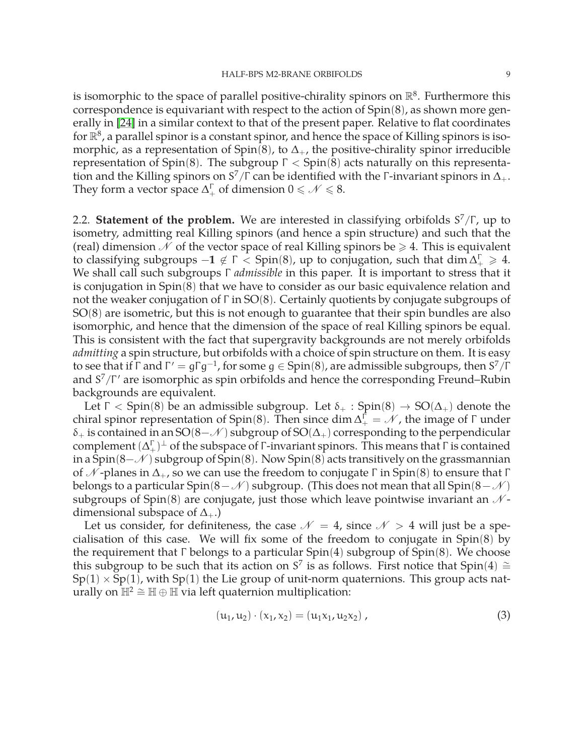is isomorphic to the space of parallel positive-chirality spinors on $\mathbb{R}^8$. Furthermore this correspondence is equivariant with respect to the action of $\mathrm{Spin}(8)$, as shown more generally in [24] in a similar context to that of the present paper. Relative to flat coordinates for $\mathbb{R}^8$, a parallel spinor is a constant spinor, and hence the space of Killing spinors is isomorphic, as a representation of $\mathrm{Spin}(8)$, to $\Delta_+$, the positive-chirality spinor irreducible representation of $\mathrm{Spin}(8)$. The subgroup $\Gamma < \mathrm{Spin}(8)$ acts naturally on this representation and the Killing spinors on $S^7/\Gamma$ can be identified with the $\Gamma$-invariant spinors in $\Delta_+$. They form a vector space $\Delta_+^\Gamma$ of dimension $0 \leqslant \mathscr{N} \leqslant 8$.

## 2.2. Statement of the problem.

We are interested in classifying orbifolds $S^7/\Gamma$, up to isometry, admitting real Killing spinors (and hence a spin structure) and such that the (real) dimension $\mathscr{N}$ of the vector space of real Killing spinors be $\geqslant 4$. This is equivalent to classifying subgroups $-\mathbf{1} \notin \Gamma < \mathrm{Spin}(8)$, up to conjugation, such that $\dim \Delta_+^\Gamma \geqslant 4$. We shall call such subgroups $\Gamma$ *admissible* in this paper. It is important to stress that it is conjugation in $\mathrm{Spin}(8)$ that we have to consider as our basic equivalence relation and not the weaker conjugation of $\Gamma$ in $\mathrm{SO}(8)$. Certainly quotients by conjugate subgroups of $\mathrm{SO}(8)$ are isometric, but this is not enough to guarantee that their spin bundles are also isomorphic, and hence that the dimension of the space of real Killing spinors be equal. This is consistent with the fact that supergravity backgrounds are not merely orbifolds *admitting* a spin structure, but orbifolds with a choice of spin structure on them. It is easy to see that if $\Gamma$ and $\Gamma' = g\Gamma g^{-1}$, for some $g \in \mathrm{Spin}(8)$, are admissible subgroups, then $S^7/\Gamma$ and $S^7/\Gamma'$ are isomorphic as spin orbifolds and hence the corresponding Freund–Rubin backgrounds are equivalent.

Let $\Gamma < \mathrm{Spin}(8)$ be an admissible subgroup. Let $\delta_+ : \mathrm{Spin}(8) \to \mathrm{SO}(\Delta_+)$ denote the chiral spinor representation of $\mathrm{Spin}(8)$. Then since $\dim \Delta_+^\Gamma = \mathscr{N}$, the image of $\Gamma$ under $\delta_+$ is contained in an $\mathrm{SO}(8-\mathscr{N})$ subgroup of $\mathrm{SO}(\Delta_+)$ corresponding to the perpendicular complement $(\Delta_+^\Gamma)^\perp$ of the subspace of $\Gamma$-invariant spinors. This means that $\Gamma$ is contained in a $\mathrm{Spin}(8-\mathscr{N})$ subgroup of $\mathrm{Spin}(8)$. Now $\mathrm{Spin}(8)$ acts transitively on the grassmannian of $\mathscr{N}$-planes in $\Delta_+$, so we can use the freedom to conjugate $\Gamma$ in $\mathrm{Spin}(8)$ to ensure that $\Gamma$ belongs to a particular $\mathrm{Spin}(8-\mathscr{N})$ subgroup. (This does not mean that all $\mathrm{Spin}(8-\mathscr{N})$ subgroups of $\mathrm{Spin}(8)$ are conjugate, just those which leave pointwise invariant an $\mathscr{N}$-dimensional subspace of $\Delta_+$.)

Let us consider, for definiteness, the case $\mathscr{N} = 4$, since $\mathscr{N} > 4$ will just be a specialisation of this case. We will fix some of the freedom to conjugate in $\mathrm{Spin}(8)$ by the requirement that $\Gamma$ belongs to a particular $\mathrm{Spin}(4)$ subgroup of $\mathrm{Spin}(8)$. We choose this subgroup to be such that its action on $S^7$ is as follows. First notice that $\mathrm{Spin}(4) \cong \mathrm{Sp}(1) \times \mathrm{Sp}(1)$, with $\mathrm{Sp}(1)$ the Lie group of unit-norm quaternions. This group acts naturally on $\mathbb{H}^2 \cong \mathbb{H} \oplus \mathbb{H}$ via left quaternion multiplication:

$$(u_1, u_2) \cdot (x_1, x_2) = (u_1 x_1, u_2 x_2) , \tag{3}$$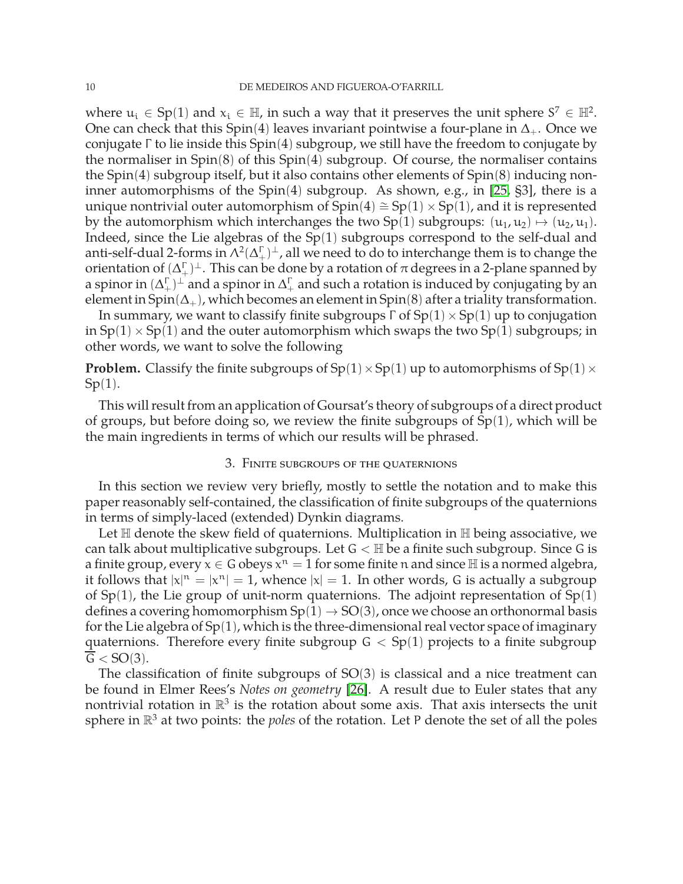where $u_i \in \mathrm{Sp}(1)$ and $x_i \in \mathbb{H}$, in such a way that it preserves the unit sphere $S^7 \in \mathbb{H}^2$. One can check that this Spin(4) leaves invariant pointwise a four-plane in $\Delta_+$. Once we conjugate $\Gamma$ to lie inside this Spin(4) subgroup, we still have the freedom to conjugate by the normaliser in Spin(8) of this Spin(4) subgroup. Of course, the normaliser contains the Spin(4) subgroup itself, but it also contains other elements of Spin(8) inducing non-inner automorphisms of the Spin(4) subgroup. As shown, e.g., in [25, §3], there is a unique nontrivial outer automorphism of $\mathrm{Spin}(4) \cong \mathrm{Sp}(1) \times \mathrm{Sp}(1)$, and it is represented by the automorphism which interchanges the two Sp(1) subgroups: $(u_1, u_2) \mapsto (u_2, u_1)$. Indeed, since the Lie algebras of the Sp(1) subgroups correspond to the self-dual and anti-self-dual 2-forms in $\Lambda^2(\Delta_+^\Gamma)^\perp$, all we need to do to interchange them is to change the orientation of $(\Delta_+^\Gamma)^\perp$. This can be done by a rotation of $\pi$ degrees in a 2-plane spanned by a spinor in $(\Delta_+^\Gamma)^\perp$ and a spinor in $\Delta_+^\Gamma$ and such a rotation is induced by conjugating by an element in $\mathrm{Spin}(\Delta_+)$, which becomes an element in Spin(8) after a triality transformation.

In summary, we want to classify finite subgroups $\Gamma$ of $\mathrm{Sp}(1) \times \mathrm{Sp}(1)$ up to conjugation in $\mathrm{Sp}(1) \times \mathrm{Sp}(1)$ and the outer automorphism which swaps the two Sp(1) subgroups; in other words, we want to solve the following

**Problem.** Classify the finite subgroups of $\mathrm{Sp}(1) \times \mathrm{Sp}(1)$ up to automorphisms of $\mathrm{Sp}(1) \times \mathrm{Sp}(1)$.

This will result from an application of Goursat's theory of subgroups of a direct product of groups, but before doing so, we review the finite subgroups of Sp(1), which will be the main ingredients in terms of which our results will be phrased.

## 3. Finite subgroups of the quaternions

In this section we review very briefly, mostly to settle the notation and to make this paper reasonably self-contained, the classification of finite subgroups of the quaternions in terms of simply-laced (extended) Dynkin diagrams.

Let $\mathbb{H}$ denote the skew field of quaternions. Multiplication in $\mathbb{H}$ being associative, we can talk about multiplicative subgroups. Let $G < \mathbb{H}$ be a finite such subgroup. Since $G$ is a finite group, every $x \in G$ obeys $x^n = 1$ for some finite $n$ and since $\mathbb{H}$ is a normed algebra, it follows that $|x|^n = |x^n| = 1$, whence $|x| = 1$. In other words, $G$ is actually a subgroup of Sp(1), the Lie group of unit-norm quaternions. The adjoint representation of Sp(1) defines a covering homomorphism $\mathrm{Sp}(1) \to \mathrm{SO}(3)$, once we choose an orthonormal basis for the Lie algebra of Sp(1), which is the three-dimensional real vector space of imaginary quaternions. Therefore every finite subgroup $G < \mathrm{Sp}(1)$ projects to a finite subgroup $\overline{G} < \mathrm{SO}(3)$.

The classification of finite subgroups of SO(3) is classical and a nice treatment can be found in Elmer Rees's *Notes on geometry* [26]. A result due to Euler states that any nontrivial rotation in $\mathbb{R}^3$ is the rotation about some axis. That axis intersects the unit sphere in $\mathbb{R}^3$ at two points: the *poles* of the rotation. Let $P$ denote the set of all the poles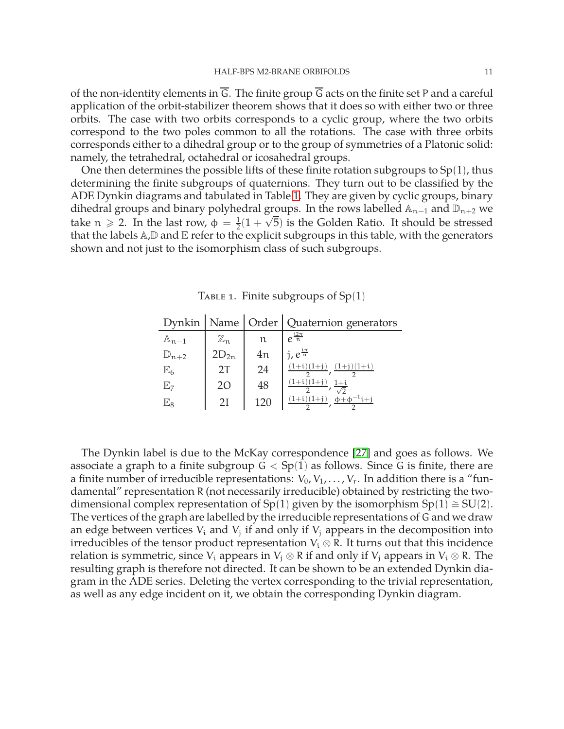of the non-identity elements in $\overline{G}$. The finite group $\overline{G}$ acts on the finite set $P$ and a careful application of the orbit-stabilizer theorem shows that it does so with either two or three orbits. The case with two orbits corresponds to a cyclic group, where the two orbits correspond to the two poles common to all the rotations. The case with three orbits corresponds either to a dihedral group or to the group of symmetries of a Platonic solid: namely, the tetrahedral, octahedral or icosahedral groups.

One then determines the possible lifts of these finite rotation subgroups to $\mathrm{Sp}(1)$, thus determining the finite subgroups of quaternions. They turn out to be classified by the ADE Dynkin diagrams and tabulated in Table 1. They are given by cyclic groups, binary dihedral groups and binary polyhedral groups. In the rows labelled $\mathbb{A}_{n-1}$ and $\mathbb{D}_{n+2}$ we take $n \geqslant 2$. In the last row, $\phi = \frac{1}{2}(1+\sqrt{5})$ is the Golden Ratio. It should be stressed that the labels $\mathbb{A}$,$\mathbb{D}$ and $\mathbb{E}$ refer to the explicit subgroups in this table, with the generators shown and not just to the isomorphism class of such subgroups.

TABLE 1. Finite subgroups of $\mathrm{Sp}(1)$

| Dynkin | Name | Order | Quaternion generators |
|---|---|---|---|
| $\mathbb{A}_{n-1}$ | $\mathbb{Z}_n$ | $n$ | $e^{\frac{i2\pi}{n}}$ |
| $\mathbb{D}_{n+2}$ | $2D_{2n}$ | $4n$ | $j$, $e^{\frac{i\pi}{n}}$ |
| $\mathbb{E}_6$ | $2T$ | 24 | $\frac{(1+i)(1+j)}{2}$, $\frac{(1+j)(1+i)}{2}$ |
| $\mathbb{E}_7$ | $2O$ | 48 | $\frac{(1+i)(1+j)}{2}$, $\frac{1+i}{\sqrt{2}}$ |
| $\mathbb{E}_8$ | $2I$ | 120 | $\frac{(1+i)(1+j)}{2}$, $\frac{\phi+\phi^{-1}i+j}{2}$ |

The Dynkin label is due to the McKay correspondence [27] and goes as follows. We associate a graph to a finite subgroup $G < \mathrm{Sp}(1)$ as follows. Since $G$ is finite, there are a finite number of irreducible representations: $V_0, V_1, \ldots, V_r$. In addition there is a "fundamental" representation $R$ (not necessarily irreducible) obtained by restricting the two-dimensional complex representation of $\mathrm{Sp}(1)$ given by the isomorphism $\mathrm{Sp}(1) \cong \mathrm{SU}(2)$. The vertices of the graph are labelled by the irreducible representations of $G$ and we draw an edge between vertices $V_i$ and $V_j$ if and only if $V_j$ appears in the decomposition into irreducibles of the tensor product representation $V_i \otimes R$. It turns out that this incidence relation is symmetric, since $V_i$ appears in $V_j \otimes R$ if and only if $V_j$ appears in $V_i \otimes R$. The resulting graph is therefore not directed. It can be shown to be an extended Dynkin diagram in the ADE series. Deleting the vertex corresponding to the trivial representation, as well as any edge incident on it, we obtain the corresponding Dynkin diagram.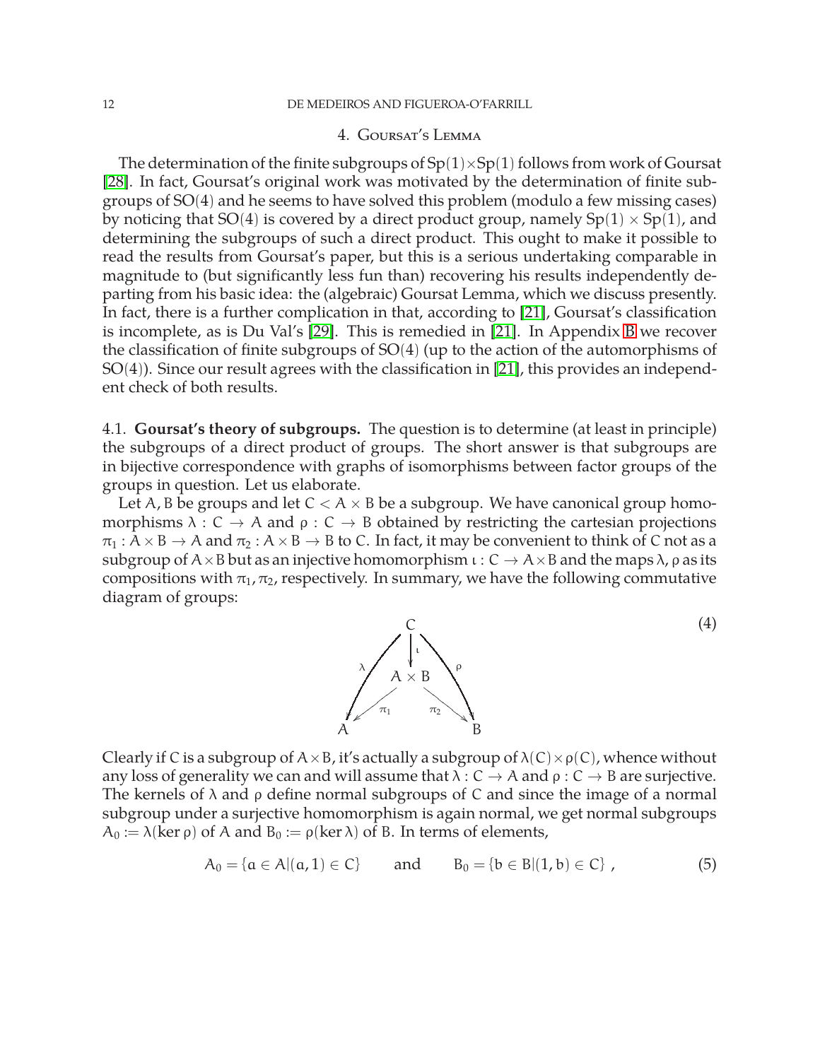## 4. Goursat's Lemma

The determination of the finite subgroups of $\mathrm{Sp}(1)\times\mathrm{Sp}(1)$ follows from work of Goursat [28]. In fact, Goursat's original work was motivated by the determination of finite subgroups of $\mathrm{SO}(4)$ and he seems to have solved this problem (modulo a few missing cases) by noticing that $\mathrm{SO}(4)$ is covered by a direct product group, namely $\mathrm{Sp}(1)\times\mathrm{Sp}(1)$, and determining the subgroups of such a direct product. This ought to make it possible to read the results from Goursat's paper, but this is a serious undertaking comparable in magnitude to (but significantly less fun than) recovering his results independently departing from his basic idea: the (algebraic) Goursat Lemma, which we discuss presently. In fact, there is a further complication in that, according to [21], Goursat's classification is incomplete, as is Du Val's [29]. This is remedied in [21]. In Appendix B we recover the classification of finite subgroups of $\mathrm{SO}(4)$ (up to the action of the automorphisms of $\mathrm{SO}(4)$). Since our result agrees with the classification in [21], this provides an independent check of both results.

4.1. **Goursat's theory of subgroups.** The question is to determine (at least in principle) the subgroups of a direct product of groups. The short answer is that subgroups are in bijective correspondence with graphs of isomorphisms between factor groups of the groups in question. Let us elaborate.

Let $A, B$ be groups and let $C < A\times B$ be a subgroup. We have canonical group homomorphisms $\lambda : C \to A$ and $\rho : C \to B$ obtained by restricting the cartesian projections $\pi_1 : A\times B \to A$ and $\pi_2 : A\times B \to B$ to $C$. In fact, it may be convenient to think of $C$ not as a subgroup of $A\times B$ but as an injective homomorphism $\iota : C \to A\times B$ and the maps $\lambda, \rho$ as its compositions with $\pi_1, \pi_2$, respectively. In summary, we have the following commutative diagram of groups:

$$\begin{array}{ccccc} & & C & & \\ & \swarrow^{\lambda} & \downarrow^{\iota} & \searrow^{\rho} & \\ & & A\times B & & \\ & \swarrow_{\pi_1} & & \searrow_{\pi_2} & \\ A & & & & B \end{array} \tag{4}$$

Clearly if $C$ is a subgroup of $A\times B$, it's actually a subgroup of $\lambda(C)\times\rho(C)$, whence without any loss of generality we can and will assume that $\lambda : C \to A$ and $\rho : C \to B$ are surjective. The kernels of $\lambda$ and $\rho$ define normal subgroups of $C$ and since the image of a normal subgroup under a surjective homomorphism is again normal, we get normal subgroups $A_0 := \lambda(\ker\rho)$ of $A$ and $B_0 := \rho(\ker\lambda)$ of $B$. In terms of elements,

$$A_0 = \{a \in A | (a,1) \in C\} \qquad \text{and} \qquad B_0 = \{b \in B | (1,b) \in C\}\ , \tag{5}$$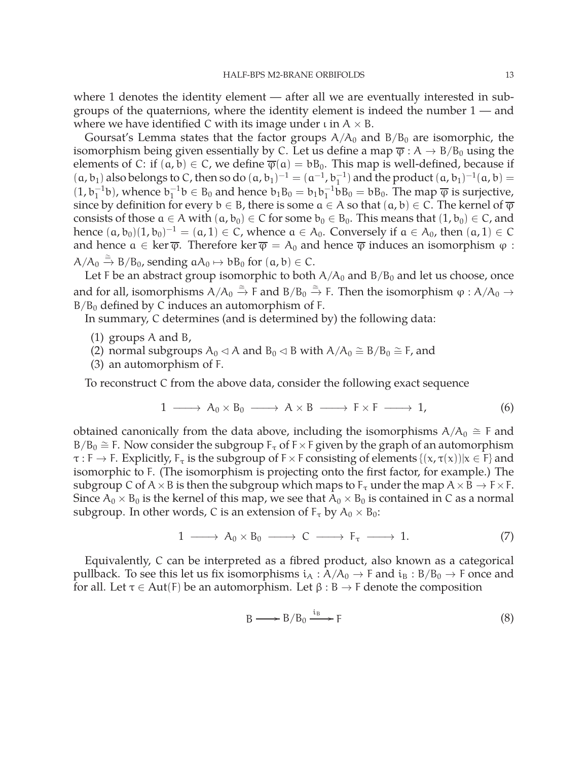where 1 denotes the identity element — after all we are eventually interested in subgroups of the quaternions, where the identity element is indeed the number 1 — and where we have identified C with its image under $\iota$ in $A \times B$.

Goursat's Lemma states that the factor groups $A/A_0$ and $B/B_0$ are isomorphic, the isomorphism being given essentially by C. Let us define a map $\overline{\varphi} : A \to B/B_0$ using the elements of C: if $(a, b) \in C$, we define $\overline{\varphi}(a) = bB_0$. This map is well-defined, because if $(a, b_1)$ also belongs to C, then so do $(a, b_1)^{-1} = (a^{-1}, b_1^{-1})$ and the product $(a, b_1)^{-1}(a, b) = (1, b_1^{-1}b)$, whence $b_1^{-1}b \in B_0$ and hence $b_1B_0 = b_1b_1^{-1}bB_0 = bB_0$. The map $\overline{\varphi}$ is surjective, since by definition for every $b \in B$, there is some $a \in A$ so that $(a, b) \in C$. The kernel of $\overline{\varphi}$ consists of those $a \in A$ with $(a, b_0) \in C$ for some $b_0 \in B_0$. This means that $(1, b_0) \in C$, and hence $(a, b_0)(1, b_0)^{-1} = (a, 1) \in C$, whence $a \in A_0$. Conversely if $a \in A_0$, then $(a, 1) \in C$ and hence $a \in \ker \overline{\varphi}$. Therefore $\ker \overline{\varphi} = A_0$ and hence $\overline{\varphi}$ induces an isomorphism $\varphi : A/A_0 \xrightarrow{\cong} B/B_0$, sending $aA_0 \mapsto bB_0$ for $(a, b) \in C$.

Let F be an abstract group isomorphic to both $A/A_0$ and $B/B_0$ and let us choose, once and for all, isomorphisms $A/A_0 \xrightarrow{\cong} F$ and $B/B_0 \xrightarrow{\cong} F$. Then the isomorphism $\varphi : A/A_0 \to B/B_0$ defined by C induces an automorphism of F.

In summary, C determines (and is determined by) the following data:

(1) groups A and B,
(2) normal subgroups $A_0 \lhd A$ and $B_0 \lhd B$ with $A/A_0 \cong B/B_0 \cong F$, and
(3) an automorphism of F.

To reconstruct C from the above data, consider the following exact sequence

$$1 \longrightarrow A_0 \times B_0 \longrightarrow A \times B \longrightarrow F \times F \longrightarrow 1, \tag{6}$$

obtained canonically from the data above, including the isomorphisms $A/A_0 \cong F$ and $B/B_0 \cong F$. Now consider the subgroup $F_\tau$ of $F \times F$ given by the graph of an automorphism $\tau : F \to F$. Explicitly, $F_\tau$ is the subgroup of $F \times F$ consisting of elements $\{(x, \tau(x)) | x \in F\}$ and isomorphic to F. (The isomorphism is projecting onto the first factor, for example.) The subgroup C of $A \times B$ is then the subgroup which maps to $F_\tau$ under the map $A \times B \to F \times F$. Since $A_0 \times B_0$ is the kernel of this map, we see that $A_0 \times B_0$ is contained in C as a normal subgroup. In other words, C is an extension of $F_\tau$ by $A_0 \times B_0$:

$$1 \longrightarrow A_0 \times B_0 \longrightarrow C \longrightarrow F_\tau \longrightarrow 1. \tag{7}$$

Equivalently, C can be interpreted as a fibred product, also known as a categorical pullback. To see this let us fix isomorphisms $i_A : A/A_0 \to F$ and $i_B : B/B_0 \to F$ once and for all. Let $\tau \in \mathrm{Aut}(F)$ be an automorphism. Let $\beta : B \to F$ denote the composition

$$B \longrightarrow B/B_0 \xrightarrow{i_B} F \tag{8}$$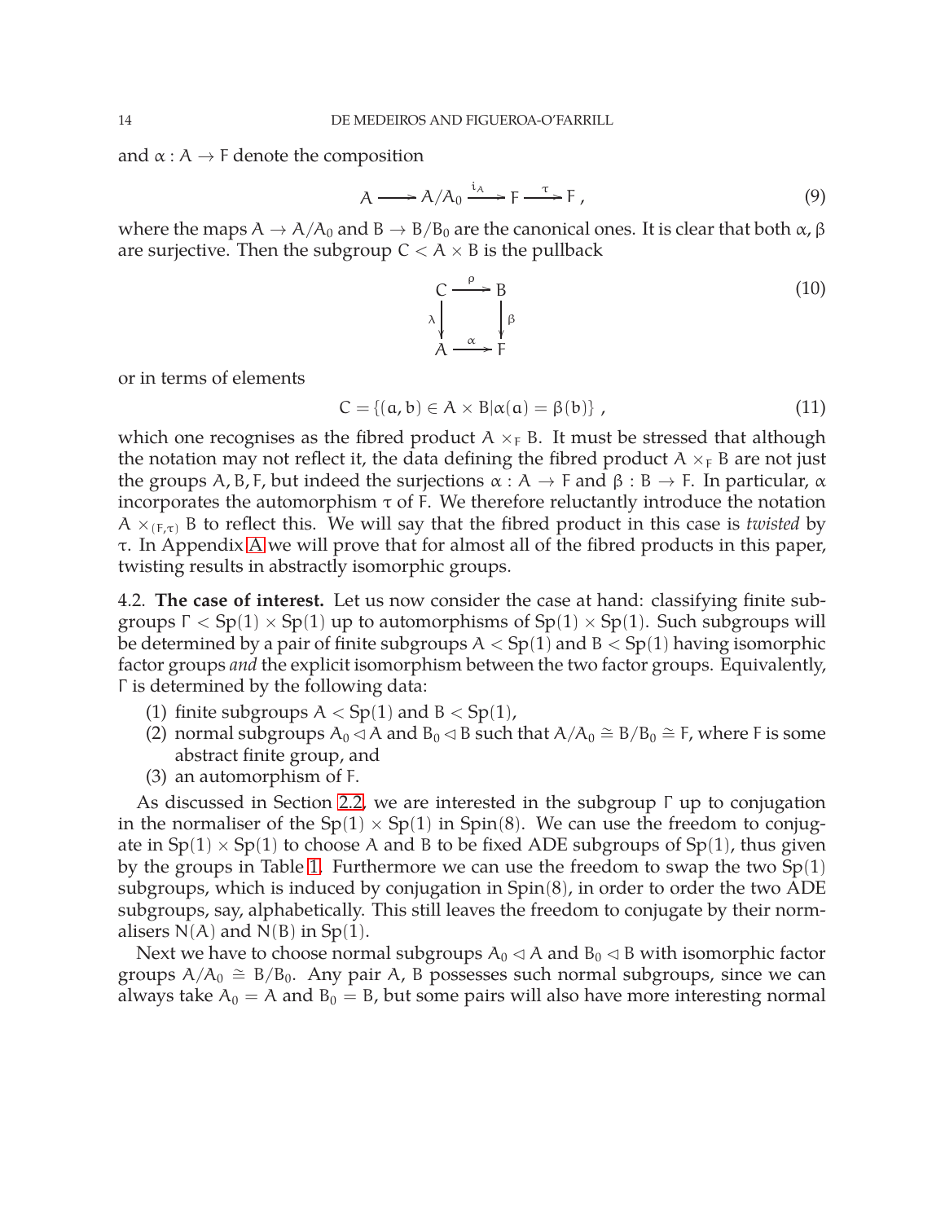and $\alpha : A \to F$ denote the composition

$$A \longrightarrow A/A_0 \xrightarrow{i_A} F \xrightarrow{\tau} F , \tag{9}$$

where the maps $A \to A/A_0$ and $B \to B/B_0$ are the canonical ones. It is clear that both $\alpha, \beta$ are surjective. Then the subgroup $C < A \times B$ is the pullback

$$\begin{array}{ccc} C & \xrightarrow{\rho} & B \\ {\scriptstyle\lambda}\downarrow & & \downarrow{\scriptstyle\beta} \\ A & \xrightarrow{\alpha} & F \end{array} \tag{10}$$

or in terms of elements

$$C = \{(a, b) \in A \times B | \alpha(a) = \beta(b)\} , \tag{11}$$

which one recognises as the fibred product $A \times_F B$. It must be stressed that although the notation may not reflect it, the data defining the fibred product $A \times_F B$ are not just the groups $A, B, F$, but indeed the surjections $\alpha : A \to F$ and $\beta : B \to F$. In particular, $\alpha$ incorporates the automorphism $\tau$ of $F$. We therefore reluctantly introduce the notation $A \times_{(F,\tau)} B$ to reflect this. We will say that the fibred product in this case is *twisted* by $\tau$. In Appendix A we will prove that for almost all of the fibred products in this paper, twisting results in abstractly isomorphic groups.

4.2. **The case of interest.** Let us now consider the case at hand: classifying finite subgroups $\Gamma < \mathrm{Sp}(1) \times \mathrm{Sp}(1)$ up to automorphisms of $\mathrm{Sp}(1) \times \mathrm{Sp}(1)$. Such subgroups will be determined by a pair of finite subgroups $A < \mathrm{Sp}(1)$ and $B < \mathrm{Sp}(1)$ having isomorphic factor groups *and* the explicit isomorphism between the two factor groups. Equivalently, $\Gamma$ is determined by the following data:

1. finite subgroups $A < \mathrm{Sp}(1)$ and $B < \mathrm{Sp}(1)$,
2. normal subgroups $A_0 \lhd A$ and $B_0 \lhd B$ such that $A/A_0 \cong B/B_0 \cong F$, where $F$ is some abstract finite group, and
3. an automorphism of $F$.

As discussed in Section 2.2, we are interested in the subgroup $\Gamma$ up to conjugation in the normaliser of the $\mathrm{Sp}(1) \times \mathrm{Sp}(1)$ in $\mathrm{Spin}(8)$. We can use the freedom to conjugate in $\mathrm{Sp}(1) \times \mathrm{Sp}(1)$ to choose $A$ and $B$ to be fixed ADE subgroups of $\mathrm{Sp}(1)$, thus given by the groups in Table 1. Furthermore we can use the freedom to swap the two $\mathrm{Sp}(1)$ subgroups, which is induced by conjugation in $\mathrm{Spin}(8)$, in order to order the two ADE subgroups, say, alphabetically. This still leaves the freedom to conjugate by their normalisers $N(A)$ and $N(B)$ in $\mathrm{Sp}(1)$.

Next we have to choose normal subgroups $A_0 \lhd A$ and $B_0 \lhd B$ with isomorphic factor groups $A/A_0 \cong B/B_0$. Any pair $A, B$ possesses such normal subgroups, since we can always take $A_0 = A$ and $B_0 = B$, but some pairs will also have more interesting normal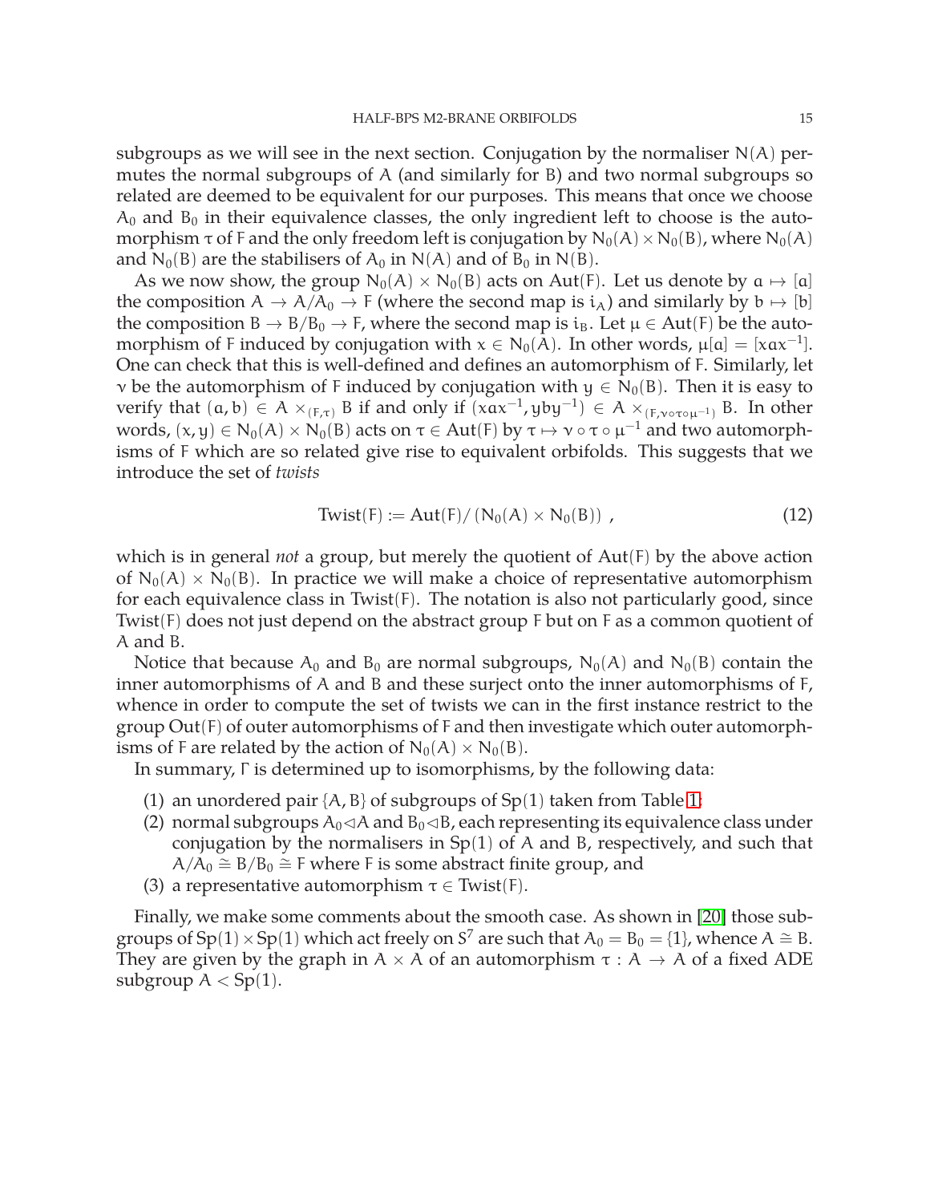subgroups as we will see in the next section. Conjugation by the normaliser $N(A)$ permutes the normal subgroups of $A$ (and similarly for $B$) and two normal subgroups so related are deemed to be equivalent for our purposes. This means that once we choose $A_0$ and $B_0$ in their equivalence classes, the only ingredient left to choose is the automorphism $\tau$ of $F$ and the only freedom left is conjugation by $N_0(A) \times N_0(B)$, where $N_0(A)$ and $N_0(B)$ are the stabilisers of $A_0$ in $N(A)$ and of $B_0$ in $N(B)$.

As we now show, the group $N_0(A) \times N_0(B)$ acts on $\mathrm{Aut}(F)$. Let us denote by $a \mapsto [a]$ the composition $A \to A/A_0 \to F$ (where the second map is $i_A$) and similarly by $b \mapsto [b]$ the composition $B \to B/B_0 \to F$, where the second map is $i_B$. Let $\mu \in \mathrm{Aut}(F)$ be the automorphism of $F$ induced by conjugation with $x \in N_0(A)$. In other words, $\mu[a] = [xax^{-1}]$. One can check that this is well-defined and defines an automorphism of $F$. Similarly, let $\nu$ be the automorphism of $F$ induced by conjugation with $y \in N_0(B)$. Then it is easy to verify that $(a, b) \in A \times_{(F,\tau)} B$ if and only if $(xax^{-1}, yby^{-1}) \in A \times_{(F,\nu\circ\tau\circ\mu^{-1})} B$. In other words, $(x, y) \in N_0(A) \times N_0(B)$ acts on $\tau \in \mathrm{Aut}(F)$ by $\tau \mapsto \nu \circ \tau \circ \mu^{-1}$ and two automorphisms of $F$ which are so related give rise to equivalent orbifolds. This suggests that we introduce the set of *twists*

$$\mathrm{Twist}(F) := \mathrm{Aut}(F)/\left(N_0(A) \times N_0(B)\right) , \tag{12}$$

which is in general *not* a group, but merely the quotient of $\mathrm{Aut}(F)$ by the above action of $N_0(A) \times N_0(B)$. In practice we will make a choice of representative automorphism for each equivalence class in $\mathrm{Twist}(F)$. The notation is also not particularly good, since $\mathrm{Twist}(F)$ does not just depend on the abstract group $F$ but on $F$ as a common quotient of $A$ and $B$.

Notice that because $A_0$ and $B_0$ are normal subgroups, $N_0(A)$ and $N_0(B)$ contain the inner automorphisms of $A$ and $B$ and these surject onto the inner automorphisms of $F$, whence in order to compute the set of twists we can in the first instance restrict to the group $\mathrm{Out}(F)$ of outer automorphisms of $F$ and then investigate which outer automorphisms of $F$ are related by the action of $N_0(A) \times N_0(B)$.

In summary, $\Gamma$ is determined up to isomorphisms, by the following data:

(1) an unordered pair $\{A, B\}$ of subgroups of $\mathrm{Sp}(1)$ taken from Table 1;
(2) normal subgroups $A_0 \lhd A$ and $B_0 \lhd B$, each representing its equivalence class under conjugation by the normalisers in $\mathrm{Sp}(1)$ of $A$ and $B$, respectively, and such that $A/A_0 \cong B/B_0 \cong F$ where $F$ is some abstract finite group, and
(3) a representative automorphism $\tau \in \mathrm{Twist}(F)$.

Finally, we make some comments about the smooth case. As shown in [20] those subgroups of $\mathrm{Sp}(1) \times \mathrm{Sp}(1)$ which act freely on $S^7$ are such that $A_0 = B_0 = \{1\}$, whence $A \cong B$. They are given by the graph in $A \times A$ of an automorphism $\tau : A \to A$ of a fixed ADE subgroup $A < \mathrm{Sp}(1)$.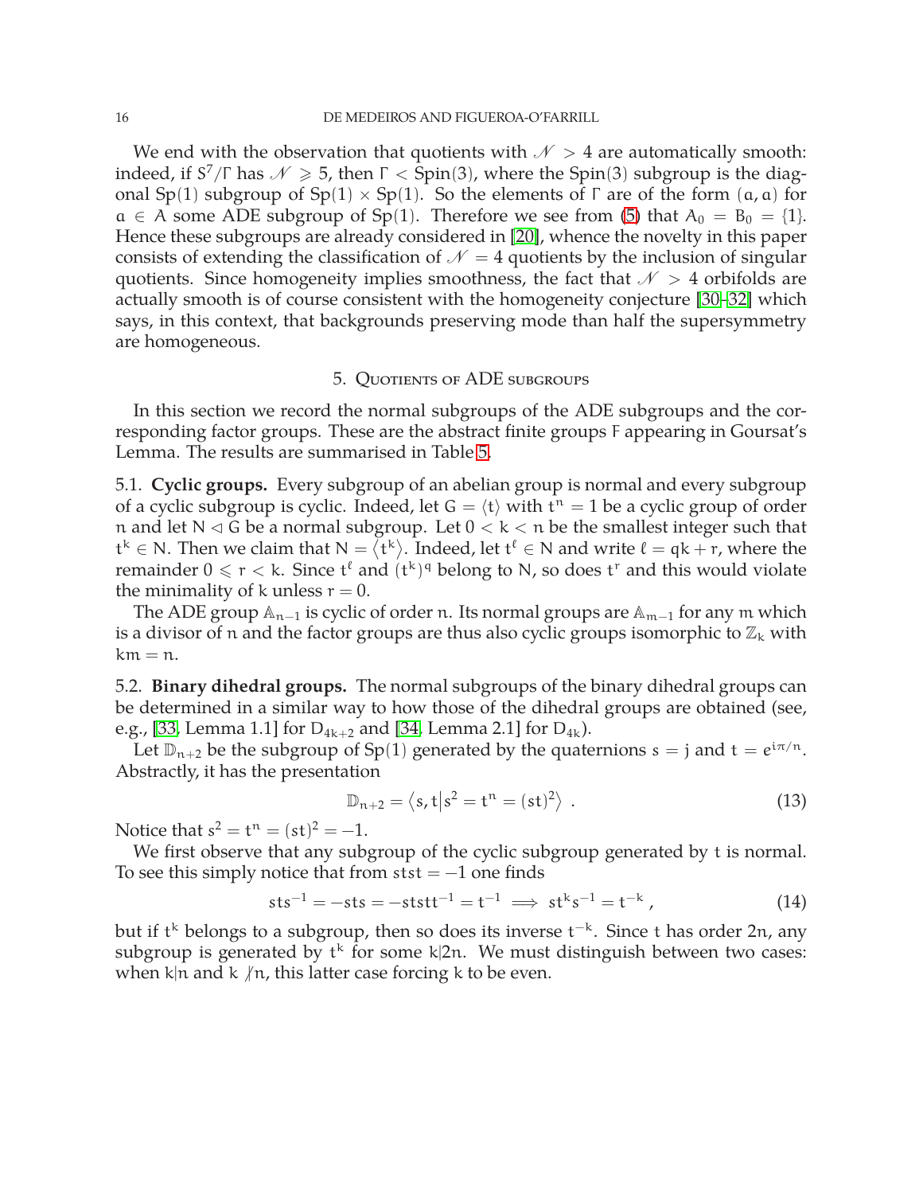We end with the observation that quotients with $\mathscr{N} > 4$ are automatically smooth: indeed, if $S^7/\Gamma$ has $\mathscr{N} \geqslant 5$, then $\Gamma < \mathrm{Spin}(3)$, where the Spin(3) subgroup is the diagonal Sp(1) subgroup of $\mathrm{Sp}(1) \times \mathrm{Sp}(1)$. So the elements of $\Gamma$ are of the form $(a, a)$ for $a \in A$ some ADE subgroup of Sp(1). Therefore we see from (5) that $A_0 = B_0 = \{1\}$. Hence these subgroups are already considered in [20], whence the novelty in this paper consists of extending the classification of $\mathscr{N} = 4$ quotients by the inclusion of singular quotients. Since homogeneity implies smoothness, the fact that $\mathscr{N} > 4$ orbifolds are actually smooth is of course consistent with the homogeneity conjecture [30–32] which says, in this context, that backgrounds preserving mode than half the supersymmetry are homogeneous.

## 5. Quotients of ADE subgroups

In this section we record the normal subgroups of the ADE subgroups and the corresponding factor groups. These are the abstract finite groups $F$ appearing in Goursat's Lemma. The results are summarised in Table 5.

### 5.1. **Cyclic groups.**

Every subgroup of an abelian group is normal and every subgroup of a cyclic subgroup is cyclic. Indeed, let $G = \langle t \rangle$ with $t^n = 1$ be a cyclic group of order $n$ and let $N \lhd G$ be a normal subgroup. Let $0 < k < n$ be the smallest integer such that $t^k \in N$. Then we claim that $N = \langle t^k \rangle$. Indeed, let $t^\ell \in N$ and write $\ell = qk + r$, where the remainder $0 \leqslant r < k$. Since $t^\ell$ and $(t^k)^q$ belong to $N$, so does $t^r$ and this would violate the minimality of $k$ unless $r = 0$.

The ADE group $\mathbb{A}_{n-1}$ is cyclic of order $n$. Its normal groups are $\mathbb{A}_{m-1}$ for any $m$ which is a divisor of $n$ and the factor groups are thus also cyclic groups isomorphic to $\mathbb{Z}_k$ with $km = n$.

### 5.2. **Binary dihedral groups.**

The normal subgroups of the binary dihedral groups can be determined in a similar way to how those of the dihedral groups are obtained (see, e.g., [33, Lemma 1.1] for $D_{4k+2}$ and [34, Lemma 2.1] for $D_{4k}$).

Let $\mathbb{D}_{n+2}$ be the subgroup of Sp(1) generated by the quaternions $s = j$ and $t = e^{i\pi/n}$. Abstractly, it has the presentation

$$
\mathbb{D}_{n+2} = \left\langle s, t \middle| s^2 = t^n = (st)^2 \right\rangle . \tag{13}
$$

Notice that $s^2 = t^n = (st)^2 = -1$.

We first observe that any subgroup of the cyclic subgroup generated by $t$ is normal. To see this simply notice that from $stst = -1$ one finds

$$
sts^{-1} = -sts = -ststt^{-1} = t^{-1} \implies st^k s^{-1} = t^{-k} , \tag{14}
$$

but if $t^k$ belongs to a subgroup, then so does its inverse $t^{-k}$. Since $t$ has order $2n$, any subgroup is generated by $t^k$ for some $k|2n$. We must distinguish between two cases: when $k|n$ and $k \nmid n$, this latter case forcing $k$ to be even.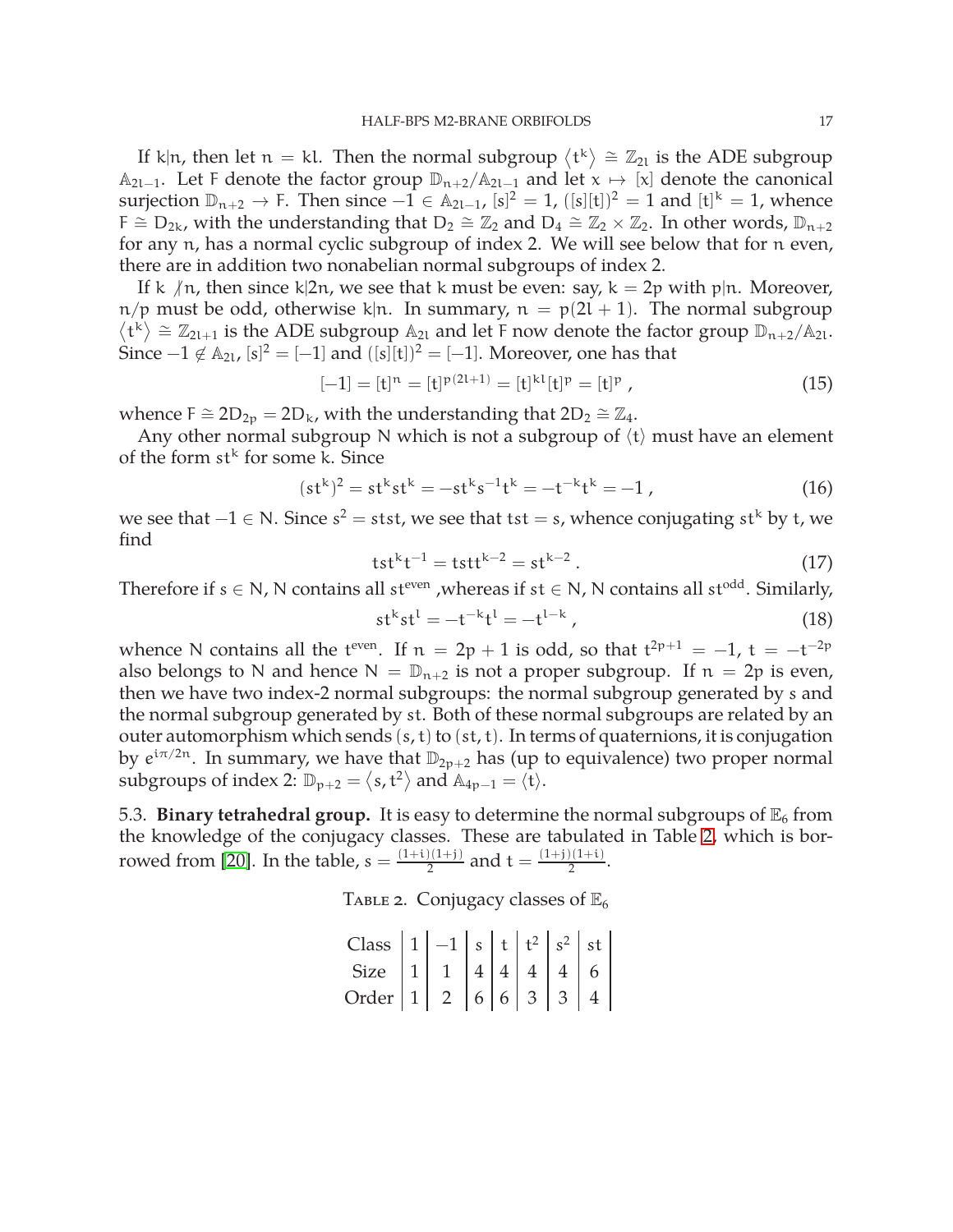If $k|n$, then let $n = kl$. Then the normal subgroup $\langle t^k \rangle \cong \mathbb{Z}_{2l}$ is the ADE subgroup $\mathbb{A}_{2l-1}$. Let $F$ denote the factor group $\mathbb{D}_{n+2}/\mathbb{A}_{2l-1}$ and let $x \mapsto [x]$ denote the canonical surjection $\mathbb{D}_{n+2} \to F$. Then since $-1 \in \mathbb{A}_{2l-1}$, $[s]^2 = 1$, $([s][t])^2 = 1$ and $[t]^k = 1$, whence $F \cong D_{2k}$, with the understanding that $D_2 \cong \mathbb{Z}_2$ and $D_4 \cong \mathbb{Z}_2 \times \mathbb{Z}_2$. In other words, $\mathbb{D}_{n+2}$ for any $n$, has a normal cyclic subgroup of index 2. We will see below that for $n$ even, there are in addition two nonabelian normal subgroups of index 2.

If $k \not| n$, then since $k|2n$, we see that $k$ must be even: say, $k = 2p$ with $p|n$. Moreover, $n/p$ must be odd, otherwise $k|n$. In summary, $n = p(2l+1)$. The normal subgroup $\langle t^k \rangle \cong \mathbb{Z}_{2l+1}$ is the ADE subgroup $\mathbb{A}_{2l}$ and let $F$ now denote the factor group $\mathbb{D}_{n+2}/\mathbb{A}_{2l}$. Since $-1 \notin \mathbb{A}_{2l}$, $[s]^2 = [-1]$ and $([s][t])^2 = [-1]$. Moreover, one has that

$$[-1] = [t]^n = [t]^{p(2l+1)} = [t]^{kl}[t]^p = [t]^p \,, \tag{15}$$

whence $F \cong 2D_{2p} = 2D_k$, with the understanding that $2D_2 \cong \mathbb{Z}_4$.

Any other normal subgroup $N$ which is not a subgroup of $\langle t \rangle$ must have an element of the form $st^k$ for some $k$. Since

$$(st^k)^2 = st^k st^k = -st^k s^{-1} t^k = -t^{-k} t^k = -1 \,, \tag{16}$$

we see that $-1 \in N$. Since $s^2 = stst$, we see that $tst = s$, whence conjugating $st^k$ by $t$, we find

$$tst^k t^{-1} = tstt^{k-2} = st^{k-2} \,. \tag{17}$$

Therefore if $s \in N$, $N$ contains all $st^{\text{even}}$ ,whereas if $st \in N$, $N$ contains all $st^{\text{odd}}$. Similarly,

$$st^k st^l = -t^{-k} t^l = -t^{l-k} \,, \tag{18}$$

whence $N$ contains all the $t^{\text{even}}$. If $n = 2p+1$ is odd, so that $t^{2p+1} = -1$, $t = -t^{-2p}$ also belongs to $N$ and hence $N = \mathbb{D}_{n+2}$ is not a proper subgroup. If $n = 2p$ is even, then we have two index-2 normal subgroups: the normal subgroup generated by $s$ and the normal subgroup generated by $st$. Both of these normal subgroups are related by an outer automorphism which sends $(s,t)$ to $(st,t)$. In terms of quaternions, it is conjugation by $e^{i\pi/2n}$. In summary, we have that $\mathbb{D}_{2p+2}$ has (up to equivalence) two proper normal subgroups of index 2: $\mathbb{D}_{p+2} = \langle s, t^2 \rangle$ and $\mathbb{A}_{4p-1} = \langle t \rangle$.

5.3. **Binary tetrahedral group.** It is easy to determine the normal subgroups of $\mathbb{E}_6$ from the knowledge of the conjugacy classes. These are tabulated in Table 2, which is borrowed from [20]. In the table, $s = \frac{(1+i)(1+j)}{2}$ and $t = \frac{(1+j)(1+i)}{2}$.

TABLE 2. Conjugacy classes of $\mathbb{E}_6$

| Class | $1$ | $-1$ | $s$ | $t$ | $t^2$ | $s^2$ | $st$ |
|---|---|---|---|---|---|---|---|
| Size | 1 | 1 | 4 | 4 | 4 | 4 | 6 |
| Order | 1 | 2 | 6 | 6 | 3 | 3 | 4 |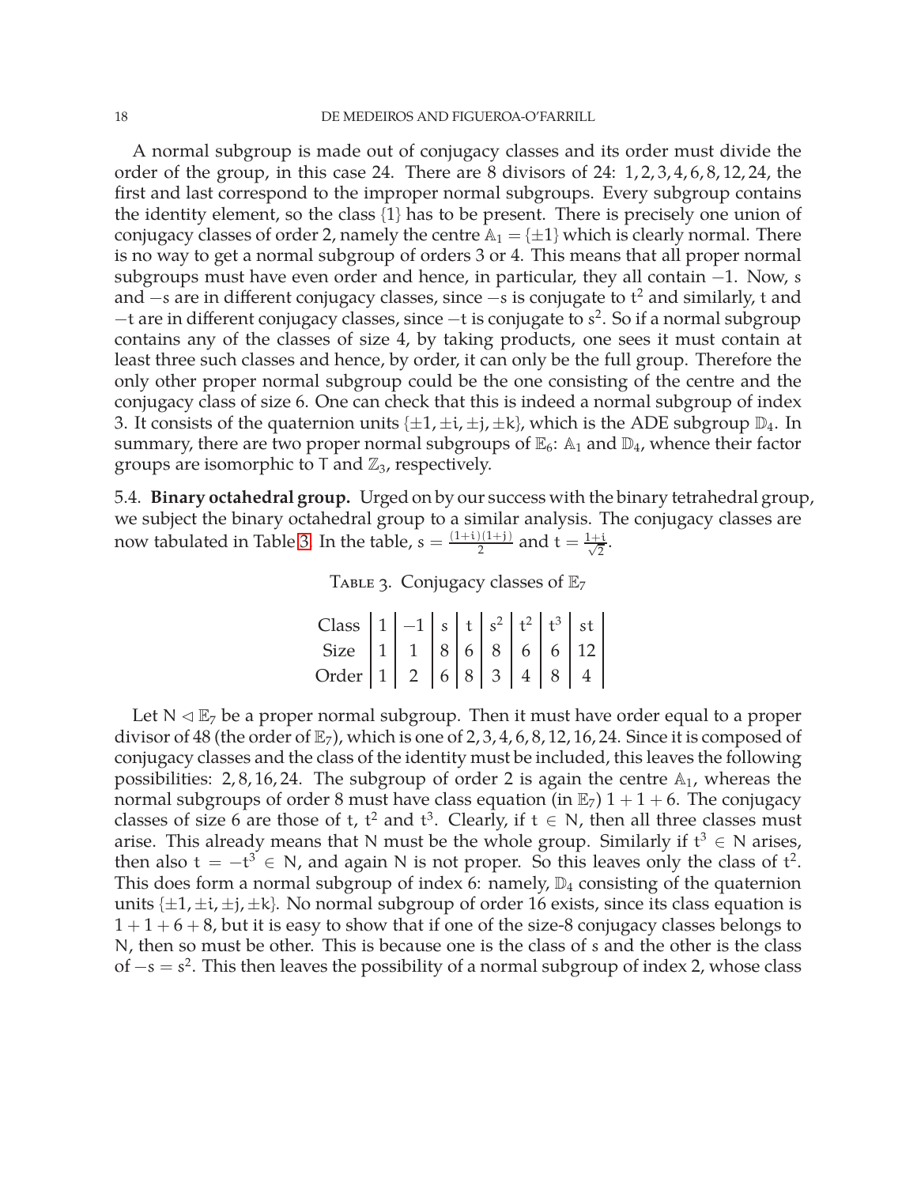A normal subgroup is made out of conjugacy classes and its order must divide the order of the group, in this case 24. There are 8 divisors of 24: $1, 2, 3, 4, 6, 8, 12, 24$, the first and last correspond to the improper normal subgroups. Every subgroup contains the identity element, so the class $\{1\}$ has to be present. There is precisely one union of conjugacy classes of order 2, namely the centre $\mathbb{A}_1 = \{\pm 1\}$ which is clearly normal. There is no way to get a normal subgroup of orders 3 or 4. This means that all proper normal subgroups must have even order and hence, in particular, they all contain $-1$. Now, $s$ and $-s$ are in different conjugacy classes, since $-s$ is conjugate to $t^2$ and similarly, $t$ and $-t$ are in different conjugacy classes, since $-t$ is conjugate to $s^2$. So if a normal subgroup contains any of the classes of size 4, by taking products, one sees it must contain at least three such classes and hence, by order, it can only be the full group. Therefore the only other proper normal subgroup could be the one consisting of the centre and the conjugacy class of size 6. One can check that this is indeed a normal subgroup of index 3. It consists of the quaternion units $\{\pm 1, \pm i, \pm j, \pm k\}$, which is the ADE subgroup $\mathbb{D}_4$. In summary, there are two proper normal subgroups of $\mathbb{E}_6$: $\mathbb{A}_1$ and $\mathbb{D}_4$, whence their factor groups are isomorphic to $T$ and $\mathbb{Z}_3$, respectively.

## 5.4. Binary octahedral group.

Urged on by our success with the binary tetrahedral group, we subject the binary octahedral group to a similar analysis. The conjugacy classes are now tabulated in Table 3. In the table, $s = \frac{(1+i)(1+j)}{2}$ and $t = \frac{1+i}{\sqrt{2}}$.

TABLE 3. Conjugacy classes of $\mathbb{E}_7$

| Class | $1$ | $-1$ | $s$ | $t$ | $s^2$ | $t^2$ | $t^3$ | $st$ |
|---|---|---|---|---|---|---|---|---|
| Size | 1 | 1 | 8 | 6 | 8 | 6 | 6 | 12 |
| Order | 1 | 2 | 6 | 8 | 3 | 4 | 8 | 4 |

Let $N \lhd \mathbb{E}_7$ be a proper normal subgroup. Then it must have order equal to a proper divisor of 48 (the order of $\mathbb{E}_7$), which is one of $2, 3, 4, 6, 8, 12, 16, 24$. Since it is composed of conjugacy classes and the class of the identity must be included, this leaves the following possibilities: $2, 8, 16, 24$. The subgroup of order 2 is again the centre $\mathbb{A}_1$, whereas the normal subgroups of order 8 must have class equation (in $\mathbb{E}_7$) $1 + 1 + 6$. The conjugacy classes of size 6 are those of $t$, $t^2$ and $t^3$. Clearly, if $t \in N$, then all three classes must arise. This already means that $N$ must be the whole group. Similarly if $t^3 \in N$ arises, then also $t = -t^3 \in N$, and again $N$ is not proper. So this leaves only the class of $t^2$. This does form a normal subgroup of index 6: namely, $\mathbb{D}_4$ consisting of the quaternion units $\{\pm 1, \pm i, \pm j, \pm k\}$. No normal subgroup of order 16 exists, since its class equation is $1 + 1 + 6 + 8$, but it is easy to show that if one of the size-8 conjugacy classes belongs to $N$, then so must be other. This is because one is the class of $s$ and the other is the class of $-s = s^2$. This then leaves the possibility of a normal subgroup of index 2, whose class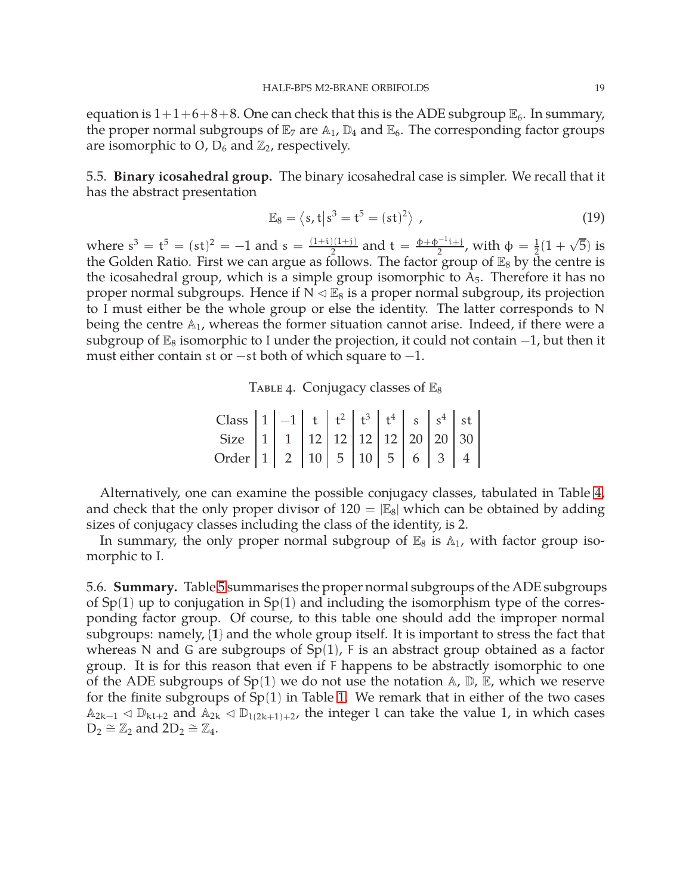equation is $1+1+6+8+8$. One can check that this is the ADE subgroup $\mathbb{E}_6$. In summary, the proper normal subgroups of $\mathbb{E}_7$ are $\mathbb{A}_1$, $\mathbb{D}_4$ and $\mathbb{E}_6$. The corresponding factor groups are isomorphic to $O$, $D_6$ and $\mathbb{Z}_2$, respectively.

### 5.5. Binary icosahedral group.

The binary icosahedral case is simpler. We recall that it has the abstract presentation

$$\mathbb{E}_8 = \langle s, t \,|\, s^3 = t^5 = (st)^2 \rangle \;, \tag{19}$$

where $s^3 = t^5 = (st)^2 = -1$ and $s = \frac{(1+i)(1+j)}{2}$ and $t = \frac{\phi + \phi^{-1} i + j}{2}$, with $\phi = \frac{1}{2}(1+\sqrt{5})$ is the Golden Ratio. First we can argue as follows. The factor group of $\mathbb{E}_8$ by the centre is the icosahedral group, which is a simple group isomorphic to $A_5$. Therefore it has no proper normal subgroups. Hence if $N \lhd \mathbb{E}_8$ is a proper normal subgroup, its projection to $I$ must either be the whole group or else the identity. The latter corresponds to $N$ being the centre $\mathbb{A}_1$, whereas the former situation cannot arise. Indeed, if there were a subgroup of $\mathbb{E}_8$ isomorphic to $I$ under the projection, it could not contain $-1$, but then it must either contain $st$ or $-st$ both of which square to $-1$.

Table 4. Conjugacy classes of $\mathbb{E}_8$

| Class | $1$ | $-1$ | $t$ | $t^2$ | $t^3$ | $t^4$ | $s$ | $s^4$ | $st$ |
|---|---|---|---|---|---|---|---|---|---|
| Size | 1 | 1 | 12 | 12 | 12 | 12 | 20 | 20 | 30 |
| Order | 1 | 2 | 10 | 5 | 10 | 5 | 6 | 3 | 4 |

Alternatively, one can examine the possible conjugacy classes, tabulated in Table 4, and check that the only proper divisor of $120 = |\mathbb{E}_8|$ which can be obtained by adding sizes of conjugacy classes including the class of the identity, is 2.

In summary, the only proper normal subgroup of $\mathbb{E}_8$ is $\mathbb{A}_1$, with factor group isomorphic to $I$.

### 5.6. Summary.

Table 5 summarises the proper normal subgroups of the ADE subgroups of $\mathrm{Sp}(1)$ up to conjugation in $\mathrm{Sp}(1)$ and including the isomorphism type of the corresponding factor group. Of course, to this table one should add the improper normal subgroups: namely, $\{\mathbf{1}\}$ and the whole group itself. It is important to stress the fact that whereas $N$ and $G$ are subgroups of $\mathrm{Sp}(1)$, $F$ is an abstract group obtained as a factor group. It is for this reason that even if $F$ happens to be abstractly isomorphic to one of the ADE subgroups of $\mathrm{Sp}(1)$ we do not use the notation $\mathbb{A}$, $\mathbb{D}$, $\mathbb{E}$, which we reserve for the finite subgroups of $\mathrm{Sp}(1)$ in Table 1. We remark that in either of the two cases $\mathbb{A}_{2k-1} \lhd \mathbb{D}_{kl+2}$ and $\mathbb{A}_{2k} \lhd \mathbb{D}_{l(2k+1)+2}$, the integer $l$ can take the value 1, in which cases $D_2 \cong \mathbb{Z}_2$ and $2D_2 \cong \mathbb{Z}_4$.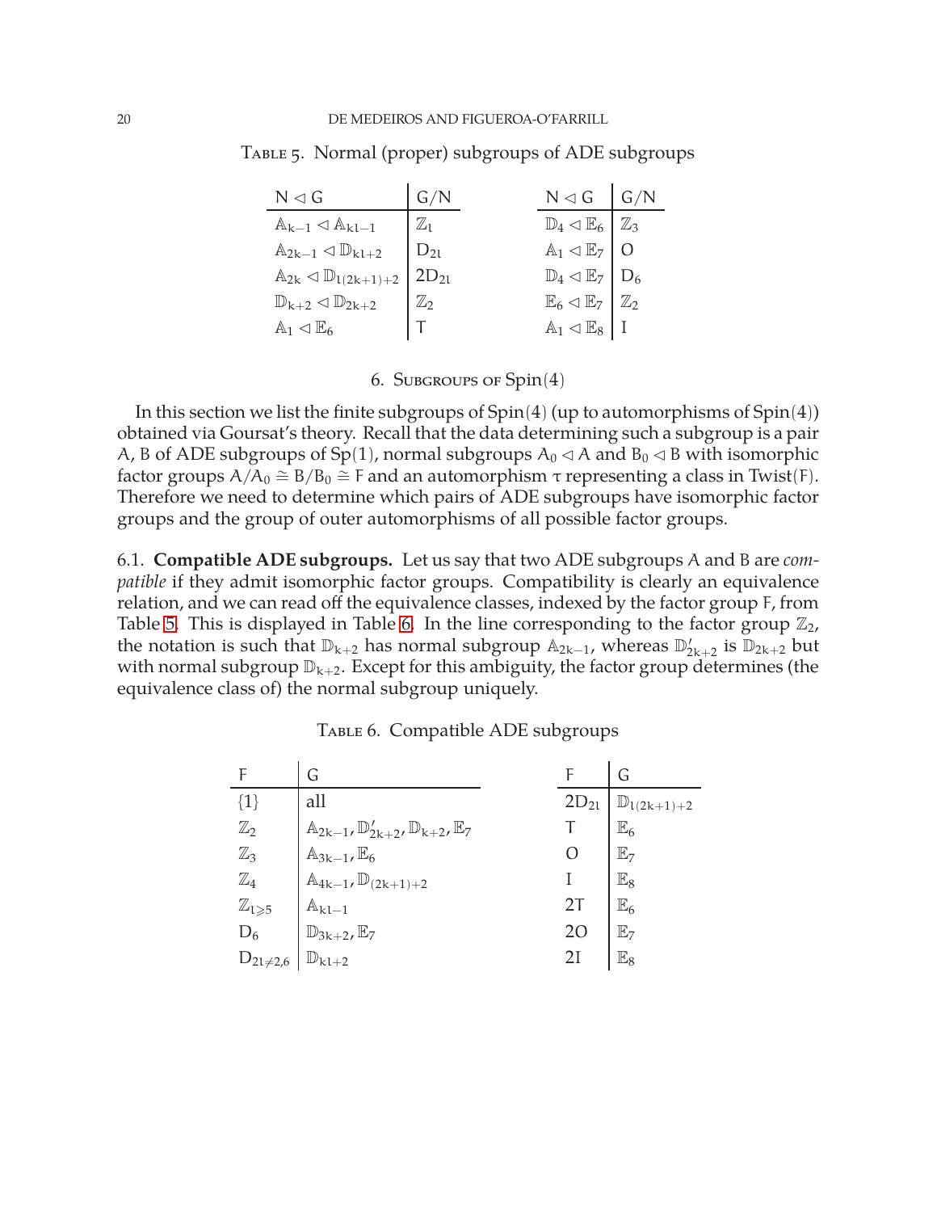Table 5. Normal (proper) subgroups of ADE subgroups

| $N \lhd G$ | $G/N$ | $N \lhd G$ | $G/N$ |
|---|---|---|---|
| $\mathbb{A}_{k-1} \lhd \mathbb{A}_{kl-1}$ | $\mathbb{Z}_l$ | $\mathbb{D}_4 \lhd \mathbb{E}_6$ | $\mathbb{Z}_3$ |
| $\mathbb{A}_{2k-1} \lhd \mathbb{D}_{kl+2}$ | $D_{2l}$ | $\mathbb{A}_1 \lhd \mathbb{E}_7$ | $O$ |
| $\mathbb{A}_{2k} \lhd \mathbb{D}_{l(2k+1)+2}$ | $2D_{2l}$ | $\mathbb{D}_4 \lhd \mathbb{E}_7$ | $D_6$ |
| $\mathbb{D}_{k+2} \lhd \mathbb{D}_{2k+2}$ | $\mathbb{Z}_2$ | $\mathbb{E}_6 \lhd \mathbb{E}_7$ | $\mathbb{Z}_2$ |
| $\mathbb{A}_1 \lhd \mathbb{E}_6$ | $T$ | $\mathbb{A}_1 \lhd \mathbb{E}_8$ | $I$ |

## 6. Subgroups of $\mathrm{Spin}(4)$

In this section we list the finite subgroups of $\mathrm{Spin}(4)$ (up to automorphisms of $\mathrm{Spin}(4)$) obtained via Goursat's theory. Recall that the data determining such a subgroup is a pair $A$, $B$ of ADE subgroups of $\mathrm{Sp}(1)$, normal subgroups $A_0 \lhd A$ and $B_0 \lhd B$ with isomorphic factor groups $A/A_0 \cong B/B_0 \cong F$ and an automorphism $\tau$ representing a class in $\mathrm{Twist}(F)$. Therefore we need to determine which pairs of ADE subgroups have isomorphic factor groups and the group of outer automorphisms of all possible factor groups.

### 6.1. Compatible ADE subgroups.

Let us say that two ADE subgroups $A$ and $B$ are *compatible* if they admit isomorphic factor groups. Compatibility is clearly an equivalence relation, and we can read off the equivalence classes, indexed by the factor group $F$, from Table 5. This is displayed in Table 6. In the line corresponding to the factor group $\mathbb{Z}_2$, the notation is such that $\mathbb{D}_{k+2}$ has normal subgroup $\mathbb{A}_{2k-1}$, whereas $\mathbb{D}'_{2k+2}$ is $\mathbb{D}_{2k+2}$ but with normal subgroup $\mathbb{D}_{k+2}$. Except for this ambiguity, the factor group determines (the equivalence class of) the normal subgroup uniquely.

Table 6. Compatible ADE subgroups

| $F$ | $G$ | $F$ | $G$ |
|---|---|---|---|
| $\{1\}$ | all | $2D_{2l}$ | $\mathbb{D}_{l(2k+1)+2}$ |
| $\mathbb{Z}_2$ | $\mathbb{A}_{2k-1}, \mathbb{D}'_{2k+2}, \mathbb{D}_{k+2}, \mathbb{E}_7$ | $T$ | $\mathbb{E}_6$ |
| $\mathbb{Z}_3$ | $\mathbb{A}_{3k-1}, \mathbb{E}_6$ | $O$ | $\mathbb{E}_7$ |
| $\mathbb{Z}_4$ | $\mathbb{A}_{4k-1}, \mathbb{D}_{(2k+1)+2}$ | $I$ | $\mathbb{E}_8$ |
| $\mathbb{Z}_{l\geqslant 5}$ | $\mathbb{A}_{kl-1}$ | $2T$ | $\mathbb{E}_6$ |
| $D_6$ | $\mathbb{D}_{3k+2}, \mathbb{E}_7$ | $2O$ | $\mathbb{E}_7$ |
| $D_{2l\neq 2,6}$ | $\mathbb{D}_{kl+2}$ | $2I$ | $\mathbb{E}_8$ |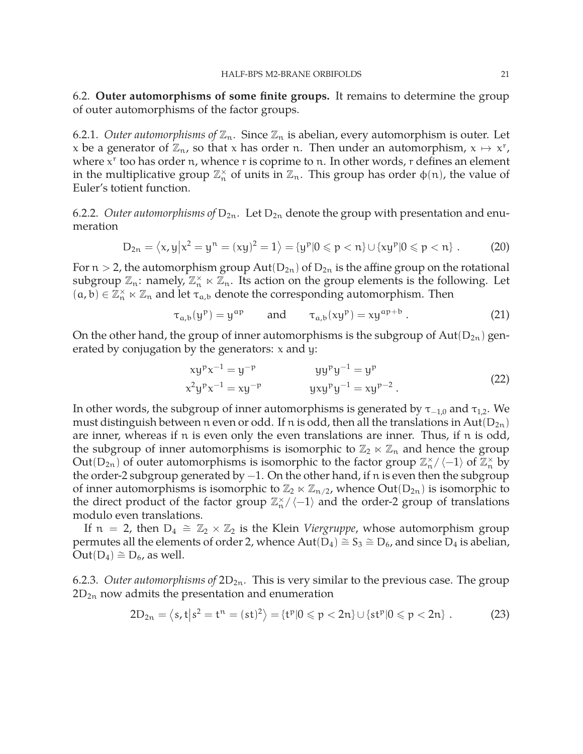6.2. **Outer automorphisms of some finite groups.** It remains to determine the group of outer automorphisms of the factor groups.

6.2.1. *Outer automorphisms of* $\mathbb{Z}_n$. Since $\mathbb{Z}_n$ is abelian, every automorphism is outer. Let $x$ be a generator of $\mathbb{Z}_n$, so that $x$ has order $n$. Then under an automorphism, $x \mapsto x^r$, where $x^r$ too has order $n$, whence $r$ is coprime to $n$. In other words, $r$ defines an element in the multiplicative group $\mathbb{Z}_n^\times$ of units in $\mathbb{Z}_n$. This group has order $\phi(n)$, the value of Euler's totient function.

6.2.2. *Outer automorphisms of* $D_{2n}$. Let $D_{2n}$ denote the group with presentation and enumeration

$$D_{2n} = \langle x, y \,|\, x^2 = y^n = (xy)^2 = 1 \rangle = \{y^p | 0 \leqslant p < n\} \cup \{xy^p | 0 \leqslant p < n\} \ . \tag{20}$$

For $n > 2$, the automorphism group $\mathrm{Aut}(D_{2n})$ of $D_{2n}$ is the affine group on the rotational subgroup $\mathbb{Z}_n$: namely, $\mathbb{Z}_n^\times \ltimes \mathbb{Z}_n$. Its action on the group elements is the following. Let $(a, b) \in \mathbb{Z}_n^\times \ltimes \mathbb{Z}_n$ and let $\tau_{a,b}$ denote the corresponding automorphism. Then

$$\tau_{a,b}(y^p) = y^{ap} \qquad \text{and} \qquad \tau_{a,b}(xy^p) = xy^{ap+b} \ . \tag{21}$$

On the other hand, the group of inner automorphisms is the subgroup of $\mathrm{Aut}(D_{2n})$ generated by conjugation by the generators: $x$ and $y$:

$$\begin{aligned} xy^p x^{-1} &= y^{-p} & \qquad yy^p y^{-1} &= y^p \\ x^2 y^p x^{-1} &= xy^{-p} & \qquad yxy^p y^{-1} &= xy^{p-2} \ . \end{aligned} \tag{22}$$

In other words, the subgroup of inner automorphisms is generated by $\tau_{-1,0}$ and $\tau_{1,2}$. We must distinguish between $n$ even or odd. If $n$ is odd, then all the translations in $\mathrm{Aut}(D_{2n})$ are inner, whereas if $n$ is even only the even translations are inner. Thus, if $n$ is odd, the subgroup of inner automorphisms is isomorphic to $\mathbb{Z}_2 \ltimes \mathbb{Z}_n$ and hence the group $\mathrm{Out}(D_{2n})$ of outer automorphisms is isomorphic to the factor group $\mathbb{Z}_n^\times / \langle -1 \rangle$ of $\mathbb{Z}_n^\times$ by the order-2 subgroup generated by $-1$. On the other hand, if $n$ is even then the subgroup of inner automorphisms is isomorphic to $\mathbb{Z}_2 \ltimes \mathbb{Z}_{n/2}$, whence $\mathrm{Out}(D_{2n})$ is isomorphic to the direct product of the factor group $\mathbb{Z}_n^\times / \langle -1 \rangle$ and the order-2 group of translations modulo even translations.

If $n = 2$, then $D_4 \cong \mathbb{Z}_2 \times \mathbb{Z}_2$ is the Klein *Viergruppe*, whose automorphism group permutes all the elements of order 2, whence $\mathrm{Aut}(D_4) \cong S_3 \cong D_6$, and since $D_4$ is abelian, $\mathrm{Out}(D_4) \cong D_6$, as well.

6.2.3. *Outer automorphisms of* $2D_{2n}$. This is very similar to the previous case. The group $2D_{2n}$ now admits the presentation and enumeration

$$2D_{2n} = \langle s, t \,|\, s^2 = t^n = (st)^2 \rangle = \{t^p | 0 \leqslant p < 2n\} \cup \{st^p | 0 \leqslant p < 2n\} \ . \tag{23}$$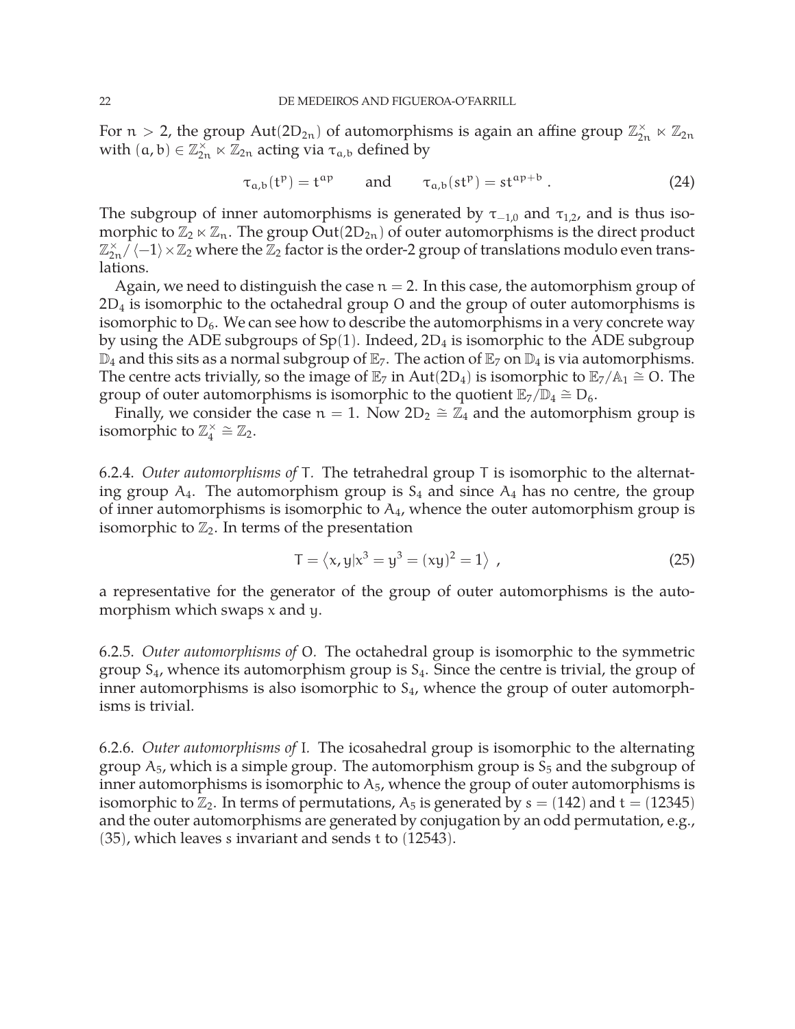For $n > 2$, the group $\mathrm{Aut}(2D_{2n})$ of automorphisms is again an affine group $\mathbb{Z}_{2n}^\times \ltimes \mathbb{Z}_{2n}$ with $(a, b) \in \mathbb{Z}_{2n}^\times \ltimes \mathbb{Z}_{2n}$ acting via $\tau_{a,b}$ defined by

$$\tau_{a,b}(t^p) = t^{ap} \qquad \text{and} \qquad \tau_{a,b}(st^p) = st^{ap+b} \,. \tag{24}$$

The subgroup of inner automorphisms is generated by $\tau_{-1,0}$ and $\tau_{1,2}$, and is thus isomorphic to $\mathbb{Z}_2 \ltimes \mathbb{Z}_n$. The group $\mathrm{Out}(2D_{2n})$ of outer automorphisms is the direct product $\mathbb{Z}_{2n}^\times / \langle -1 \rangle \times \mathbb{Z}_2$ where the $\mathbb{Z}_2$ factor is the order-2 group of translations modulo even translations.

Again, we need to distinguish the case $n = 2$. In this case, the automorphism group of $2D_4$ is isomorphic to the octahedral group $O$ and the group of outer automorphisms is isomorphic to $D_6$. We can see how to describe the automorphisms in a very concrete way by using the ADE subgroups of $\mathrm{Sp}(1)$. Indeed, $2D_4$ is isomorphic to the ADE subgroup $\mathbb{D}_4$ and this sits as a normal subgroup of $\mathbb{E}_7$. The action of $\mathbb{E}_7$ on $\mathbb{D}_4$ is via automorphisms. The centre acts trivially, so the image of $\mathbb{E}_7$ in $\mathrm{Aut}(2D_4)$ is isomorphic to $\mathbb{E}_7/\mathbb{A}_1 \cong O$. The group of outer automorphisms is isomorphic to the quotient $\mathbb{E}_7/\mathbb{D}_4 \cong D_6$.

Finally, we consider the case $n = 1$. Now $2D_2 \cong \mathbb{Z}_4$ and the automorphism group is isomorphic to $\mathbb{Z}_4^\times \cong \mathbb{Z}_2$.

6.2.4. *Outer automorphisms of* $T$. The tetrahedral group $T$ is isomorphic to the alternating group $A_4$. The automorphism group is $S_4$ and since $A_4$ has no centre, the group of inner automorphisms is isomorphic to $A_4$, whence the outer automorphism group is isomorphic to $\mathbb{Z}_2$. In terms of the presentation

$$T = \left\langle x, y | x^3 = y^3 = (xy)^2 = 1 \right\rangle \ , \tag{25}$$

a representative for the generator of the group of outer automorphisms is the automorphism which swaps $x$ and $y$.

6.2.5. *Outer automorphisms of* $O$. The octahedral group is isomorphic to the symmetric group $S_4$, whence its automorphism group is $S_4$. Since the centre is trivial, the group of inner automorphisms is also isomorphic to $S_4$, whence the group of outer automorphisms is trivial.

6.2.6. *Outer automorphisms of* $I$. The icosahedral group is isomorphic to the alternating group $A_5$, which is a simple group. The automorphism group is $S_5$ and the subgroup of inner automorphisms is isomorphic to $A_5$, whence the group of outer automorphisms is isomorphic to $\mathbb{Z}_2$. In terms of permutations, $A_5$ is generated by $s = (142)$ and $t = (12345)$ and the outer automorphisms are generated by conjugation by an odd permutation, e.g., $(35)$, which leaves $s$ invariant and sends $t$ to $(12543)$.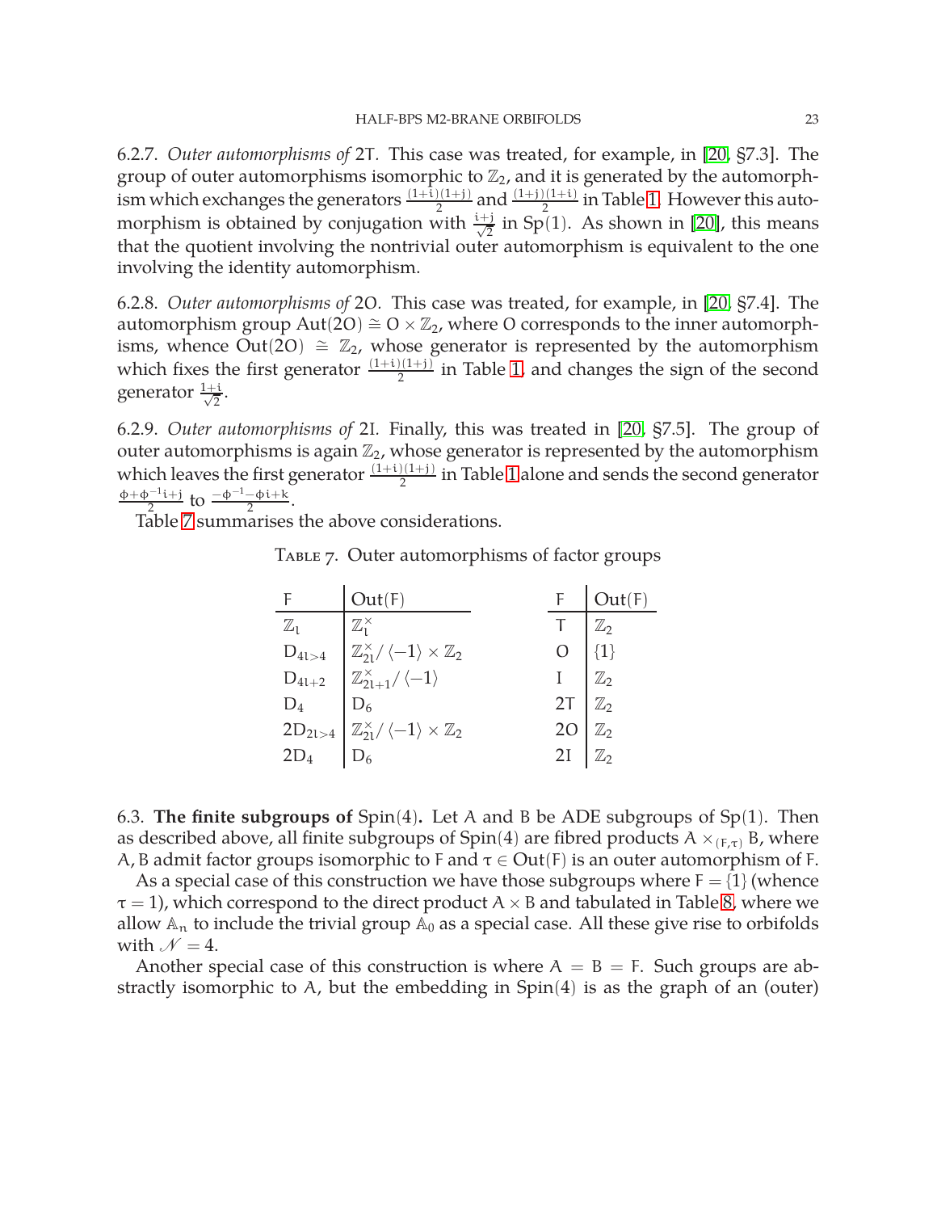6.2.7. *Outer automorphisms of* 2T. This case was treated, for example, in [20, §7.3]. The group of outer automorphisms isomorphic to $\mathbb{Z}_2$, and it is generated by the automorphism which exchanges the generators $\frac{(1+i)(1+j)}{2}$ and $\frac{(1+j)(1+i)}{2}$ in Table 1. However this automorphism is obtained by conjugation with $\frac{i+j}{\sqrt{2}}$ in $\mathrm{Sp}(1)$. As shown in [20], this means that the quotient involving the nontrivial outer automorphism is equivalent to the one involving the identity automorphism.

6.2.8. *Outer automorphisms of* 2O. This case was treated, for example, in [20, §7.4]. The automorphism group $\mathrm{Aut}(2O) \cong O \times \mathbb{Z}_2$, where O corresponds to the inner automorphisms, whence $\mathrm{Out}(2O) \cong \mathbb{Z}_2$, whose generator is represented by the automorphism which fixes the first generator $\frac{(1+i)(1+j)}{2}$ in Table 1, and changes the sign of the second generator $\frac{1+i}{\sqrt{2}}$.

6.2.9. *Outer automorphisms of* 2I. Finally, this was treated in [20, §7.5]. The group of outer automorphisms is again $\mathbb{Z}_2$, whose generator is represented by the automorphism which leaves the first generator $\frac{(1+i)(1+j)}{2}$ in Table 1 alone and sends the second generator $\frac{\phi+\phi^{-1}i+j}{2}$ to $\frac{-\phi^{-1}-\phi i+k}{2}$.

Table 7 summarises the above considerations.

TABLE 7. Outer automorphisms of factor groups

| F | Out(F) | F | Out(F) |
|---|---|---|---|
| $\mathbb{Z}_l$ | $\mathbb{Z}_l^\times$ | T | $\mathbb{Z}_2$ |
| $D_{4l>4}$ | $\mathbb{Z}_{2l}^\times/\langle -1\rangle \times \mathbb{Z}_2$ | O | $\{1\}$ |
| $D_{4l+2}$ | $\mathbb{Z}_{2l+1}^\times/\langle -1\rangle$ | I | $\mathbb{Z}_2$ |
| $D_4$ | $D_6$ | 2T | $\mathbb{Z}_2$ |
| $2D_{2l>4}$ | $\mathbb{Z}_{2l}^\times/\langle -1\rangle \times \mathbb{Z}_2$ | 2O | $\mathbb{Z}_2$ |
| $2D_4$ | $D_6$ | 2I | $\mathbb{Z}_2$ |

6.3. **The finite subgroups of** $\mathrm{Spin}(4)$**.** Let A and B be ADE subgroups of $\mathrm{Sp}(1)$. Then as described above, all finite subgroups of $\mathrm{Spin}(4)$ are fibred products $A \times_{(F,\tau)} B$, where $A, B$ admit factor groups isomorphic to F and $\tau \in \mathrm{Out}(F)$ is an outer automorphism of F.

As a special case of this construction we have those subgroups where $F = \{1\}$ (whence $\tau = 1$), which correspond to the direct product $A \times B$ and tabulated in Table 8, where we allow $\mathbb{A}_n$ to include the trivial group $\mathbb{A}_0$ as a special case. All these give rise to orbifolds with $\mathscr{N} = 4$.

Another special case of this construction is where $A = B = F$. Such groups are abstractly isomorphic to A, but the embedding in $\mathrm{Spin}(4)$ is as the graph of an (outer)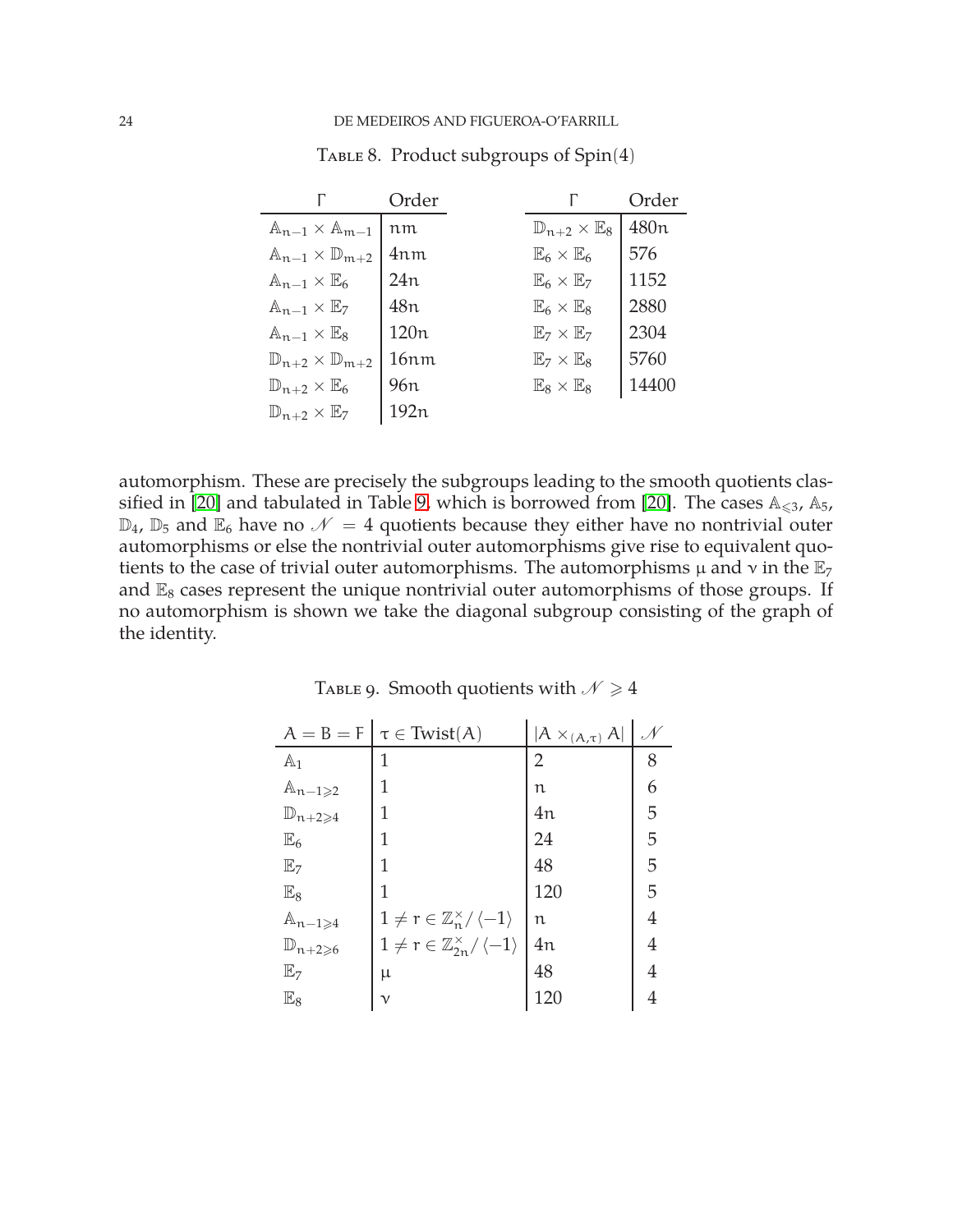TABLE 8. Product subgroups of Spin(4)

| $\Gamma$ | Order | $\Gamma$ | Order |
|---|---|---|---|
| $\mathbb{A}_{n-1} \times \mathbb{A}_{m-1}$ | $nm$ | $\mathbb{D}_{n+2} \times \mathbb{E}_8$ | $480n$ |
| $\mathbb{A}_{n-1} \times \mathbb{D}_{m+2}$ | $4nm$ | $\mathbb{E}_6 \times \mathbb{E}_6$ | 576 |
| $\mathbb{A}_{n-1} \times \mathbb{E}_6$ | $24n$ | $\mathbb{E}_6 \times \mathbb{E}_7$ | 1152 |
| $\mathbb{A}_{n-1} \times \mathbb{E}_7$ | $48n$ | $\mathbb{E}_6 \times \mathbb{E}_8$ | 2880 |
| $\mathbb{A}_{n-1} \times \mathbb{E}_8$ | $120n$ | $\mathbb{E}_7 \times \mathbb{E}_7$ | 2304 |
| $\mathbb{D}_{n+2} \times \mathbb{D}_{m+2}$ | $16nm$ | $\mathbb{E}_7 \times \mathbb{E}_8$ | 5760 |
| $\mathbb{D}_{n+2} \times \mathbb{E}_6$ | $96n$ | $\mathbb{E}_8 \times \mathbb{E}_8$ | 14400 |
| $\mathbb{D}_{n+2} \times \mathbb{E}_7$ | $192n$ | | |

automorphism. These are precisely the subgroups leading to the smooth quotients classified in [20] and tabulated in Table 9, which is borrowed from [20]. The cases $\mathbb{A}_{\leqslant 3}$, $\mathbb{A}_5$, $\mathbb{D}_4$, $\mathbb{D}_5$ and $\mathbb{E}_6$ have no $\mathscr{N} = 4$ quotients because they either have no nontrivial outer automorphisms or else the nontrivial outer automorphisms give rise to equivalent quotients to the case of trivial outer automorphisms. The automorphisms $\mu$ and $\nu$ in the $\mathbb{E}_7$ and $\mathbb{E}_8$ cases represent the unique nontrivial outer automorphisms of those groups. If no automorphism is shown we take the diagonal subgroup consisting of the graph of the identity.

TABLE 9. Smooth quotients with $\mathscr{N} \geqslant 4$

| $A = B = F$ | $\tau \in \operatorname{Twist}(A)$ | $\lvert A \times_{(A,\tau)} A\rvert$ | $\mathscr{N}$ |
|---|---|---|---|
| $\mathbb{A}_1$ | 1 | 2 | 8 |
| $\mathbb{A}_{n-1\geqslant 2}$ | 1 | $n$ | 6 |
| $\mathbb{D}_{n+2\geqslant 4}$ | 1 | $4n$ | 5 |
| $\mathbb{E}_6$ | 1 | 24 | 5 |
| $\mathbb{E}_7$ | 1 | 48 | 5 |
| $\mathbb{E}_8$ | 1 | 120 | 5 |
| $\mathbb{A}_{n-1\geqslant 4}$ | $1 \neq r \in \mathbb{Z}_n^\times/\langle -1\rangle$ | $n$ | 4 |
| $\mathbb{D}_{n+2\geqslant 6}$ | $1 \neq r \in \mathbb{Z}_{2n}^\times/\langle -1\rangle$ | $4n$ | 4 |
| $\mathbb{E}_7$ | $\mu$ | 48 | 4 |
| $\mathbb{E}_8$ | $\nu$ | 120 | 4 |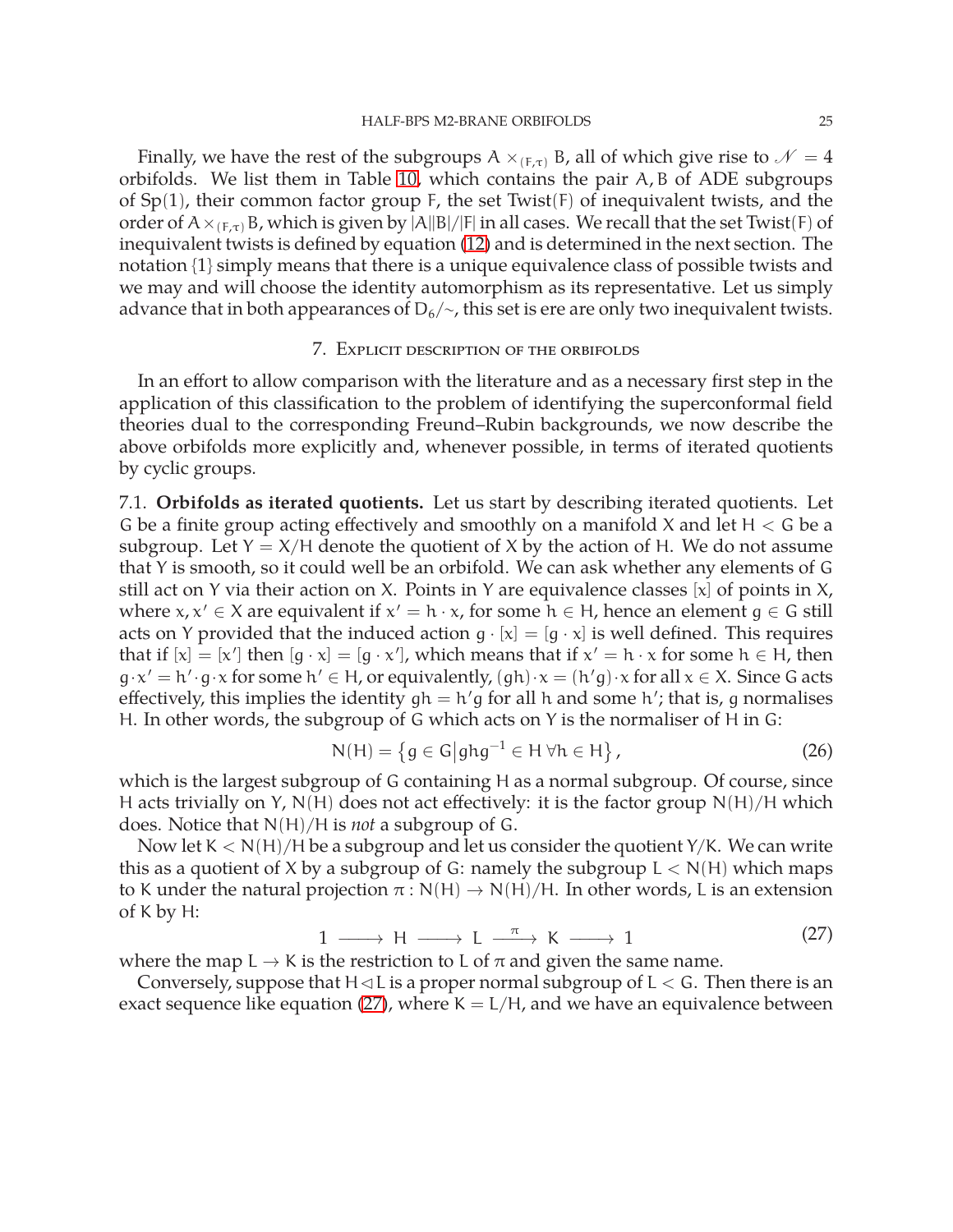Finally, we have the rest of the subgroups $A \times_{(F,\tau)} B$, all of which give rise to $\mathscr{N} = 4$ orbifolds. We list them in Table 10, which contains the pair $A, B$ of ADE subgroups of $\mathrm{Sp}(1)$, their common factor group $F$, the set $\mathrm{Twist}(F)$ of inequivalent twists, and the order of $A \times_{(F,\tau)} B$, which is given by $|A||B|/|F|$ in all cases. We recall that the set $\mathrm{Twist}(F)$ of inequivalent twists is defined by equation (12) and is determined in the next section. The notation $\{1\}$ simply means that there is a unique equivalence class of possible twists and we may and will choose the identity automorphism as its representative. Let us simply advance that in both appearances of $D_6/\sim$, this set is ere are only two inequivalent twists.

## 7. Explicit description of the orbifolds

In an effort to allow comparison with the literature and as a necessary first step in the application of this classification to the problem of identifying the superconformal field theories dual to the corresponding Freund–Rubin backgrounds, we now describe the above orbifolds more explicitly and, whenever possible, in terms of iterated quotients by cyclic groups.

**7.1. Orbifolds as iterated quotients.** Let us start by describing iterated quotients. Let $G$ be a finite group acting effectively and smoothly on a manifold $X$ and let $H < G$ be a subgroup. Let $Y = X/H$ denote the quotient of $X$ by the action of $H$. We do not assume that $Y$ is smooth, so it could well be an orbifold. We can ask whether any elements of $G$ still act on $Y$ via their action on $X$. Points in $Y$ are equivalence classes $[x]$ of points in $X$, where $x, x' \in X$ are equivalent if $x' = h \cdot x$, for some $h \in H$, hence an element $g \in G$ still acts on $Y$ provided that the induced action $g \cdot [x] = [g \cdot x]$ is well defined. This requires that if $[x] = [x']$ then $[g \cdot x] = [g \cdot x']$, which means that if $x' = h \cdot x$ for some $h \in H$, then $g \cdot x' = h' \cdot g \cdot x$ for some $h' \in H$, or equivalently, $(gh) \cdot x = (h'g) \cdot x$ for all $x \in X$. Since $G$ acts effectively, this implies the identity $gh = h'g$ for all $h$ and some $h'$; that is, $g$ normalises $H$. In other words, the subgroup of $G$ which acts on $Y$ is the normaliser of $H$ in $G$:

$$N(H) = \left\{ g \in G \middle| ghg^{-1} \in H \; \forall h \in H \right\}, \tag{26}$$

which is the largest subgroup of $G$ containing $H$ as a normal subgroup. Of course, since $H$ acts trivially on $Y$, $N(H)$ does not act effectively: it is the factor group $N(H)/H$ which does. Notice that $N(H)/H$ is *not* a subgroup of $G$.

Now let $K < N(H)/H$ be a subgroup and let us consider the quotient $Y/K$. We can write this as a quotient of $X$ by a subgroup of $G$: namely the subgroup $L < N(H)$ which maps to $K$ under the natural projection $\pi : N(H) \to N(H)/H$. In other words, $L$ is an extension of $K$ by $H$:

$$1 \longrightarrow H \longrightarrow L \xrightarrow{\;\pi\;} K \longrightarrow 1 \tag{27}$$

where the map $L \to K$ is the restriction to $L$ of $\pi$ and given the same name.

Conversely, suppose that $H \lhd L$ is a proper normal subgroup of $L < G$. Then there is an exact sequence like equation (27), where $K = L/H$, and we have an equivalence between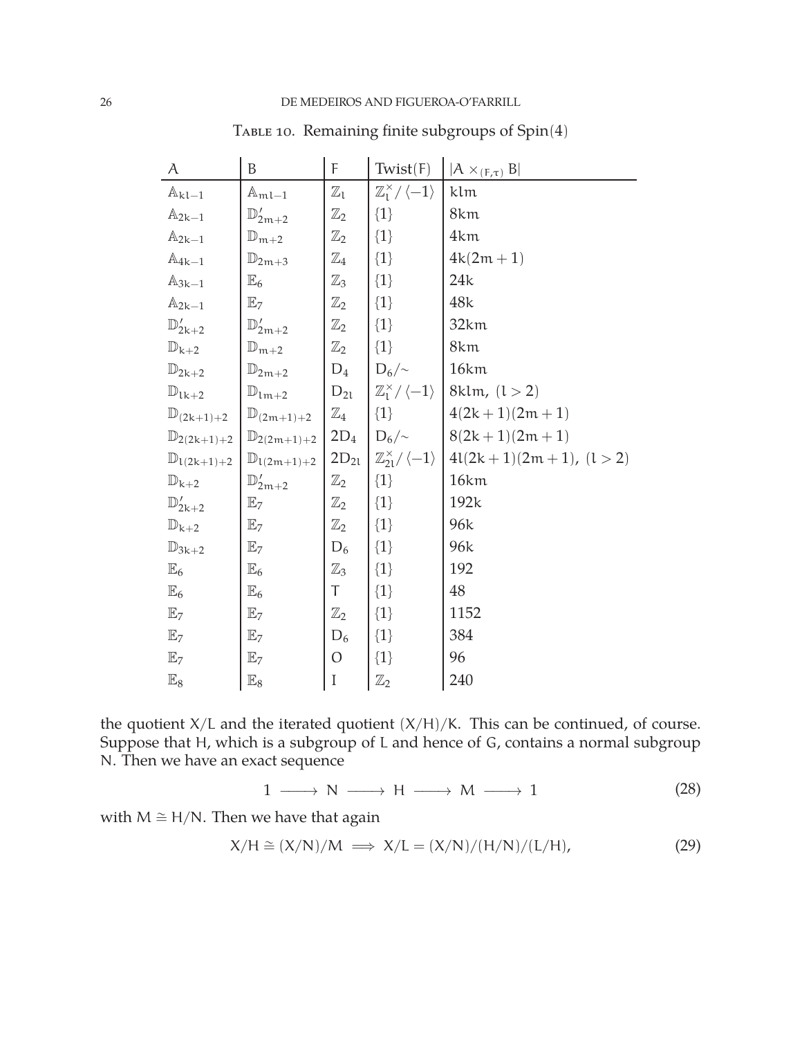TABLE 10. Remaining finite subgroups of Spin(4)

| $A$ | $B$ | $F$ | $\mathrm{Twist}(F)$ | $\lvert A \times_{(F,\tau)} B \rvert$ |
|---|---|---|---|---|
| $\mathbb{A}_{kl-1}$ | $\mathbb{A}_{ml-1}$ | $\mathbb{Z}_l$ | $\mathbb{Z}_l^\times / \langle -1 \rangle$ | $klm$ |
| $\mathbb{A}_{2k-1}$ | $\mathbb{D}'_{2m+2}$ | $\mathbb{Z}_2$ | $\{1\}$ | $8km$ |
| $\mathbb{A}_{2k-1}$ | $\mathbb{D}_{m+2}$ | $\mathbb{Z}_2$ | $\{1\}$ | $4km$ |
| $\mathbb{A}_{4k-1}$ | $\mathbb{D}_{2m+3}$ | $\mathbb{Z}_4$ | $\{1\}$ | $4k(2m+1)$ |
| $\mathbb{A}_{3k-1}$ | $\mathbb{E}_6$ | $\mathbb{Z}_3$ | $\{1\}$ | $24k$ |
| $\mathbb{A}_{2k-1}$ | $\mathbb{E}_7$ | $\mathbb{Z}_2$ | $\{1\}$ | $48k$ |
| $\mathbb{D}'_{2k+2}$ | $\mathbb{D}'_{2m+2}$ | $\mathbb{Z}_2$ | $\{1\}$ | $32km$ |
| $\mathbb{D}_{k+2}$ | $\mathbb{D}_{m+2}$ | $\mathbb{Z}_2$ | $\{1\}$ | $8km$ |
| $\mathbb{D}_{2k+2}$ | $\mathbb{D}_{2m+2}$ | $D_4$ | $D_6/\sim$ | $16km$ |
| $\mathbb{D}_{lk+2}$ | $\mathbb{D}_{lm+2}$ | $D_{2l}$ | $\mathbb{Z}_l^\times / \langle -1 \rangle$ | $8klm$, $(l>2)$ |
| $\mathbb{D}_{(2k+1)+2}$ | $\mathbb{D}_{(2m+1)+2}$ | $\mathbb{Z}_4$ | $\{1\}$ | $4(2k+1)(2m+1)$ |
| $\mathbb{D}_{2(2k+1)+2}$ | $\mathbb{D}_{2(2m+1)+2}$ | $2D_4$ | $D_6/\sim$ | $8(2k+1)(2m+1)$ |
| $\mathbb{D}_{l(2k+1)+2}$ | $\mathbb{D}_{l(2m+1)+2}$ | $2D_{2l}$ | $\mathbb{Z}_{2l}^\times / \langle -1 \rangle$ | $4l(2k+1)(2m+1)$, $(l>2)$ |
| $\mathbb{D}_{k+2}$ | $\mathbb{D}'_{2m+2}$ | $\mathbb{Z}_2$ | $\{1\}$ | $16km$ |
| $\mathbb{D}'_{2k+2}$ | $\mathbb{E}_7$ | $\mathbb{Z}_2$ | $\{1\}$ | $192k$ |
| $\mathbb{D}_{k+2}$ | $\mathbb{E}_7$ | $\mathbb{Z}_2$ | $\{1\}$ | $96k$ |
| $\mathbb{D}_{3k+2}$ | $\mathbb{E}_7$ | $D_6$ | $\{1\}$ | $96k$ |
| $\mathbb{E}_6$ | $\mathbb{E}_6$ | $\mathbb{Z}_3$ | $\{1\}$ | $192$ |
| $\mathbb{E}_6$ | $\mathbb{E}_6$ | $T$ | $\{1\}$ | $48$ |
| $\mathbb{E}_7$ | $\mathbb{E}_7$ | $\mathbb{Z}_2$ | $\{1\}$ | $1152$ |
| $\mathbb{E}_7$ | $\mathbb{E}_7$ | $D_6$ | $\{1\}$ | $384$ |
| $\mathbb{E}_7$ | $\mathbb{E}_7$ | $O$ | $\{1\}$ | $96$ |
| $\mathbb{E}_8$ | $\mathbb{E}_8$ | $I$ | $\mathbb{Z}_2$ | $240$ |

the quotient $X/L$ and the iterated quotient $(X/H)/K$. This can be continued, of course. Suppose that $H$, which is a subgroup of $L$ and hence of $G$, contains a normal subgroup $N$. Then we have an exact sequence

$$1 \longrightarrow N \longrightarrow H \longrightarrow M \longrightarrow 1 \tag{28}$$

with $M \cong H/N$. Then we have that again

$$X/H \cong (X/N)/M \implies X/L = (X/N)/(H/N)/(L/H), \tag{29}$$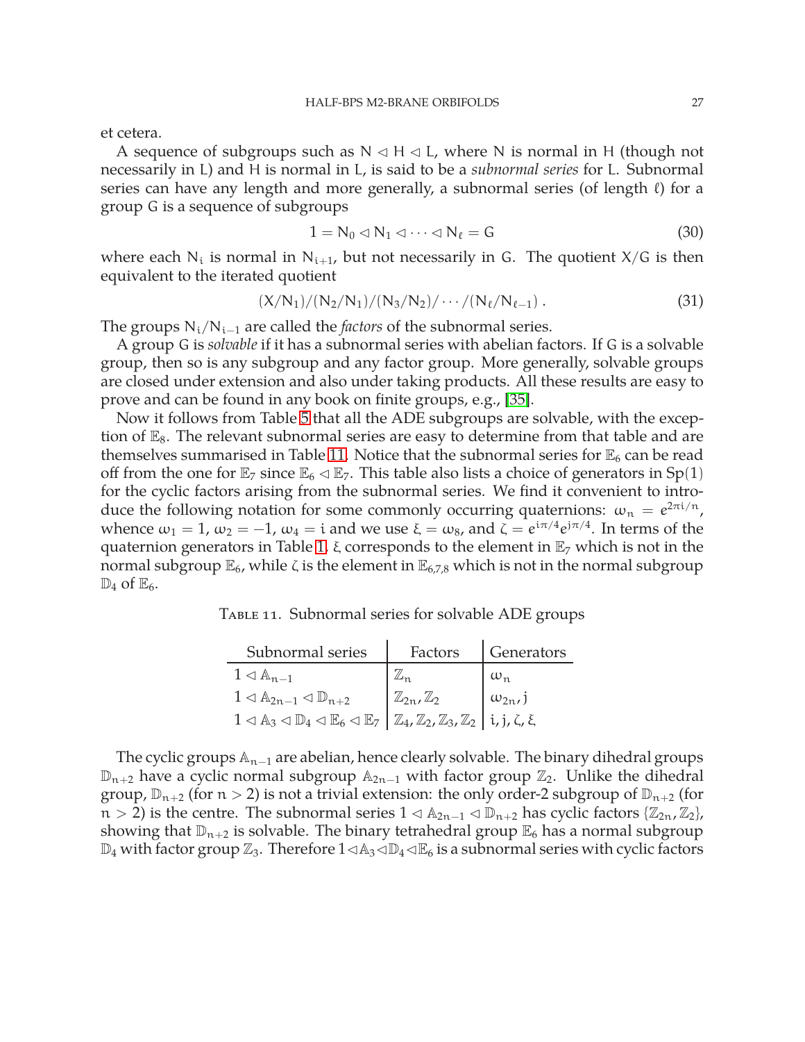et cetera.

A sequence of subgroups such as $N \lhd H \lhd L$, where N is normal in H (though not necessarily in L) and H is normal in L, is said to be a *subnormal series* for L. Subnormal series can have any length and more generally, a subnormal series (of length $\ell$) for a group G is a sequence of subgroups

$$1 = N_0 \lhd N_1 \lhd \cdots \lhd N_\ell = G \tag{30}$$

where each $N_i$ is normal in $N_{i+1}$, but not necessarily in G. The quotient $X/G$ is then equivalent to the iterated quotient

$$(X/N_1)/(N_2/N_1)/(N_3/N_2)/\cdots/(N_\ell/N_{\ell-1}) . \tag{31}$$

The groups $N_i/N_{i-1}$ are called the *factors* of the subnormal series.

A group G is *solvable* if it has a subnormal series with abelian factors. If G is a solvable group, then so is any subgroup and any factor group. More generally, solvable groups are closed under extension and also under taking products. All these results are easy to prove and can be found in any book on finite groups, e.g., [35].

Now it follows from Table 5 that all the ADE subgroups are solvable, with the exception of $\mathbb{E}_8$. The relevant subnormal series are easy to determine from that table and are themselves summarised in Table 11. Notice that the subnormal series for $\mathbb{E}_6$ can be read off from the one for $\mathbb{E}_7$ since $\mathbb{E}_6 \lhd \mathbb{E}_7$. This table also lists a choice of generators in $\mathrm{Sp}(1)$ for the cyclic factors arising from the subnormal series. We find it convenient to introduce the following notation for some commonly occurring quaternions: $\omega_n = e^{2\pi i/n}$, whence $\omega_1 = 1$, $\omega_2 = -1$, $\omega_4 = i$ and we use $\xi = \omega_8$, and $\zeta = e^{i\pi/4}e^{j\pi/4}$. In terms of the quaternion generators in Table 1, $\xi$ corresponds to the element in $\mathbb{E}_7$ which is not in the normal subgroup $\mathbb{E}_6$, while $\zeta$ is the element in $\mathbb{E}_{6,7,8}$ which is not in the normal subgroup $\mathbb{D}_4$ of $\mathbb{E}_6$.

Table 11. Subnormal series for solvable ADE groups

| Subnormal series | Factors | Generators |
|---|---|---|
| $1 \lhd \mathbb{A}_{n-1}$ | $\mathbb{Z}_n$ | $\omega_n$ |
| $1 \lhd \mathbb{A}_{2n-1} \lhd \mathbb{D}_{n+2}$ | $\mathbb{Z}_{2n}, \mathbb{Z}_2$ | $\omega_{2n}, j$ |
| $1 \lhd \mathbb{A}_3 \lhd \mathbb{D}_4 \lhd \mathbb{E}_6 \lhd \mathbb{E}_7$ | $\mathbb{Z}_4, \mathbb{Z}_2, \mathbb{Z}_3, \mathbb{Z}_2$ | $i, j, \zeta, \xi$ |

The cyclic groups $\mathbb{A}_{n-1}$ are abelian, hence clearly solvable. The binary dihedral groups $\mathbb{D}_{n+2}$ have a cyclic normal subgroup $\mathbb{A}_{2n-1}$ with factor group $\mathbb{Z}_2$. Unlike the dihedral group, $\mathbb{D}_{n+2}$ (for $n > 2$) is not a trivial extension: the only order-2 subgroup of $\mathbb{D}_{n+2}$ (for $n > 2$) is the centre. The subnormal series $1 \lhd \mathbb{A}_{2n-1} \lhd \mathbb{D}_{n+2}$ has cyclic factors $\{\mathbb{Z}_{2n}, \mathbb{Z}_2\}$, showing that $\mathbb{D}_{n+2}$ is solvable. The binary tetrahedral group $\mathbb{E}_6$ has a normal subgroup $\mathbb{D}_4$ with factor group $\mathbb{Z}_3$. Therefore $1 \lhd \mathbb{A}_3 \lhd \mathbb{D}_4 \lhd \mathbb{E}_6$ is a subnormal series with cyclic factors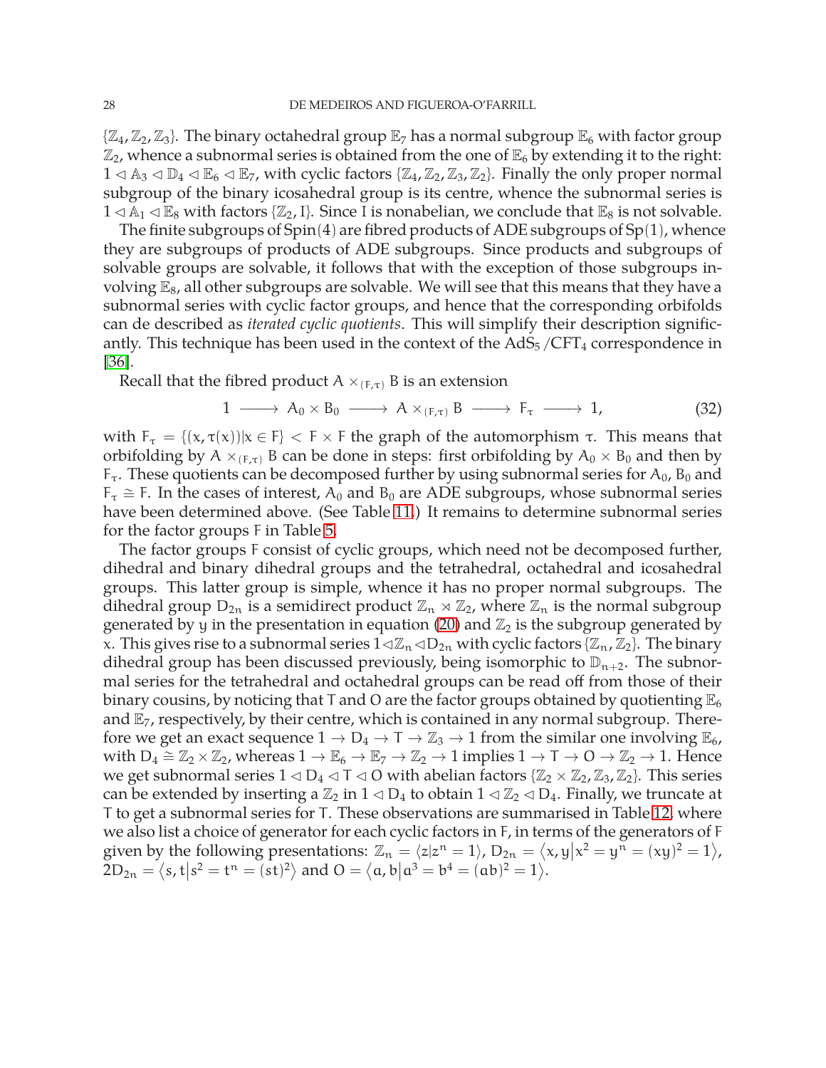$\{\mathbb{Z}_4, \mathbb{Z}_2, \mathbb{Z}_3\}$. The binary octahedral group $\mathbb{E}_7$ has a normal subgroup $\mathbb{E}_6$ with factor group $\mathbb{Z}_2$, whence a subnormal series is obtained from the one of $\mathbb{E}_6$ by extending it to the right: $1 \lhd \mathbb{A}_3 \lhd \mathbb{D}_4 \lhd \mathbb{E}_6 \lhd \mathbb{E}_7$, with cyclic factors $\{\mathbb{Z}_4, \mathbb{Z}_2, \mathbb{Z}_3, \mathbb{Z}_2\}$. Finally the only proper normal subgroup of the binary icosahedral group is its centre, whence the subnormal series is $1 \lhd \mathbb{A}_1 \lhd \mathbb{E}_8$ with factors $\{\mathbb{Z}_2, \mathsf{I}\}$. Since $\mathsf{I}$ is nonabelian, we conclude that $\mathbb{E}_8$ is not solvable.

The finite subgroups of $\mathrm{Spin}(4)$ are fibred products of ADE subgroups of $\mathrm{Sp}(1)$, whence they are subgroups of products of ADE subgroups. Since products and subgroups of solvable groups are solvable, it follows that with the exception of those subgroups involving $\mathbb{E}_8$, all other subgroups are solvable. We will see that this means that they have a subnormal series with cyclic factor groups, and hence that the corresponding orbifolds can de described as *iterated cyclic quotients*. This will simplify their description significantly. This technique has been used in the context of the $\mathrm{AdS}_5/\mathrm{CFT}_4$ correspondence in [36].

Recall that the fibred product $A \times_{(F,\tau)} B$ is an extension

$$1 \longrightarrow A_0 \times B_0 \longrightarrow A \times_{(F,\tau)} B \longrightarrow F_\tau \longrightarrow 1, \tag{32}$$

with $F_\tau = \{(x, \tau(x)) | x \in F\} < F \times F$ the graph of the automorphism $\tau$. This means that orbifolding by $A \times_{(F,\tau)} B$ can be done in steps: first orbifolding by $A_0 \times B_0$ and then by $F_\tau$. These quotients can be decomposed further by using subnormal series for $A_0$, $B_0$ and $F_\tau \cong F$. In the cases of interest, $A_0$ and $B_0$ are ADE subgroups, whose subnormal series have been determined above. (See Table 11.) It remains to determine subnormal series for the factor groups $F$ in Table 5.

The factor groups $F$ consist of cyclic groups, which need not be decomposed further, dihedral and binary dihedral groups and the tetrahedral, octahedral and icosahedral groups. This latter group is simple, whence it has no proper normal subgroups. The dihedral group $D_{2n}$ is a semidirect product $\mathbb{Z}_n \rtimes \mathbb{Z}_2$, where $\mathbb{Z}_n$ is the normal subgroup generated by $y$ in the presentation in equation (20) and $\mathbb{Z}_2$ is the subgroup generated by $x$. This gives rise to a subnormal series $1 \lhd \mathbb{Z}_n \lhd D_{2n}$ with cyclic factors $\{\mathbb{Z}_n, \mathbb{Z}_2\}$. The binary dihedral group has been discussed previously, being isomorphic to $\mathbb{D}_{n+2}$. The subnormal series for the tetrahedral and octahedral groups can be read off from those of their binary cousins, by noticing that $\mathsf{T}$ and $\mathsf{O}$ are the factor groups obtained by quotienting $\mathbb{E}_6$ and $\mathbb{E}_7$, respectively, by their centre, which is contained in any normal subgroup. Therefore we get an exact sequence $1 \to D_4 \to \mathsf{T} \to \mathbb{Z}_3 \to 1$ from the similar one involving $\mathbb{E}_6$, with $D_4 \cong \mathbb{Z}_2 \times \mathbb{Z}_2$, whereas $1 \to \mathbb{E}_6 \to \mathbb{E}_7 \to \mathbb{Z}_2 \to 1$ implies $1 \to \mathsf{T} \to \mathsf{O} \to \mathbb{Z}_2 \to 1$. Hence we get subnormal series $1 \lhd D_4 \lhd \mathsf{T} \lhd \mathsf{O}$ with abelian factors $\{\mathbb{Z}_2 \times \mathbb{Z}_2, \mathbb{Z}_3, \mathbb{Z}_2\}$. This series can be extended by inserting a $\mathbb{Z}_2$ in $1 \lhd D_4$ to obtain $1 \lhd \mathbb{Z}_2 \lhd D_4$. Finally, we truncate at $\mathsf{T}$ to get a subnormal series for $\mathsf{T}$. These observations are summarised in Table 12, where we also list a choice of generator for each cyclic factors in $F$, in terms of the generators of $F$ given by the following presentations: $\mathbb{Z}_n = \langle z | z^n = 1 \rangle$, $D_{2n} = \langle x, y \middle| x^2 = y^n = (xy)^2 = 1 \rangle$, $2D_{2n} = \langle s, t \middle| s^2 = t^n = (st)^2 \rangle$ and $\mathsf{O} = \langle a, b \middle| a^3 = b^4 = (ab)^2 = 1 \rangle$.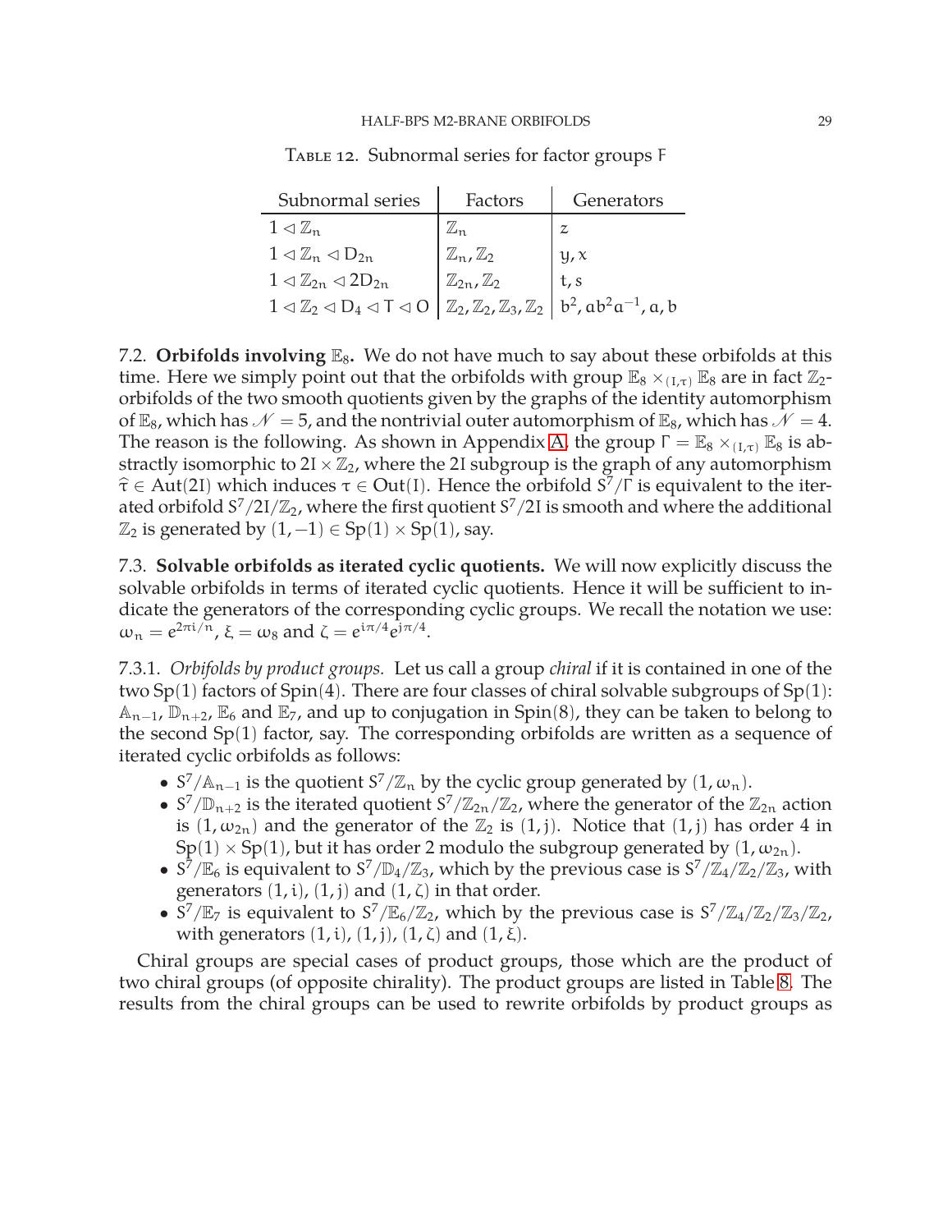Table 12. Subnormal series for factor groups $F$

| Subnormal series | Factors | Generators |
|---|---|---|
| $1 \lhd \mathbb{Z}_n$ | $\mathbb{Z}_n$ | $z$ |
| $1 \lhd \mathbb{Z}_n \lhd D_{2n}$ | $\mathbb{Z}_n, \mathbb{Z}_2$ | $y, x$ |
| $1 \lhd \mathbb{Z}_{2n} \lhd 2D_{2n}$ | $\mathbb{Z}_{2n}, \mathbb{Z}_2$ | $t, s$ |
| $1 \lhd \mathbb{Z}_2 \lhd D_4 \lhd T \lhd O$ | $\mathbb{Z}_2, \mathbb{Z}_2, \mathbb{Z}_3, \mathbb{Z}_2$ | $b^2, ab^2a^{-1}, a, b$ |

7.2. **Orbifolds involving $\mathbb{E}_8$.** We do not have much to say about these orbifolds at this time. Here we simply point out that the orbifolds with group $\mathbb{E}_8 \times_{(I,\tau)} \mathbb{E}_8$ are in fact $\mathbb{Z}_2$-orbifolds of the two smooth quotients given by the graphs of the identity automorphism of $\mathbb{E}_8$, which has $\mathscr{N} = 5$, and the nontrivial outer automorphism of $\mathbb{E}_8$, which has $\mathscr{N} = 4$. The reason is the following. As shown in Appendix A, the group $\Gamma = \mathbb{E}_8 \times_{(I,\tau)} \mathbb{E}_8$ is abstractly isomorphic to $2I \times \mathbb{Z}_2$, where the $2I$ subgroup is the graph of any automorphism $\hat{\tau} \in \mathrm{Aut}(2I)$ which induces $\tau \in \mathrm{Out}(I)$. Hence the orbifold $S^7/\Gamma$ is equivalent to the iterated orbifold $S^7/2I/\mathbb{Z}_2$, where the first quotient $S^7/2I$ is smooth and where the additional $\mathbb{Z}_2$ is generated by $(1, -1) \in \mathrm{Sp}(1) \times \mathrm{Sp}(1)$, say.

7.3. **Solvable orbifolds as iterated cyclic quotients.** We will now explicitly discuss the solvable orbifolds in terms of iterated cyclic quotients. Hence it will be sufficient to indicate the generators of the corresponding cyclic groups. We recall the notation we use: $\omega_n = e^{2\pi i/n}$, $\xi = \omega_8$ and $\zeta = e^{i\pi/4}e^{j\pi/4}$.

7.3.1. *Orbifolds by product groups.* Let us call a group *chiral* if it is contained in one of the two $\mathrm{Sp}(1)$ factors of $\mathrm{Spin}(4)$. There are four classes of chiral solvable subgroups of $\mathrm{Sp}(1)$: $\mathbb{A}_{n-1}$, $\mathbb{D}_{n+2}$, $\mathbb{E}_6$ and $\mathbb{E}_7$, and up to conjugation in $\mathrm{Spin}(8)$, they can be taken to belong to the second $\mathrm{Sp}(1)$ factor, say. The corresponding orbifolds are written as a sequence of iterated cyclic orbifolds as follows:

- $S^7/\mathbb{A}_{n-1}$ is the quotient $S^7/\mathbb{Z}_n$ by the cyclic group generated by $(1, \omega_n)$.
- $S^7/\mathbb{D}_{n+2}$ is the iterated quotient $S^7/\mathbb{Z}_{2n}/\mathbb{Z}_2$, where the generator of the $\mathbb{Z}_{2n}$ action is $(1, \omega_{2n})$ and the generator of the $\mathbb{Z}_2$ is $(1, j)$. Notice that $(1, j)$ has order 4 in $\mathrm{Sp}(1) \times \mathrm{Sp}(1)$, but it has order 2 modulo the subgroup generated by $(1, \omega_{2n})$.
- $S^7/\mathbb{E}_6$ is equivalent to $S^7/\mathbb{D}_4/\mathbb{Z}_3$, which by the previous case is $S^7/\mathbb{Z}_4/\mathbb{Z}_2/\mathbb{Z}_3$, with generators $(1, i)$, $(1, j)$ and $(1, \zeta)$ in that order.
- $S^7/\mathbb{E}_7$ is equivalent to $S^7/\mathbb{E}_6/\mathbb{Z}_2$, which by the previous case is $S^7/\mathbb{Z}_4/\mathbb{Z}_2/\mathbb{Z}_3/\mathbb{Z}_2$, with generators $(1, i)$, $(1, j)$, $(1, \zeta)$ and $(1, \xi)$.

Chiral groups are special cases of product groups, those which are the product of two chiral groups (of opposite chirality). The product groups are listed in Table 8. The results from the chiral groups can be used to rewrite orbifolds by product groups as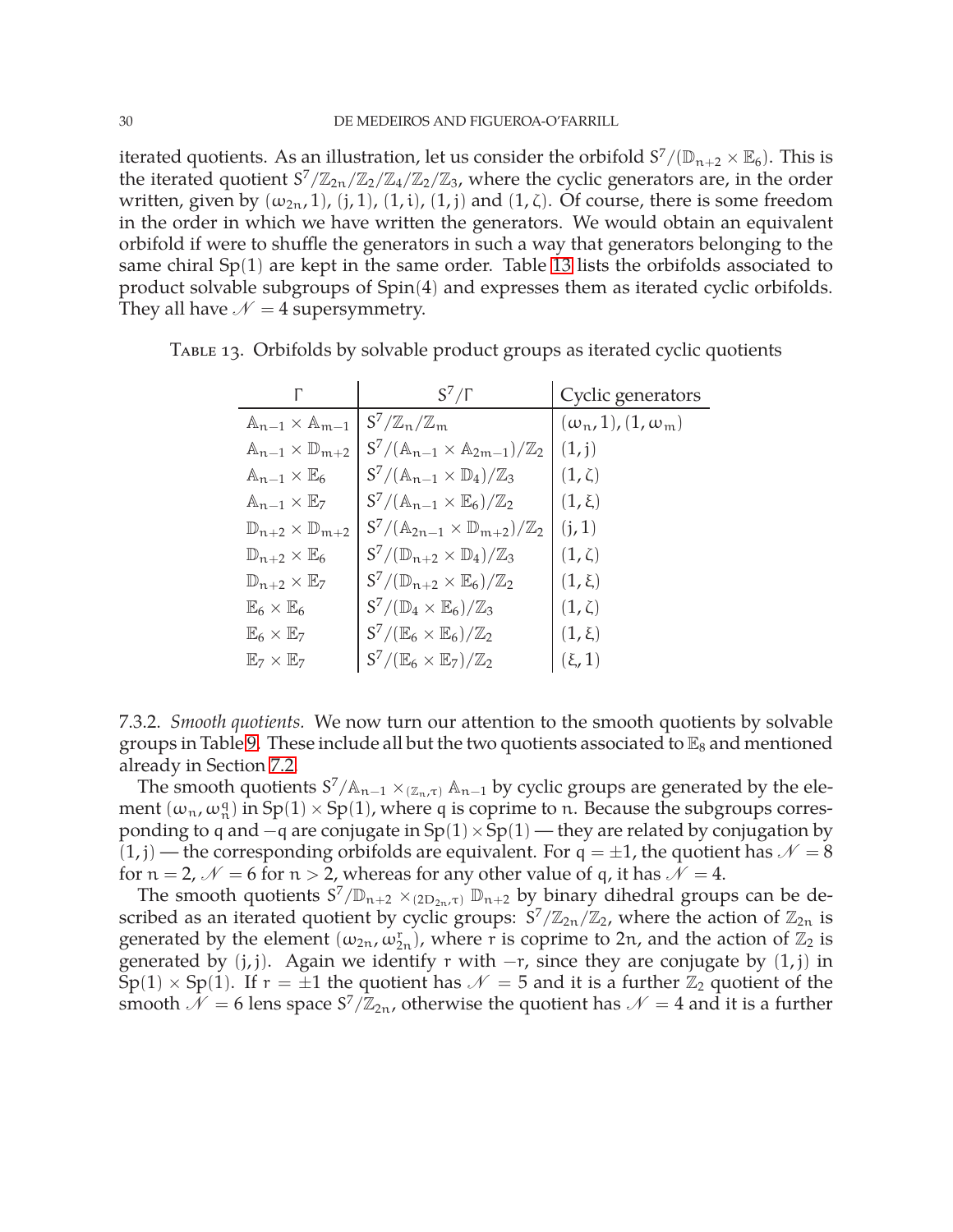iterated quotients. As an illustration, let us consider the orbifold $S^7/(\mathbb{D}_{n+2} \times \mathbb{E}_6)$. This is the iterated quotient $S^7/\mathbb{Z}_{2n}/\mathbb{Z}_2/\mathbb{Z}_4/\mathbb{Z}_2/\mathbb{Z}_3$, where the cyclic generators are, in the order written, given by $(\omega_{2n}, 1)$, $(j, 1)$, $(1, i)$, $(1, j)$ and $(1, \zeta)$. Of course, there is some freedom in the order in which we have written the generators. We would obtain an equivalent orbifold if were to shuffle the generators in such a way that generators belonging to the same chiral $\mathrm{Sp}(1)$ are kept in the same order. Table 13 lists the orbifolds associated to product solvable subgroups of $\mathrm{Spin}(4)$ and expresses them as iterated cyclic orbifolds. They all have $\mathscr{N} = 4$ supersymmetry.

Table 13. Orbifolds by solvable product groups as iterated cyclic quotients

| $\Gamma$ | $S^7/\Gamma$ | Cyclic generators |
|---|---|---|
| $\mathbb{A}_{n-1} \times \mathbb{A}_{m-1}$ | $S^7/\mathbb{Z}_n/\mathbb{Z}_m$ | $(\omega_n, 1), (1, \omega_m)$ |
| $\mathbb{A}_{n-1} \times \mathbb{D}_{m+2}$ | $S^7/(\mathbb{A}_{n-1} \times \mathbb{A}_{2m-1})/\mathbb{Z}_2$ | $(1, j)$ |
| $\mathbb{A}_{n-1} \times \mathbb{E}_6$ | $S^7/(\mathbb{A}_{n-1} \times \mathbb{D}_4)/\mathbb{Z}_3$ | $(1, \zeta)$ |
| $\mathbb{A}_{n-1} \times \mathbb{E}_7$ | $S^7/(\mathbb{A}_{n-1} \times \mathbb{E}_6)/\mathbb{Z}_2$ | $(1, \xi)$ |
| $\mathbb{D}_{n+2} \times \mathbb{D}_{m+2}$ | $S^7/(\mathbb{A}_{2n-1} \times \mathbb{D}_{m+2})/\mathbb{Z}_2$ | $(j, 1)$ |
| $\mathbb{D}_{n+2} \times \mathbb{E}_6$ | $S^7/(\mathbb{D}_{n+2} \times \mathbb{D}_4)/\mathbb{Z}_3$ | $(1, \zeta)$ |
| $\mathbb{D}_{n+2} \times \mathbb{E}_7$ | $S^7/(\mathbb{D}_{n+2} \times \mathbb{E}_6)/\mathbb{Z}_2$ | $(1, \xi)$ |
| $\mathbb{E}_6 \times \mathbb{E}_6$ | $S^7/(\mathbb{D}_4 \times \mathbb{E}_6)/\mathbb{Z}_3$ | $(1, \zeta)$ |
| $\mathbb{E}_6 \times \mathbb{E}_7$ | $S^7/(\mathbb{E}_6 \times \mathbb{E}_6)/\mathbb{Z}_2$ | $(1, \xi)$ |
| $\mathbb{E}_7 \times \mathbb{E}_7$ | $S^7/(\mathbb{E}_6 \times \mathbb{E}_7)/\mathbb{Z}_2$ | $(\xi, 1)$ |

7.3.2. *Smooth quotients.* We now turn our attention to the smooth quotients by solvable groups in Table 9. These include all but the two quotients associated to $\mathbb{E}_8$ and mentioned already in Section 7.2.

The smooth quotients $S^7/\mathbb{A}_{n-1} \times_{(\mathbb{Z}_n, \tau)} \mathbb{A}_{n-1}$ by cyclic groups are generated by the element $(\omega_n, \omega_n^q)$ in $\mathrm{Sp}(1) \times \mathrm{Sp}(1)$, where $q$ is coprime to $n$. Because the subgroups corresponding to $q$ and $-q$ are conjugate in $\mathrm{Sp}(1) \times \mathrm{Sp}(1)$ — they are related by conjugation by $(1, j)$ — the corresponding orbifolds are equivalent. For $q = \pm 1$, the quotient has $\mathscr{N} = 8$ for $n = 2$, $\mathscr{N} = 6$ for $n > 2$, whereas for any other value of $q$, it has $\mathscr{N} = 4$.

The smooth quotients $S^7/\mathbb{D}_{n+2} \times_{(2D_{2n}, \tau)} \mathbb{D}_{n+2}$ by binary dihedral groups can be described as an iterated quotient by cyclic groups: $S^7/\mathbb{Z}_{2n}/\mathbb{Z}_2$, where the action of $\mathbb{Z}_{2n}$ is generated by the element $(\omega_{2n}, \omega_{2n}^r)$, where $r$ is coprime to $2n$, and the action of $\mathbb{Z}_2$ is generated by $(j, j)$. Again we identify $r$ with $-r$, since they are conjugate by $(1, j)$ in $\mathrm{Sp}(1) \times \mathrm{Sp}(1)$. If $r = \pm 1$ the quotient has $\mathscr{N} = 5$ and it is a further $\mathbb{Z}_2$ quotient of the smooth $\mathscr{N} = 6$ lens space $S^7/\mathbb{Z}_{2n}$, otherwise the quotient has $\mathscr{N} = 4$ and it is a further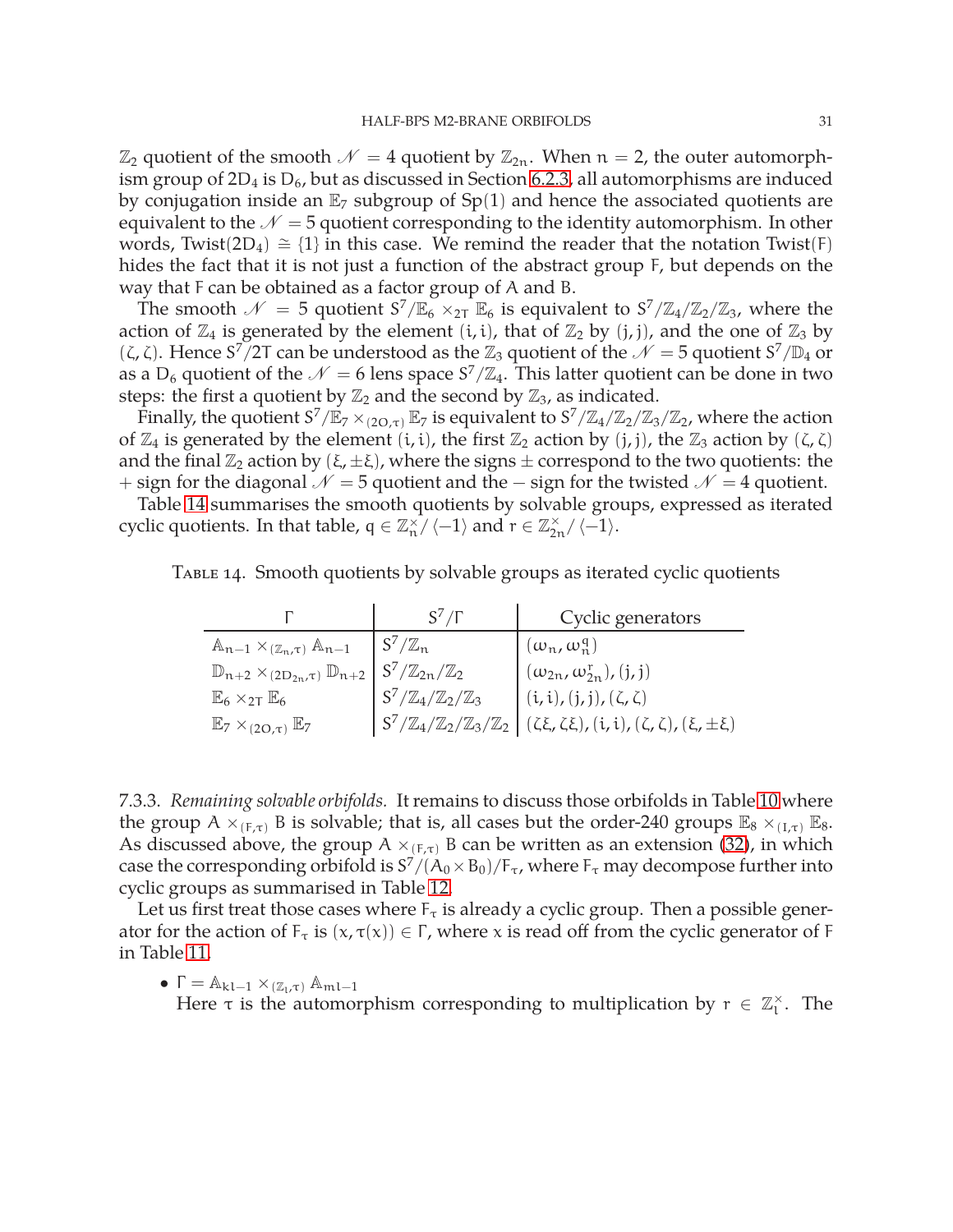$\mathbb{Z}_2$ quotient of the smooth $\mathscr{N} = 4$ quotient by $\mathbb{Z}_{2n}$. When $n = 2$, the outer automorphism group of $2D_4$ is $D_6$, but as discussed in Section 6.2.3, all automorphisms are induced by conjugation inside an $\mathbb{E}_7$ subgroup of $Sp(1)$ and hence the associated quotients are equivalent to the $\mathscr{N} = 5$ quotient corresponding to the identity automorphism. In other words, $\mathrm{Twist}(2D_4) \cong \{1\}$ in this case. We remind the reader that the notation $\mathrm{Twist}(F)$ hides the fact that it is not just a function of the abstract group $F$, but depends on the way that $F$ can be obtained as a factor group of $A$ and $B$.

The smooth $\mathscr{N} = 5$ quotient $S^7/\mathbb{E}_6 \times_{2T} \mathbb{E}_6$ is equivalent to $S^7/\mathbb{Z}_4/\mathbb{Z}_2/\mathbb{Z}_3$, where the action of $\mathbb{Z}_4$ is generated by the element $(i, i)$, that of $\mathbb{Z}_2$ by $(j, j)$, and the one of $\mathbb{Z}_3$ by $(\zeta, \zeta)$. Hence $S^7/2T$ can be understood as the $\mathbb{Z}_3$ quotient of the $\mathscr{N} = 5$ quotient $S^7/\mathbb{D}_4$ or as a $D_6$ quotient of the $\mathscr{N} = 6$ lens space $S^7/\mathbb{Z}_4$. This latter quotient can be done in two steps: the first a quotient by $\mathbb{Z}_2$ and the second by $\mathbb{Z}_3$, as indicated.

Finally, the quotient $S^7/\mathbb{E}_7 \times_{(2O,\tau)} \mathbb{E}_7$ is equivalent to $S^7/\mathbb{Z}_4/\mathbb{Z}_2/\mathbb{Z}_3/\mathbb{Z}_2$, where the action of $\mathbb{Z}_4$ is generated by the element $(i, i)$, the first $\mathbb{Z}_2$ action by $(j, j)$, the $\mathbb{Z}_3$ action by $(\zeta, \zeta)$ and the final $\mathbb{Z}_2$ action by $(\xi, \pm\xi)$, where the signs $\pm$ correspond to the two quotients: the $+$ sign for the diagonal $\mathscr{N} = 5$ quotient and the $-$ sign for the twisted $\mathscr{N} = 4$ quotient.

Table 14 summarises the smooth quotients by solvable groups, expressed as iterated cyclic quotients. In that table, $q \in \mathbb{Z}_n^\times / \langle -1 \rangle$ and $r \in \mathbb{Z}_{2n}^\times / \langle -1 \rangle$.

TABLE 14. Smooth quotients by solvable groups as iterated cyclic quotients

| $\Gamma$ | $S^7/\Gamma$ | Cyclic generators |
|---|---|---|
| $\mathbb{A}_{n-1} \times_{(\mathbb{Z}_n,\tau)} \mathbb{A}_{n-1}$ | $S^7/\mathbb{Z}_n$ | $(\omega_n, \omega_n^q)$ |
| $\mathbb{D}_{n+2} \times_{(2D_{2n},\tau)} \mathbb{D}_{n+2}$ | $S^7/\mathbb{Z}_{2n}/\mathbb{Z}_2$ | $(\omega_{2n}, \omega_{2n}^r), (j, j)$ |
| $\mathbb{E}_6 \times_{2T} \mathbb{E}_6$ | $S^7/\mathbb{Z}_4/\mathbb{Z}_2/\mathbb{Z}_3$ | $(i, i), (j, j), (\zeta, \zeta)$ |
| $\mathbb{E}_7 \times_{(2O,\tau)} \mathbb{E}_7$ | $S^7/\mathbb{Z}_4/\mathbb{Z}_2/\mathbb{Z}_3/\mathbb{Z}_2$ | $(\zeta\xi, \zeta\xi), (i, i), (\zeta, \zeta), (\xi, \pm\xi)$ |

7.3.3. *Remaining solvable orbifolds.* It remains to discuss those orbifolds in Table 10 where the group $A \times_{(F,\tau)} B$ is solvable; that is, all cases but the order-240 groups $\mathbb{E}_8 \times_{(I,\tau)} \mathbb{E}_8$. As discussed above, the group $A \times_{(F,\tau)} B$ can be written as an extension (32), in which case the corresponding orbifold is $S^7/(A_0 \times B_0)/F_\tau$, where $F_\tau$ may decompose further into cyclic groups as summarised in Table 12.

Let us first treat those cases where $F_\tau$ is already a cyclic group. Then a possible generator for the action of $F_\tau$ is $(x, \tau(x)) \in \Gamma$, where $x$ is read off from the cyclic generator of $F$ in Table 11.

- $\Gamma = \mathbb{A}_{kl-1} \times_{(\mathbb{Z}_l,\tau)} \mathbb{A}_{ml-1}$
  Here $\tau$ is the automorphism corresponding to multiplication by $r \in \mathbb{Z}_l^\times$. The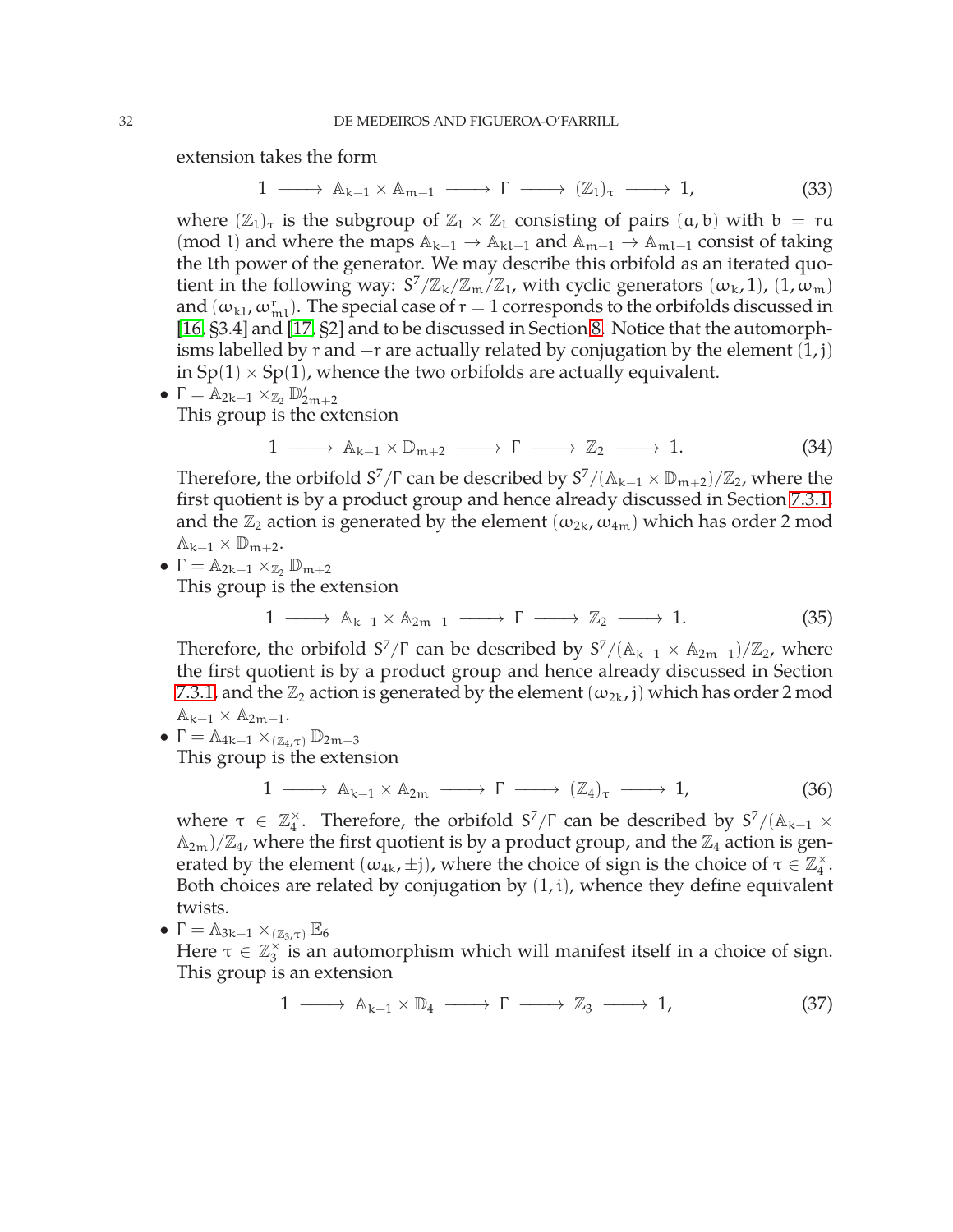extension takes the form

$$1 \longrightarrow \mathbb{A}_{k-1} \times \mathbb{A}_{m-1} \longrightarrow \Gamma \longrightarrow (\mathbb{Z}_l)_\tau \longrightarrow 1, \tag{33}$$

where $(\mathbb{Z}_l)_\tau$ is the subgroup of $\mathbb{Z}_l \times \mathbb{Z}_l$ consisting of pairs $(a, b)$ with $b = ra \pmod{l}$ and where the maps $\mathbb{A}_{k-1} \to \mathbb{A}_{kl-1}$ and $\mathbb{A}_{m-1} \to \mathbb{A}_{ml-1}$ consist of taking the $l$th power of the generator. We may describe this orbifold as an iterated quotient in the following way: $S^7/\mathbb{Z}_k/\mathbb{Z}_m/\mathbb{Z}_l$, with cyclic generators $(\omega_k, 1)$, $(1, \omega_m)$ and $(\omega_{kl}, \omega_{ml}^r)$. The special case of $r = 1$ corresponds to the orbifolds discussed in [16, §3.4] and [17, §2] and to be discussed in Section 8. Notice that the automorphisms labelled by $r$ and $-r$ are actually related by conjugation by the element $(1, j)$ in $\mathrm{Sp}(1) \times \mathrm{Sp}(1)$, whence the two orbifolds are actually equivalent.

- $\Gamma = \mathbb{A}_{2k-1} \times_{\mathbb{Z}_2} \mathbb{D}'_{2m+2}$
  This group is the extension

$$1 \longrightarrow \mathbb{A}_{k-1} \times \mathbb{D}_{m+2} \longrightarrow \Gamma \longrightarrow \mathbb{Z}_2 \longrightarrow 1. \tag{34}$$

  Therefore, the orbifold $S^7/\Gamma$ can be described by $S^7/(\mathbb{A}_{k-1} \times \mathbb{D}_{m+2})/\mathbb{Z}_2$, where the first quotient is by a product group and hence already discussed in Section 7.3.1, and the $\mathbb{Z}_2$ action is generated by the element $(\omega_{2k}, \omega_{4m})$ which has order 2 mod $\mathbb{A}_{k-1} \times \mathbb{D}_{m+2}$.

- $\Gamma = \mathbb{A}_{2k-1} \times_{\mathbb{Z}_2} \mathbb{D}_{m+2}$
  This group is the extension

$$1 \longrightarrow \mathbb{A}_{k-1} \times \mathbb{A}_{2m-1} \longrightarrow \Gamma \longrightarrow \mathbb{Z}_2 \longrightarrow 1. \tag{35}$$

  Therefore, the orbifold $S^7/\Gamma$ can be described by $S^7/(\mathbb{A}_{k-1} \times \mathbb{A}_{2m-1})/\mathbb{Z}_2$, where the first quotient is by a product group and hence already discussed in Section 7.3.1, and the $\mathbb{Z}_2$ action is generated by the element $(\omega_{2k}, j)$ which has order 2 mod $\mathbb{A}_{k-1} \times \mathbb{A}_{2m-1}$.

- $\Gamma = \mathbb{A}_{4k-1} \times_{(\mathbb{Z}_4,\tau)} \mathbb{D}_{2m+3}$
  This group is the extension

$$1 \longrightarrow \mathbb{A}_{k-1} \times \mathbb{A}_{2m} \longrightarrow \Gamma \longrightarrow (\mathbb{Z}_4)_\tau \longrightarrow 1, \tag{36}$$

  where $\tau \in \mathbb{Z}_4^\times$. Therefore, the orbifold $S^7/\Gamma$ can be described by $S^7/(\mathbb{A}_{k-1} \times \mathbb{A}_{2m})/\mathbb{Z}_4$, where the first quotient is by a product group, and the $\mathbb{Z}_4$ action is generated by the element $(\omega_{4k}, \pm j)$, where the choice of sign is the choice of $\tau \in \mathbb{Z}_4^\times$. Both choices are related by conjugation by $(1, i)$, whence they define equivalent twists.

- $\Gamma = \mathbb{A}_{3k-1} \times_{(\mathbb{Z}_3,\tau)} \mathbb{E}_6$
  Here $\tau \in \mathbb{Z}_3^\times$ is an automorphism which will manifest itself in a choice of sign. This group is an extension

$$1 \longrightarrow \mathbb{A}_{k-1} \times \mathbb{D}_4 \longrightarrow \Gamma \longrightarrow \mathbb{Z}_3 \longrightarrow 1, \tag{37}$$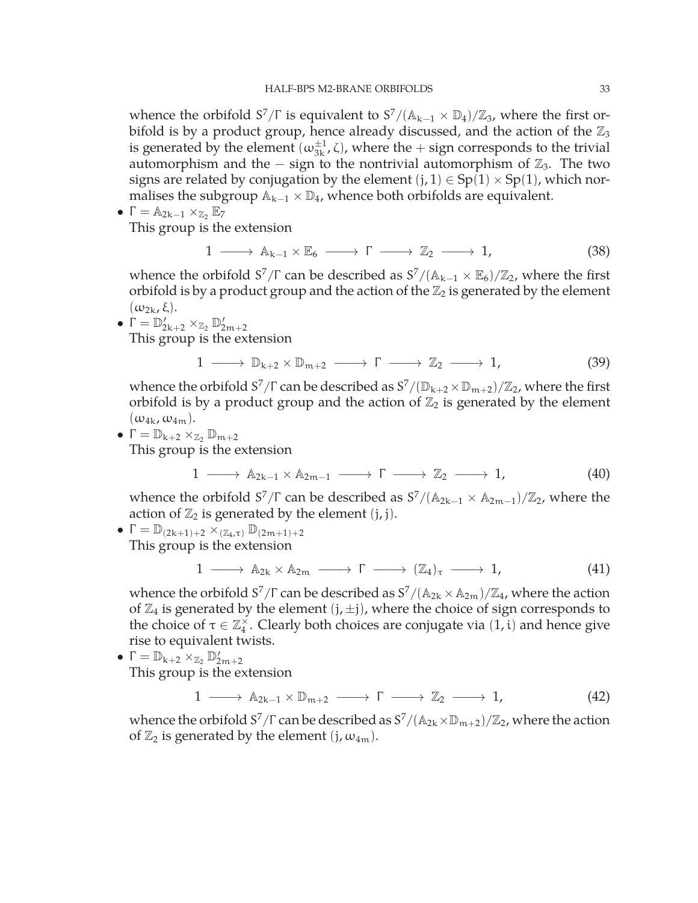whence the orbifold $S^7/\Gamma$ is equivalent to $S^7/(\mathbb{A}_{k-1} \times \mathbb{D}_4)/\mathbb{Z}_3$, where the first orbifold is by a product group, hence already discussed, and the action of the $\mathbb{Z}_3$ is generated by the element $(\omega_{3k}^{\pm 1}, \zeta)$, where the $+$ sign corresponds to the trivial automorphism and the $-$ sign to the nontrivial automorphism of $\mathbb{Z}_3$. The two signs are related by conjugation by the element $(j, 1) \in \mathrm{Sp}(1) \times \mathrm{Sp}(1)$, which normalises the subgroup $\mathbb{A}_{k-1} \times \mathbb{D}_4$, whence both orbifolds are equivalent.

- $\Gamma = \mathbb{A}_{2k-1} \times_{\mathbb{Z}_2} \mathbb{E}_7$
  This group is the extension
  $$1 \longrightarrow \mathbb{A}_{k-1} \times \mathbb{E}_6 \longrightarrow \Gamma \longrightarrow \mathbb{Z}_2 \longrightarrow 1, \tag{38}$$
  whence the orbifold $S^7/\Gamma$ can be described as $S^7/(\mathbb{A}_{k-1} \times \mathbb{E}_6)/\mathbb{Z}_2$, where the first orbifold is by a product group and the action of the $\mathbb{Z}_2$ is generated by the element $(\omega_{2k}, \xi)$.
- $\Gamma = \mathbb{D}'_{2k+2} \times_{\mathbb{Z}_2} \mathbb{D}'_{2m+2}$
  This group is the extension
  $$1 \longrightarrow \mathbb{D}_{k+2} \times \mathbb{D}_{m+2} \longrightarrow \Gamma \longrightarrow \mathbb{Z}_2 \longrightarrow 1, \tag{39}$$
  whence the orbifold $S^7/\Gamma$ can be described as $S^7/(\mathbb{D}_{k+2} \times \mathbb{D}_{m+2})/\mathbb{Z}_2$, where the first orbifold is by a product group and the action of $\mathbb{Z}_2$ is generated by the element $(\omega_{4k}, \omega_{4m})$.
- $\Gamma = \mathbb{D}_{k+2} \times_{\mathbb{Z}_2} \mathbb{D}_{m+2}$
  This group is the extension
  $$1 \longrightarrow \mathbb{A}_{2k-1} \times \mathbb{A}_{2m-1} \longrightarrow \Gamma \longrightarrow \mathbb{Z}_2 \longrightarrow 1, \tag{40}$$
  whence the orbifold $S^7/\Gamma$ can be described as $S^7/(\mathbb{A}_{2k-1} \times \mathbb{A}_{2m-1})/\mathbb{Z}_2$, where the action of $\mathbb{Z}_2$ is generated by the element $(j, j)$.
- $\Gamma = \mathbb{D}_{(2k+1)+2} \times_{(\mathbb{Z}_4,\tau)} \mathbb{D}_{(2m+1)+2}$
  This group is the extension
  $$1 \longrightarrow \mathbb{A}_{2k} \times \mathbb{A}_{2m} \longrightarrow \Gamma \longrightarrow (\mathbb{Z}_4)_\tau \longrightarrow 1, \tag{41}$$
  whence the orbifold $S^7/\Gamma$ can be described as $S^7/(\mathbb{A}_{2k} \times \mathbb{A}_{2m})/\mathbb{Z}_4$, where the action of $\mathbb{Z}_4$ is generated by the element $(j, \pm j)$, where the choice of sign corresponds to the choice of $\tau \in \mathbb{Z}_4^\times$. Clearly both choices are conjugate via $(1, i)$ and hence give rise to equivalent twists.
- $\Gamma = \mathbb{D}_{k+2} \times_{\mathbb{Z}_2} \mathbb{D}'_{2m+2}$
  This group is the extension
  $$1 \longrightarrow \mathbb{A}_{2k-1} \times \mathbb{D}_{m+2} \longrightarrow \Gamma \longrightarrow \mathbb{Z}_2 \longrightarrow 1, \tag{42}$$
  whence the orbifold $S^7/\Gamma$ can be described as $S^7/(\mathbb{A}_{2k} \times \mathbb{D}_{m+2})/\mathbb{Z}_2$, where the action of $\mathbb{Z}_2$ is generated by the element $(j, \omega_{4m})$.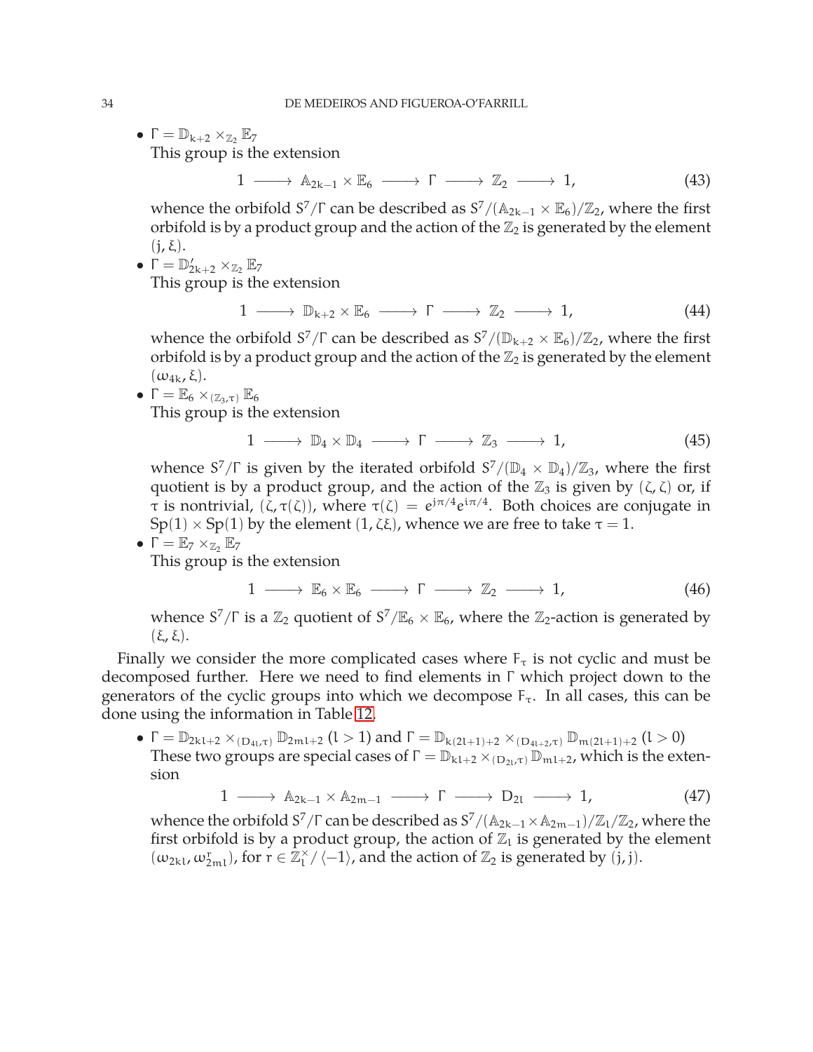- $\Gamma = \mathbb{D}_{k+2} \times_{\mathbb{Z}_2} \mathbb{E}_7$
  This group is the extension
  $$1 \longrightarrow \mathbb{A}_{2k-1} \times \mathbb{E}_6 \longrightarrow \Gamma \longrightarrow \mathbb{Z}_2 \longrightarrow 1, \tag{43}$$
  whence the orbifold $S^7/\Gamma$ can be described as $S^7/(\mathbb{A}_{2k-1} \times \mathbb{E}_6)/\mathbb{Z}_2$, where the first orbifold is by a product group and the action of the $\mathbb{Z}_2$ is generated by the element $(j, \xi)$.
- $\Gamma = \mathbb{D}'_{2k+2} \times_{\mathbb{Z}_2} \mathbb{E}_7$
  This group is the extension
  $$1 \longrightarrow \mathbb{D}_{k+2} \times \mathbb{E}_6 \longrightarrow \Gamma \longrightarrow \mathbb{Z}_2 \longrightarrow 1, \tag{44}$$
  whence the orbifold $S^7/\Gamma$ can be described as $S^7/(\mathbb{D}_{k+2} \times \mathbb{E}_6)/\mathbb{Z}_2$, where the first orbifold is by a product group and the action of the $\mathbb{Z}_2$ is generated by the element $(\omega_{4k}, \xi)$.
- $\Gamma = \mathbb{E}_6 \times_{(\mathbb{Z}_3,\tau)} \mathbb{E}_6$
  This group is the extension
  $$1 \longrightarrow \mathbb{D}_4 \times \mathbb{D}_4 \longrightarrow \Gamma \longrightarrow \mathbb{Z}_3 \longrightarrow 1, \tag{45}$$
  whence $S^7/\Gamma$ is given by the iterated orbifold $S^7/(\mathbb{D}_4 \times \mathbb{D}_4)/\mathbb{Z}_3$, where the first quotient is by a product group, and the action of the $\mathbb{Z}_3$ is given by $(\zeta, \zeta)$ or, if $\tau$ is nontrivial, $(\zeta, \tau(\zeta))$, where $\tau(\zeta) = e^{j\pi/4}e^{i\pi/4}$. Both choices are conjugate in $\mathrm{Sp}(1) \times \mathrm{Sp}(1)$ by the element $(1, \zeta\xi)$, whence we are free to take $\tau = 1$.
- $\Gamma = \mathbb{E}_7 \times_{\mathbb{Z}_2} \mathbb{E}_7$
  This group is the extension
  $$1 \longrightarrow \mathbb{E}_6 \times \mathbb{E}_6 \longrightarrow \Gamma \longrightarrow \mathbb{Z}_2 \longrightarrow 1, \tag{46}$$
  whence $S^7/\Gamma$ is a $\mathbb{Z}_2$ quotient of $S^7/\mathbb{E}_6 \times \mathbb{E}_6$, where the $\mathbb{Z}_2$-action is generated by $(\xi, \xi)$.

Finally we consider the more complicated cases where $F_\tau$ is not cyclic and must be decomposed further. Here we need to find elements in $\Gamma$ which project down to the generators of the cyclic groups into which we decompose $F_\tau$. In all cases, this can be done using the information in Table 12.

- $\Gamma = \mathbb{D}_{2kl+2} \times_{(D_{4l},\tau)} \mathbb{D}_{2ml+2}$ ($l > 1$) and $\Gamma = \mathbb{D}_{k(2l+1)+2} \times_{(D_{4l+2},\tau)} \mathbb{D}_{m(2l+1)+2}$ ($l > 0$)
  These two groups are special cases of $\Gamma = \mathbb{D}_{kl+2} \times_{(D_{2l},\tau)} \mathbb{D}_{ml+2}$, which is the extension
  $$1 \longrightarrow \mathbb{A}_{2k-1} \times \mathbb{A}_{2m-1} \longrightarrow \Gamma \longrightarrow D_{2l} \longrightarrow 1, \tag{47}$$
  whence the orbifold $S^7/\Gamma$ can be described as $S^7/(\mathbb{A}_{2k-1} \times \mathbb{A}_{2m-1})/\mathbb{Z}_l/\mathbb{Z}_2$, where the first orbifold is by a product group, the action of $\mathbb{Z}_l$ is generated by the element $(\omega_{2kl}, \omega_{2ml}^r)$, for $r \in \mathbb{Z}_l^\times/\langle -1 \rangle$, and the action of $\mathbb{Z}_2$ is generated by $(j, j)$.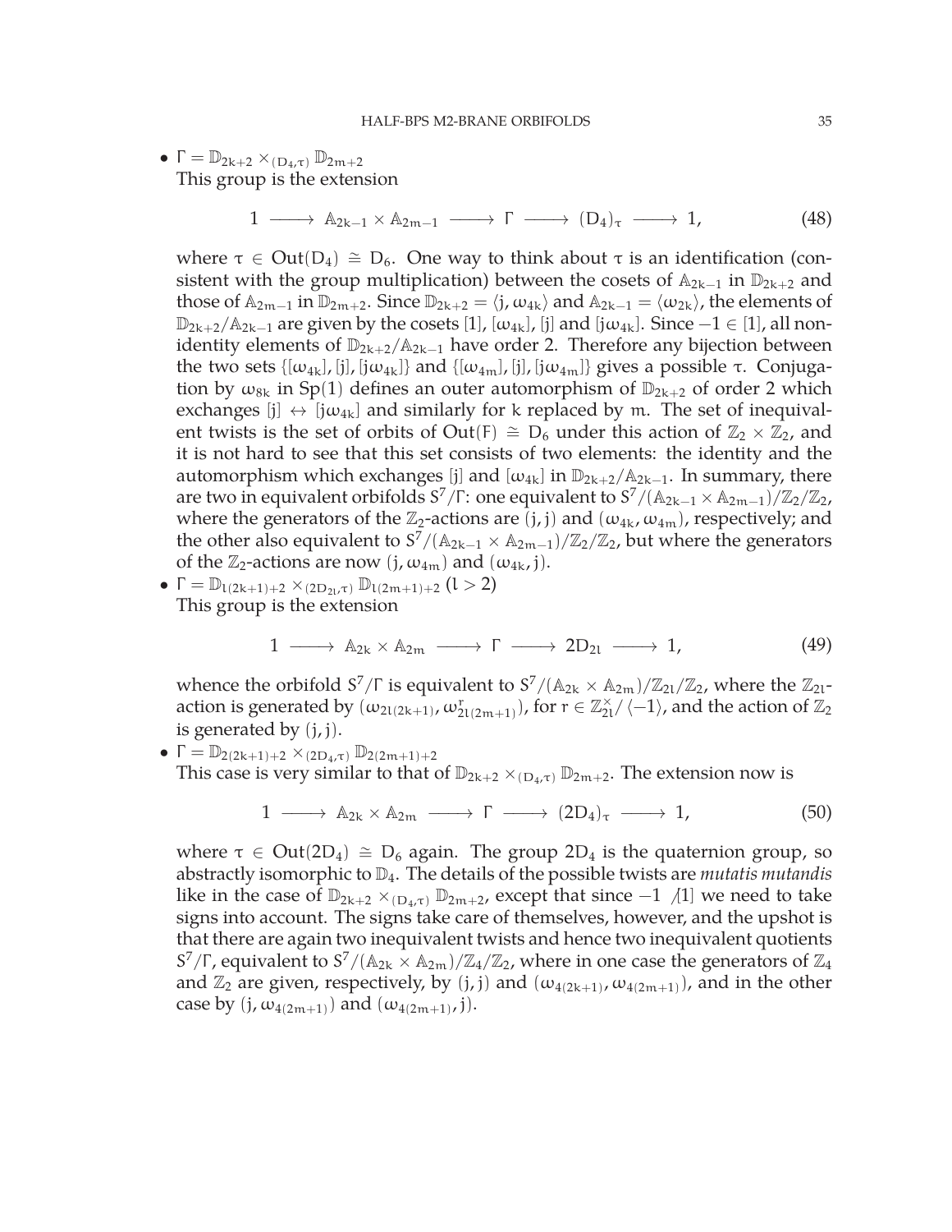- $\Gamma = \mathbb{D}_{2k+2} \times_{(D_4,\tau)} \mathbb{D}_{2m+2}$
  This group is the extension

$$1 \longrightarrow \mathbb{A}_{2k-1} \times \mathbb{A}_{2m-1} \longrightarrow \Gamma \longrightarrow (D_4)_\tau \longrightarrow 1, \tag{48}$$

  where $\tau \in \operatorname{Out}(D_4) \cong D_6$. One way to think about $\tau$ is an identification (consistent with the group multiplication) between the cosets of $\mathbb{A}_{2k-1}$ in $\mathbb{D}_{2k+2}$ and those of $\mathbb{A}_{2m-1}$ in $\mathbb{D}_{2m+2}$. Since $\mathbb{D}_{2k+2} = \langle j, \omega_{4k} \rangle$ and $\mathbb{A}_{2k-1} = \langle \omega_{2k} \rangle$, the elements of $\mathbb{D}_{2k+2}/\mathbb{A}_{2k-1}$ are given by the cosets $[1]$, $[\omega_{4k}]$, $[j]$ and $[j\omega_{4k}]$. Since $-1 \in [1]$, all non-identity elements of $\mathbb{D}_{2k+2}/\mathbb{A}_{2k-1}$ have order 2. Therefore any bijection between the two sets $\{[\omega_{4k}], [j], [j\omega_{4k}]\}$ and $\{[\omega_{4m}], [j], [j\omega_{4m}]\}$ gives a possible $\tau$. Conjugation by $\omega_{8k}$ in $\operatorname{Sp}(1)$ defines an outer automorphism of $\mathbb{D}_{2k+2}$ of order 2 which exchanges $[j] \leftrightarrow [j\omega_{4k}]$ and similarly for $k$ replaced by $m$. The set of inequivalent twists is the set of orbits of $\operatorname{Out}(F) \cong D_6$ under this action of $\mathbb{Z}_2 \times \mathbb{Z}_2$, and it is not hard to see that this set consists of two elements: the identity and the automorphism which exchanges $[j]$ and $[\omega_{4k}]$ in $\mathbb{D}_{2k+2}/\mathbb{A}_{2k-1}$. In summary, there are two in equivalent orbifolds $S^7/\Gamma$: one equivalent to $S^7/(\mathbb{A}_{2k-1} \times \mathbb{A}_{2m-1})/\mathbb{Z}_2/\mathbb{Z}_2$, where the generators of the $\mathbb{Z}_2$-actions are $(j, j)$ and $(\omega_{4k}, \omega_{4m})$, respectively; and the other also equivalent to $S^7/(\mathbb{A}_{2k-1} \times \mathbb{A}_{2m-1})/\mathbb{Z}_2/\mathbb{Z}_2$, but where the generators of the $\mathbb{Z}_2$-actions are now $(j, \omega_{4m})$ and $(\omega_{4k}, j)$.
- $\Gamma = \mathbb{D}_{l(2k+1)+2} \times_{(2D_{2l},\tau)} \mathbb{D}_{l(2m+1)+2}$ ($l > 2$)
  This group is the extension

$$1 \longrightarrow \mathbb{A}_{2k} \times \mathbb{A}_{2m} \longrightarrow \Gamma \longrightarrow 2D_{2l} \longrightarrow 1, \tag{49}$$

  whence the orbifold $S^7/\Gamma$ is equivalent to $S^7/(\mathbb{A}_{2k} \times \mathbb{A}_{2m})/\mathbb{Z}_{2l}/\mathbb{Z}_2$, where the $\mathbb{Z}_{2l}$-action is generated by $(\omega_{2l(2k+1)}, \omega^r_{2l(2m+1)})$, for $r \in \mathbb{Z}^\times_{2l}/\langle -1 \rangle$, and the action of $\mathbb{Z}_2$ is generated by $(j, j)$.
- $\Gamma = \mathbb{D}_{2(2k+1)+2} \times_{(2D_4,\tau)} \mathbb{D}_{2(2m+1)+2}$
  This case is very similar to that of $\mathbb{D}_{2k+2} \times_{(D_4,\tau)} \mathbb{D}_{2m+2}$. The extension now is

$$1 \longrightarrow \mathbb{A}_{2k} \times \mathbb{A}_{2m} \longrightarrow \Gamma \longrightarrow (2D_4)_\tau \longrightarrow 1, \tag{50}$$

  where $\tau \in \operatorname{Out}(2D_4) \cong D_6$ again. The group $2D_4$ is the quaternion group, so abstractly isomorphic to $\mathbb{D}_4$. The details of the possible twists are *mutatis mutandis* like in the case of $\mathbb{D}_{2k+2} \times_{(D_4,\tau)} \mathbb{D}_{2m+2}$, except that since $-1 \notin [1]$ we need to take signs into account. The signs take care of themselves, however, and the upshot is that there are again two inequivalent twists and hence two inequivalent quotients $S^7/\Gamma$, equivalent to $S^7/(\mathbb{A}_{2k} \times \mathbb{A}_{2m})/\mathbb{Z}_4/\mathbb{Z}_2$, where in one case the generators of $\mathbb{Z}_4$ and $\mathbb{Z}_2$ are given, respectively, by $(j, j)$ and $(\omega_{4(2k+1)}, \omega_{4(2m+1)})$, and in the other case by $(j, \omega_{4(2m+1)})$ and $(\omega_{4(2m+1)}, j)$.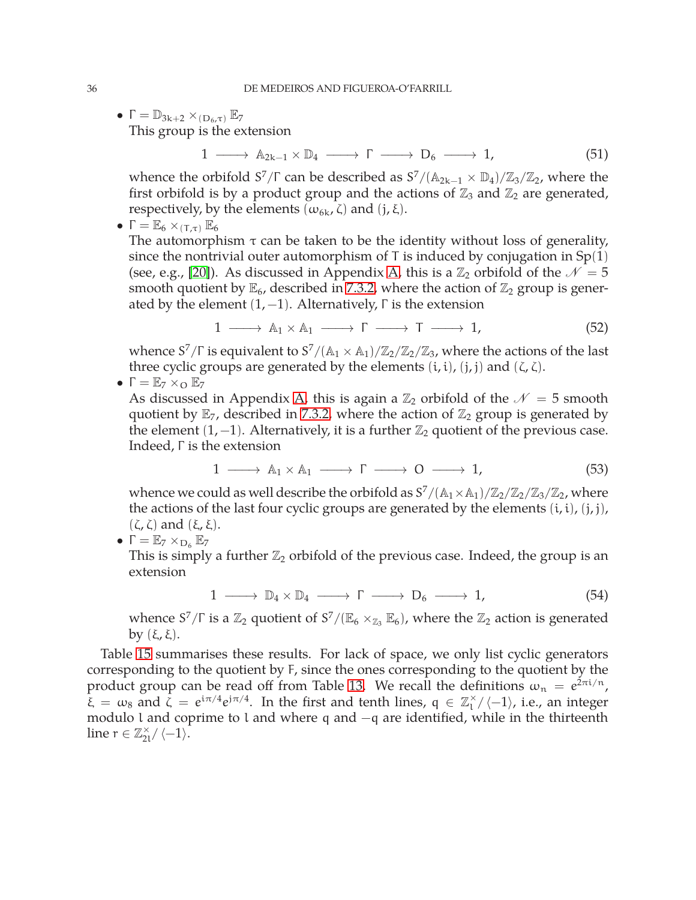- $\Gamma = \mathbb{D}_{3k+2} \times_{(D_6,\tau)} \mathbb{E}_7$
  This group is the extension
  $$1 \longrightarrow \mathbb{A}_{2k-1} \times \mathbb{D}_4 \longrightarrow \Gamma \longrightarrow D_6 \longrightarrow 1, \tag{51}$$
  whence the orbifold $S^7/\Gamma$ can be described as $S^7/(\mathbb{A}_{2k-1} \times \mathbb{D}_4)/\mathbb{Z}_3/\mathbb{Z}_2$, where the first orbifold is by a product group and the actions of $\mathbb{Z}_3$ and $\mathbb{Z}_2$ are generated, respectively, by the elements $(\omega_{6k}, \zeta)$ and $(j, \xi)$.
- $\Gamma = \mathbb{E}_6 \times_{(T,\tau)} \mathbb{E}_6$
  The automorphism $\tau$ can be taken to be the identity without loss of generality, since the nontrivial outer automorphism of $T$ is induced by conjugation in $\mathrm{Sp}(1)$ (see, e.g., [20]). As discussed in Appendix A, this is a $\mathbb{Z}_2$ orbifold of the $\mathscr{N} = 5$ smooth quotient by $\mathbb{E}_6$, described in 7.3.2, where the action of $\mathbb{Z}_2$ group is generated by the element $(1, -1)$. Alternatively, $\Gamma$ is the extension
  $$1 \longrightarrow \mathbb{A}_1 \times \mathbb{A}_1 \longrightarrow \Gamma \longrightarrow T \longrightarrow 1, \tag{52}$$
  whence $S^7/\Gamma$ is equivalent to $S^7/(\mathbb{A}_1 \times \mathbb{A}_1)/\mathbb{Z}_2/\mathbb{Z}_2/\mathbb{Z}_3$, where the actions of the last three cyclic groups are generated by the elements $(i, i)$, $(j, j)$ and $(\zeta, \zeta)$.
- $\Gamma = \mathbb{E}_7 \times_O \mathbb{E}_7$
  As discussed in Appendix A, this is again a $\mathbb{Z}_2$ orbifold of the $\mathscr{N} = 5$ smooth quotient by $\mathbb{E}_7$, described in 7.3.2, where the action of $\mathbb{Z}_2$ group is generated by the element $(1, -1)$. Alternatively, it is a further $\mathbb{Z}_2$ quotient of the previous case. Indeed, $\Gamma$ is the extension
  $$1 \longrightarrow \mathbb{A}_1 \times \mathbb{A}_1 \longrightarrow \Gamma \longrightarrow O \longrightarrow 1, \tag{53}$$
  whence we could as well describe the orbifold as $S^7/(\mathbb{A}_1 \times \mathbb{A}_1)/\mathbb{Z}_2/\mathbb{Z}_2/\mathbb{Z}_3/\mathbb{Z}_2$, where the actions of the last four cyclic groups are generated by the elements $(i, i)$, $(j, j)$, $(\zeta, \zeta)$ and $(\xi, \xi)$.
- $\Gamma = \mathbb{E}_7 \times_{D_6} \mathbb{E}_7$
  This is simply a further $\mathbb{Z}_2$ orbifold of the previous case. Indeed, the group is an extension
  $$1 \longrightarrow \mathbb{D}_4 \times \mathbb{D}_4 \longrightarrow \Gamma \longrightarrow D_6 \longrightarrow 1, \tag{54}$$
  whence $S^7/\Gamma$ is a $\mathbb{Z}_2$ quotient of $S^7/(\mathbb{E}_6 \times_{\mathbb{Z}_3} \mathbb{E}_6)$, where the $\mathbb{Z}_2$ action is generated by $(\xi, \xi)$.

Table 15 summarises these results. For lack of space, we only list cyclic generators corresponding to the quotient by $F$, since the ones corresponding to the quotient by the product group can be read off from Table 13. We recall the definitions $\omega_n = e^{2\pi i/n}$, $\xi = \omega_8$ and $\zeta = e^{i\pi/4}e^{j\pi/4}$. In the first and tenth lines, $q \in \mathbb{Z}_l^\times/\langle -1 \rangle$, i.e., an integer modulo $l$ and coprime to $l$ and where $q$ and $-q$ are identified, while in the thirteenth line $r \in \mathbb{Z}_{2l}^\times/\langle -1 \rangle$.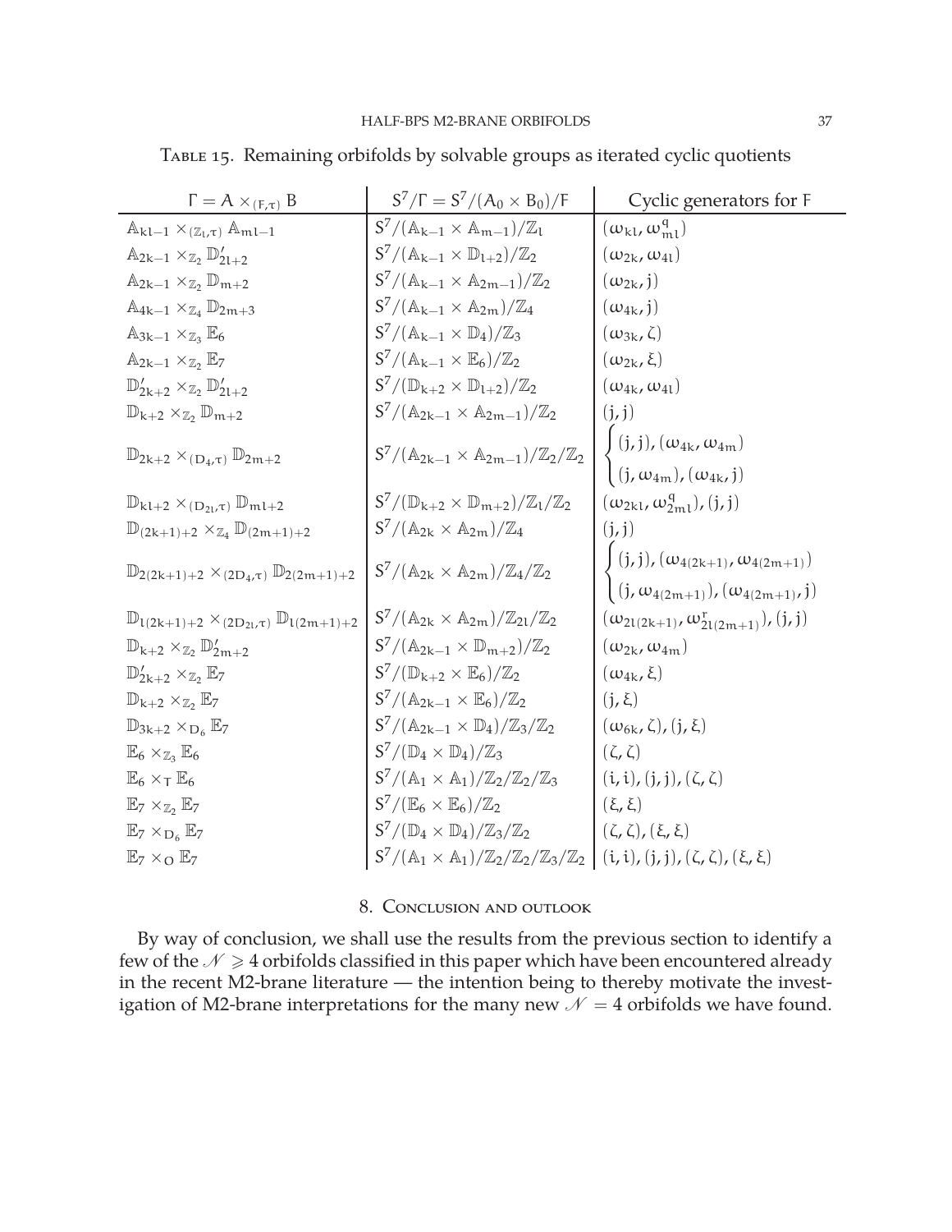Table 15. Remaining orbifolds by solvable groups as iterated cyclic quotients

| $\Gamma = A \times_{(F,\tau)} B$ | $S^7/\Gamma = S^7/(A_0 \times B_0)/F$ | Cyclic generators for $F$ |
|---|---|---|
| $\mathbb{A}_{kl-1} \times_{(\mathbb{Z}_l,\tau)} \mathbb{A}_{ml-1}$ | $S^7/(\mathbb{A}_{k-1} \times \mathbb{A}_{m-1})/\mathbb{Z}_l$ | $(\omega_{kl}, \omega_{ml}^q)$ |
| $\mathbb{A}_{2k-1} \times_{\mathbb{Z}_2} \mathbb{D}'_{2l+2}$ | $S^7/(\mathbb{A}_{k-1} \times \mathbb{D}_{l+2})/\mathbb{Z}_2$ | $(\omega_{2k}, \omega_{4l})$ |
| $\mathbb{A}_{2k-1} \times_{\mathbb{Z}_2} \mathbb{D}_{m+2}$ | $S^7/(\mathbb{A}_{k-1} \times \mathbb{A}_{2m-1})/\mathbb{Z}_2$ | $(\omega_{2k}, j)$ |
| $\mathbb{A}_{4k-1} \times_{\mathbb{Z}_4} \mathbb{D}_{2m+3}$ | $S^7/(\mathbb{A}_{k-1} \times \mathbb{A}_{2m})/\mathbb{Z}_4$ | $(\omega_{4k}, j)$ |
| $\mathbb{A}_{3k-1} \times_{\mathbb{Z}_3} \mathbb{E}_6$ | $S^7/(\mathbb{A}_{k-1} \times \mathbb{D}_4)/\mathbb{Z}_3$ | $(\omega_{3k}, \zeta)$ |
| $\mathbb{A}_{2k-1} \times_{\mathbb{Z}_2} \mathbb{E}_7$ | $S^7/(\mathbb{A}_{k-1} \times \mathbb{E}_6)/\mathbb{Z}_2$ | $(\omega_{2k}, \xi)$ |
| $\mathbb{D}'_{2k+2} \times_{\mathbb{Z}_2} \mathbb{D}'_{2l+2}$ | $S^7/(\mathbb{D}_{k+2} \times \mathbb{D}_{l+2})/\mathbb{Z}_2$ | $(\omega_{4k}, \omega_{4l})$ |
| $\mathbb{D}_{k+2} \times_{\mathbb{Z}_2} \mathbb{D}_{m+2}$ | $S^7/(\mathbb{A}_{2k-1} \times \mathbb{A}_{2m-1})/\mathbb{Z}_2$ | $(j, j)$ |
| $\mathbb{D}_{2k+2} \times_{(D_4,\tau)} \mathbb{D}_{2m+2}$ | $S^7/(\mathbb{A}_{2k-1} \times \mathbb{A}_{2m-1})/\mathbb{Z}_2/\mathbb{Z}_2$ | $\begin{cases} (j,j), (\omega_{4k}, \omega_{4m}) \\ (j, \omega_{4m}), (\omega_{4k}, j) \end{cases}$ |
| $\mathbb{D}_{kl+2} \times_{(D_{2l},\tau)} \mathbb{D}_{ml+2}$ | $S^7/(\mathbb{D}_{k+2} \times \mathbb{D}_{m+2})/\mathbb{Z}_l/\mathbb{Z}_2$ | $(\omega_{2kl}, \omega_{2ml}^q), (j, j)$ |
| $\mathbb{D}_{(2k+1)+2} \times_{\mathbb{Z}_4} \mathbb{D}_{(2m+1)+2}$ | $S^7/(\mathbb{A}_{2k} \times \mathbb{A}_{2m})/\mathbb{Z}_4$ | $(j, j)$ |
| $\mathbb{D}_{2(2k+1)+2} \times_{(2D_4,\tau)} \mathbb{D}_{2(2m+1)+2}$ | $S^7/(\mathbb{A}_{2k} \times \mathbb{A}_{2m})/\mathbb{Z}_4/\mathbb{Z}_2$ | $\begin{cases} (j,j), (\omega_{4(2k+1)}, \omega_{4(2m+1)}) \\ (j, \omega_{4(2m+1)}), (\omega_{4(2m+1)}, j) \end{cases}$ |
| $\mathbb{D}_{l(2k+1)+2} \times_{(2D_{2l},\tau)} \mathbb{D}_{l(2m+1)+2}$ | $S^7/(\mathbb{A}_{2k} \times \mathbb{A}_{2m})/\mathbb{Z}_{2l}/\mathbb{Z}_2$ | $(\omega_{2l(2k+1)}, \omega_{2l(2m+1)}^r), (j, j)$ |
| $\mathbb{D}_{k+2} \times_{\mathbb{Z}_2} \mathbb{D}'_{2m+2}$ | $S^7/(\mathbb{A}_{2k-1} \times \mathbb{D}_{m+2})/\mathbb{Z}_2$ | $(\omega_{2k}, \omega_{4m})$ |
| $\mathbb{D}'_{2k+2} \times_{\mathbb{Z}_2} \mathbb{E}_7$ | $S^7/(\mathbb{D}_{k+2} \times \mathbb{E}_6)/\mathbb{Z}_2$ | $(\omega_{4k}, \xi)$ |
| $\mathbb{D}_{k+2} \times_{\mathbb{Z}_2} \mathbb{E}_7$ | $S^7/(\mathbb{A}_{2k-1} \times \mathbb{E}_6)/\mathbb{Z}_2$ | $(j, \xi)$ |
| $\mathbb{D}_{3k+2} \times_{D_6} \mathbb{E}_7$ | $S^7/(\mathbb{A}_{2k-1} \times \mathbb{D}_4)/\mathbb{Z}_3/\mathbb{Z}_2$ | $(\omega_{6k}, \zeta), (j, \xi)$ |
| $\mathbb{E}_6 \times_{\mathbb{Z}_3} \mathbb{E}_6$ | $S^7/(\mathbb{D}_4 \times \mathbb{D}_4)/\mathbb{Z}_3$ | $(\zeta, \zeta)$ |
| $\mathbb{E}_6 \times_T \mathbb{E}_6$ | $S^7/(\mathbb{A}_1 \times \mathbb{A}_1)/\mathbb{Z}_2/\mathbb{Z}_2/\mathbb{Z}_3$ | $(i, i), (j, j), (\zeta, \zeta)$ |
| $\mathbb{E}_7 \times_{\mathbb{Z}_2} \mathbb{E}_7$ | $S^7/(\mathbb{E}_6 \times \mathbb{E}_6)/\mathbb{Z}_2$ | $(\xi, \xi)$ |
| $\mathbb{E}_7 \times_{D_6} \mathbb{E}_7$ | $S^7/(\mathbb{D}_4 \times \mathbb{D}_4)/\mathbb{Z}_3/\mathbb{Z}_2$ | $(\zeta, \zeta), (\xi, \xi)$ |
| $\mathbb{E}_7 \times_O \mathbb{E}_7$ | $S^7/(\mathbb{A}_1 \times \mathbb{A}_1)/\mathbb{Z}_2/\mathbb{Z}_2/\mathbb{Z}_3/\mathbb{Z}_2$ | $(i, i), (j, j), (\zeta, \zeta), (\xi, \xi)$ |

## 8. Conclusion and outlook

By way of conclusion, we shall use the results from the previous section to identify a few of the $\mathscr{N} \geqslant 4$ orbifolds classified in this paper which have been encountered already in the recent M2-brane literature — the intention being to thereby motivate the investigation of M2-brane interpretations for the many new $\mathscr{N} = 4$ orbifolds we have found.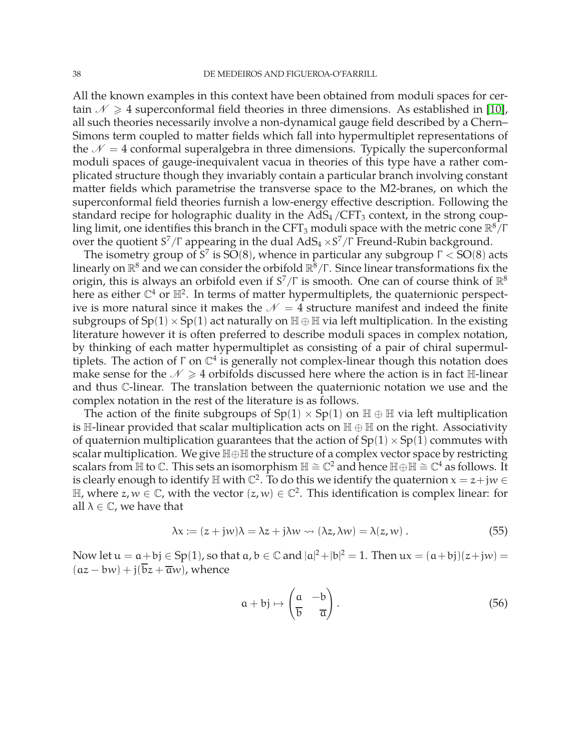All the known examples in this context have been obtained from moduli spaces for certain $\mathscr{N} \geqslant 4$ superconformal field theories in three dimensions. As established in [10], all such theories necessarily involve a non-dynamical gauge field described by a Chern–Simons term coupled to matter fields which fall into hypermultiplet representations of the $\mathscr{N} = 4$ conformal superalgebra in three dimensions. Typically the superconformal moduli spaces of gauge-inequivalent vacua in theories of this type have a rather complicated structure though they invariably contain a particular branch involving constant matter fields which parametrise the transverse space to the M2-branes, on which the superconformal field theories furnish a low-energy effective description. Following the standard recipe for holographic duality in the $\mathrm{AdS}_4/\mathrm{CFT}_3$ context, in the strong coupling limit, one identifies this branch in the $\mathrm{CFT}_3$ moduli space with the metric cone $\mathbb{R}^8/\Gamma$ over the quotient $S^7/\Gamma$ appearing in the dual $\mathrm{AdS}_4 \times S^7/\Gamma$ Freund-Rubin background.

The isometry group of $S^7$ is $\mathrm{SO}(8)$, whence in particular any subgroup $\Gamma < \mathrm{SO}(8)$ acts linearly on $\mathbb{R}^8$ and we can consider the orbifold $\mathbb{R}^8/\Gamma$. Since linear transformations fix the origin, this is always an orbifold even if $S^7/\Gamma$ is smooth. One can of course think of $\mathbb{R}^8$ here as either $\mathbb{C}^4$ or $\mathbb{H}^2$. In terms of matter hypermultiplets, the quaternionic perspective is more natural since it makes the $\mathscr{N} = 4$ structure manifest and indeed the finite subgroups of $\mathrm{Sp}(1) \times \mathrm{Sp}(1)$ act naturally on $\mathbb{H} \oplus \mathbb{H}$ via left multiplication. In the existing literature however it is often preferred to describe moduli spaces in complex notation, by thinking of each matter hypermultiplet as consisting of a pair of chiral supermultiplets. The action of $\Gamma$ on $\mathbb{C}^4$ is generally not complex-linear though this notation does make sense for the $\mathscr{N} \geqslant 4$ orbifolds discussed here where the action is in fact $\mathbb{H}$-linear and thus $\mathbb{C}$-linear. The translation between the quaternionic notation we use and the complex notation in the rest of the literature is as follows.

The action of the finite subgroups of $\mathrm{Sp}(1) \times \mathrm{Sp}(1)$ on $\mathbb{H} \oplus \mathbb{H}$ via left multiplication is $\mathbb{H}$-linear provided that scalar multiplication acts on $\mathbb{H} \oplus \mathbb{H}$ on the right. Associativity of quaternion multiplication guarantees that the action of $\mathrm{Sp}(1) \times \mathrm{Sp}(1)$ commutes with scalar multiplication. We give $\mathbb{H}\oplus\mathbb{H}$ the structure of a complex vector space by restricting scalars from $\mathbb{H}$ to $\mathbb{C}$. This sets an isomorphism $\mathbb{H} \cong \mathbb{C}^2$ and hence $\mathbb{H}\oplus\mathbb{H} \cong \mathbb{C}^4$ as follows. It is clearly enough to identify $\mathbb{H}$ with $\mathbb{C}^2$. To do this we identify the quaternion $x = z + jw \in \mathbb{H}$, where $z, w \in \mathbb{C}$, with the vector $(z, w) \in \mathbb{C}^2$. This identification is complex linear: for all $\lambda \in \mathbb{C}$, we have that

$$\lambda x := (z + jw)\lambda = \lambda z + j\lambda w \rightsquigarrow (\lambda z, \lambda w) = \lambda(z, w) \,. \tag{55}$$

Now let $u = a + bj \in \mathrm{Sp}(1)$, so that $a, b \in \mathbb{C}$ and $|a|^2 + |b|^2 = 1$. Then $ux = (a + bj)(z + jw) = (az - bw) + j(\overline{b}z + \overline{a}w)$, whence

$$a + bj \mapsto \begin{pmatrix} a & -b \\ \overline{b} & \overline{a} \end{pmatrix} . \tag{56}$$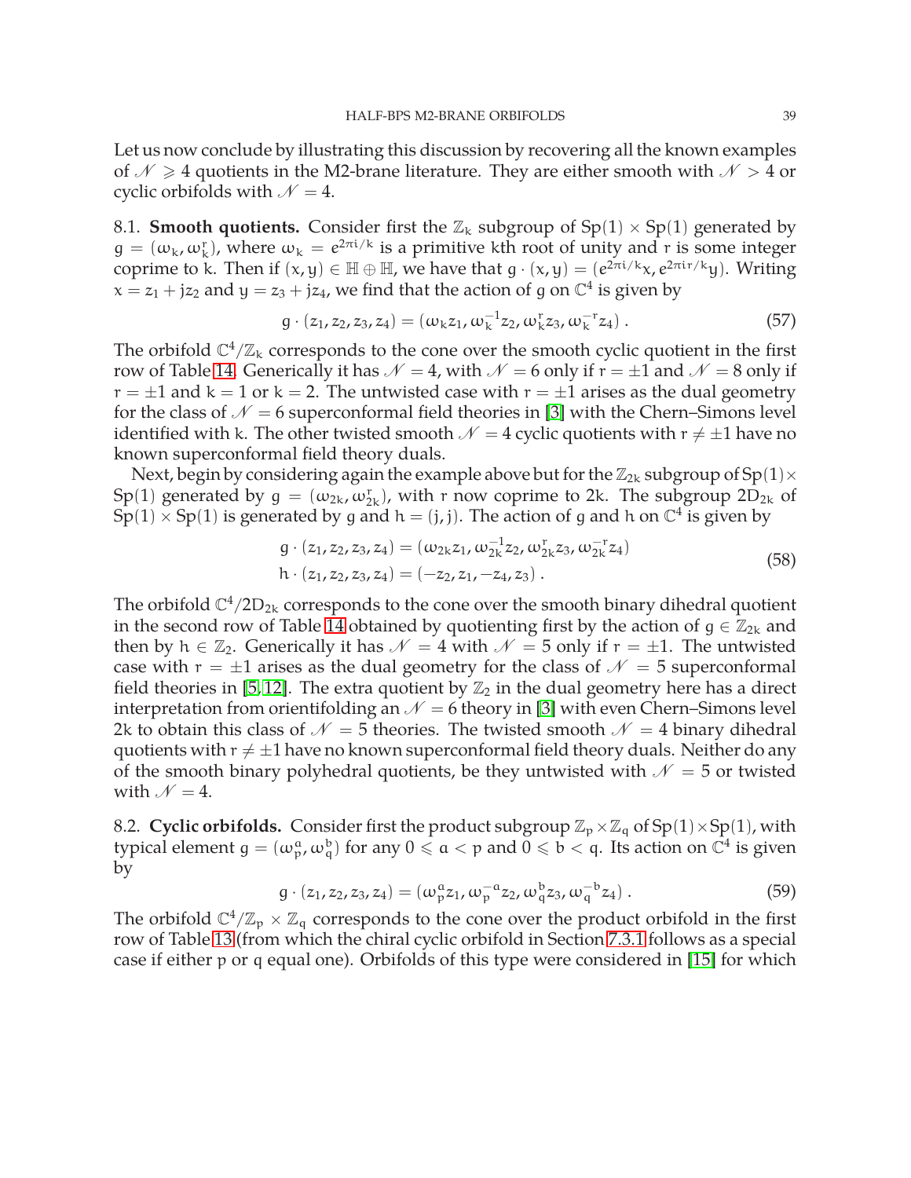Let us now conclude by illustrating this discussion by recovering all the known examples of $\mathscr{N} \geqslant 4$ quotients in the M2-brane literature. They are either smooth with $\mathscr{N} > 4$ or cyclic orbifolds with $\mathscr{N} = 4$.

### 8.1. Smooth quotients.

Consider first the $\mathbb{Z}_k$ subgroup of $\mathrm{Sp}(1) \times \mathrm{Sp}(1)$ generated by $g = (\omega_k, \omega_k^r)$, where $\omega_k = e^{2\pi i/k}$ is a primitive $k$th root of unity and $r$ is some integer coprime to $k$. Then if $(x, y) \in \mathbb{H} \oplus \mathbb{H}$, we have that $g \cdot (x, y) = (e^{2\pi i/k} x, e^{2\pi i r/k} y)$. Writing $x = z_1 + j z_2$ and $y = z_3 + j z_4$, we find that the action of $g$ on $\mathbb{C}^4$ is given by

$$g \cdot (z_1, z_2, z_3, z_4) = (\omega_k z_1, \omega_k^{-1} z_2, \omega_k^r z_3, \omega_k^{-r} z_4) . \tag{57}$$

The orbifold $\mathbb{C}^4/\mathbb{Z}_k$ corresponds to the cone over the smooth cyclic quotient in the first row of Table 14. Generically it has $\mathscr{N} = 4$, with $\mathscr{N} = 6$ only if $r = \pm 1$ and $\mathscr{N} = 8$ only if $r = \pm 1$ and $k = 1$ or $k = 2$. The untwisted case with $r = \pm 1$ arises as the dual geometry for the class of $\mathscr{N} = 6$ superconformal field theories in [3] with the Chern–Simons level identified with $k$. The other twisted smooth $\mathscr{N} = 4$ cyclic quotients with $r \neq \pm 1$ have no known superconformal field theory duals.

Next, begin by considering again the example above but for the $\mathbb{Z}_{2k}$ subgroup of $\mathrm{Sp}(1) \times \mathrm{Sp}(1)$ generated by $g = (\omega_{2k}, \omega_{2k}^r)$, with $r$ now coprime to $2k$. The subgroup $2D_{2k}$ of $\mathrm{Sp}(1) \times \mathrm{Sp}(1)$ is generated by $g$ and $h = (j, j)$. The action of $g$ and $h$ on $\mathbb{C}^4$ is given by

$$\begin{aligned} g \cdot (z_1, z_2, z_3, z_4) &= (\omega_{2k} z_1, \omega_{2k}^{-1} z_2, \omega_{2k}^r z_3, \omega_{2k}^{-r} z_4) \\ h \cdot (z_1, z_2, z_3, z_4) &= (-z_2, z_1, -z_4, z_3) . \end{aligned} \tag{58}$$

The orbifold $\mathbb{C}^4/2D_{2k}$ corresponds to the cone over the smooth binary dihedral quotient in the second row of Table 14 obtained by quotienting first by the action of $g \in \mathbb{Z}_{2k}$ and then by $h \in \mathbb{Z}_2$. Generically it has $\mathscr{N} = 4$ with $\mathscr{N} = 5$ only if $r = \pm 1$. The untwisted case with $r = \pm 1$ arises as the dual geometry for the class of $\mathscr{N} = 5$ superconformal field theories in [5, 12]. The extra quotient by $\mathbb{Z}_2$ in the dual geometry here has a direct interpretation from orientifolding an $\mathscr{N} = 6$ theory in [3] with even Chern–Simons level $2k$ to obtain this class of $\mathscr{N} = 5$ theories. The twisted smooth $\mathscr{N} = 4$ binary dihedral quotients with $r \neq \pm 1$ have no known superconformal field theory duals. Neither do any of the smooth binary polyhedral quotients, be they untwisted with $\mathscr{N} = 5$ or twisted with $\mathscr{N} = 4$.

### 8.2. Cyclic orbifolds.

Consider first the product subgroup $\mathbb{Z}_p \times \mathbb{Z}_q$ of $\mathrm{Sp}(1) \times \mathrm{Sp}(1)$, with typical element $g = (\omega_p^a, \omega_q^b)$ for any $0 \leqslant a < p$ and $0 \leqslant b < q$. Its action on $\mathbb{C}^4$ is given by

$$g \cdot (z_1, z_2, z_3, z_4) = (\omega_p^a z_1, \omega_p^{-a} z_2, \omega_q^b z_3, \omega_q^{-b} z_4) . \tag{59}$$

The orbifold $\mathbb{C}^4/\mathbb{Z}_p \times \mathbb{Z}_q$ corresponds to the cone over the product orbifold in the first row of Table 13 (from which the chiral cyclic orbifold in Section 7.3.1 follows as a special case if either $p$ or $q$ equal one). Orbifolds of this type were considered in [15] for which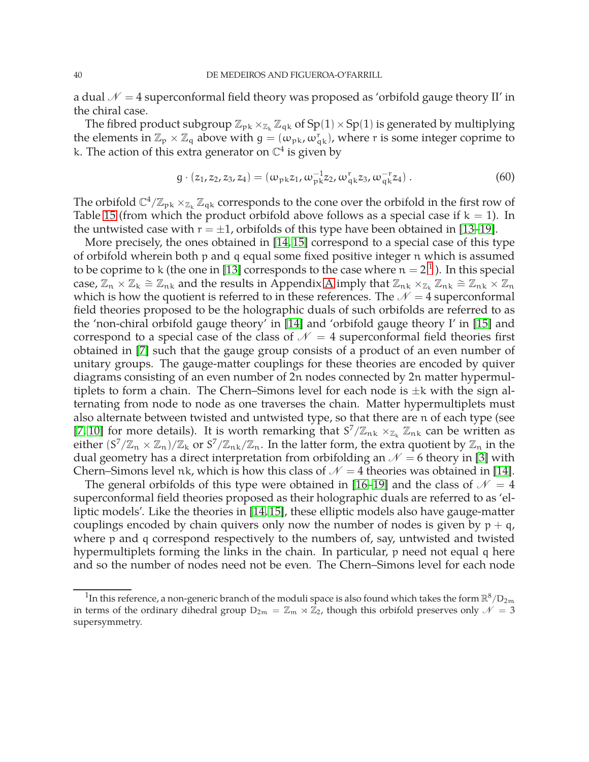a dual $\mathscr{N}=4$ superconformal field theory was proposed as 'orbifold gauge theory II' in the chiral case.

The fibred product subgroup $\mathbb{Z}_{pk} \times_{\mathbb{Z}_k} \mathbb{Z}_{qk}$ of $\mathrm{Sp}(1) \times \mathrm{Sp}(1)$ is generated by multiplying the elements in $\mathbb{Z}_p \times \mathbb{Z}_q$ above with $g = (\omega_{pk}, \omega_{qk}^r)$, where $r$ is some integer coprime to $k$. The action of this extra generator on $\mathbb{C}^4$ is given by

$$g \cdot (z_1, z_2, z_3, z_4) = (\omega_{pk} z_1, \omega_{pk}^{-1} z_2, \omega_{qk}^r z_3, \omega_{qk}^{-r} z_4) \,. \tag{60}$$

The orbifold $\mathbb{C}^4/\mathbb{Z}_{pk} \times_{\mathbb{Z}_k} \mathbb{Z}_{qk}$ corresponds to the cone over the orbifold in the first row of Table 15 (from which the product orbifold above follows as a special case if $k=1$). In the untwisted case with $r = \pm 1$, orbifolds of this type have been obtained in [13–19].

More precisely, the ones obtained in [14, 15] correspond to a special case of this type of orbifold wherein both $p$ and $q$ equal some fixed positive integer $n$ which is assumed to be coprime to $k$ (the one in [13] corresponds to the case where $n = 2$ [1]). In this special case, $\mathbb{Z}_n \times \mathbb{Z}_k \cong \mathbb{Z}_{nk}$ and the results in Appendix A imply that $\mathbb{Z}_{nk} \times_{\mathbb{Z}_k} \mathbb{Z}_{nk} \cong \mathbb{Z}_{nk} \times \mathbb{Z}_n$ which is how the quotient is referred to in these references. The $\mathscr{N}=4$ superconformal field theories proposed to be the holographic duals of such orbifolds are referred to as the 'non-chiral orbifold gauge theory' in [14] and 'orbifold gauge theory I' in [15] and correspond to a special case of the class of $\mathscr{N}=4$ superconformal field theories first obtained in [7] such that the gauge group consists of a product of an even number of unitary groups. The gauge-matter couplings for these theories are encoded by quiver diagrams consisting of an even number of $2n$ nodes connected by $2n$ matter hypermultiplets to form a chain. The Chern–Simons level for each node is $\pm k$ with the sign alternating from node to node as one traverses the chain. Matter hypermultiplets must also alternate between twisted and untwisted type, so that there are $n$ of each type (see [7, 10] for more details). It is worth remarking that $S^7/\mathbb{Z}_{nk} \times_{\mathbb{Z}_k} \mathbb{Z}_{nk}$ can be written as either $(S^7/\mathbb{Z}_n \times \mathbb{Z}_n)/\mathbb{Z}_k$ or $S^7/\mathbb{Z}_{nk}/\mathbb{Z}_n$. In the latter form, the extra quotient by $\mathbb{Z}_n$ in the dual geometry has a direct interpretation from orbifolding an $\mathscr{N}=6$ theory in [3] with Chern–Simons level $nk$, which is how this class of $\mathscr{N}=4$ theories was obtained in [14].

The general orbifolds of this type were obtained in [16–19] and the class of $\mathscr{N}=4$ superconformal field theories proposed as their holographic duals are referred to as 'elliptic models'. Like the theories in [14, 15], these elliptic models also have gauge-matter couplings encoded by chain quivers only now the number of nodes is given by $p+q$, where $p$ and $q$ correspond respectively to the numbers of, say, untwisted and twisted hypermultiplets forming the links in the chain. In particular, $p$ need not equal $q$ here and so the number of nodes need not be even. The Chern–Simons level for each node

[1] In this reference, a non-generic branch of the moduli space is also found which takes the form $\mathbb{R}^8/D_{2m}$ in terms of the ordinary dihedral group $D_{2m} = \mathbb{Z}_m \rtimes \mathbb{Z}_2$, though this orbifold preserves only $\mathscr{N}=3$ supersymmetry.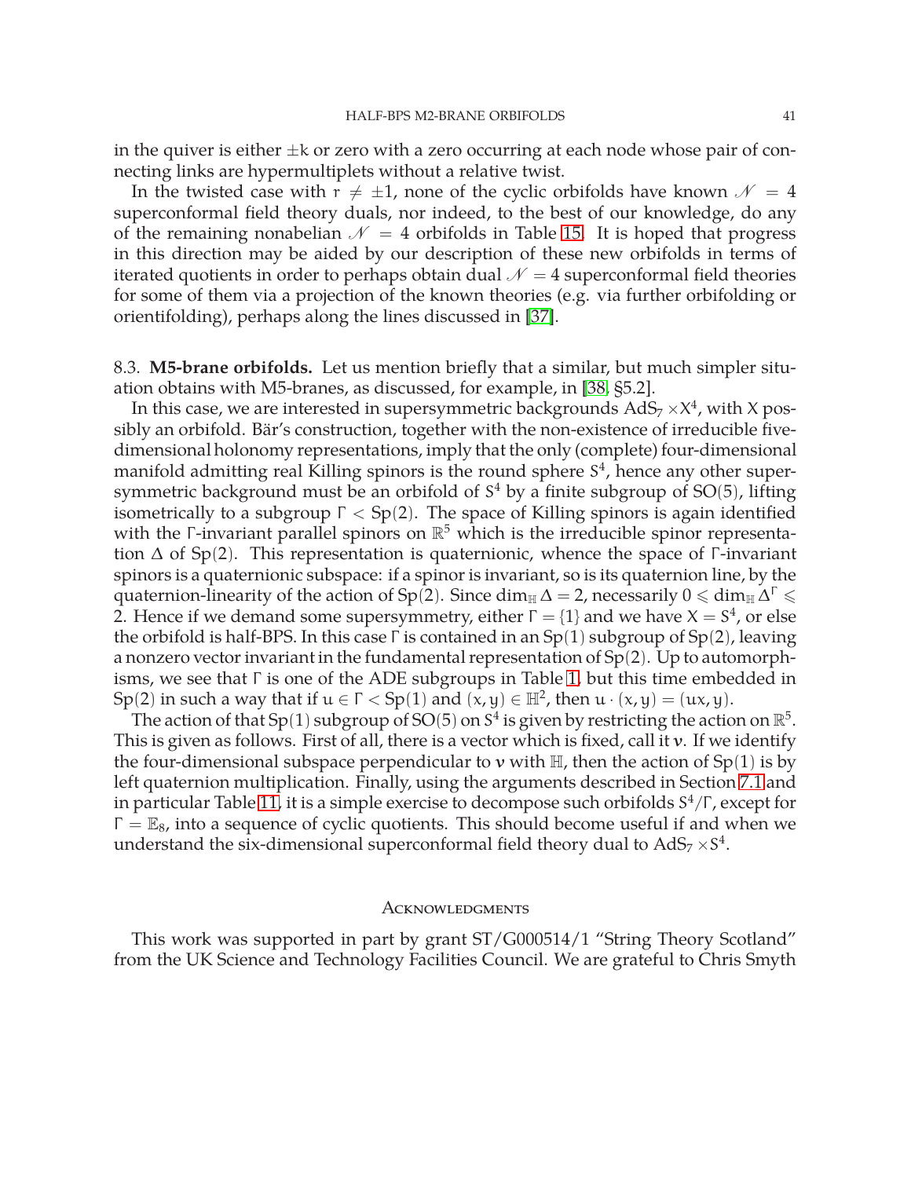in the quiver is either $\pm k$ or zero with a zero occurring at each node whose pair of connecting links are hypermultiplets without a relative twist.

In the twisted case with $r \neq \pm 1$, none of the cyclic orbifolds have known $\mathcal{N} = 4$ superconformal field theory duals, nor indeed, to the best of our knowledge, do any of the remaining nonabelian $\mathcal{N} = 4$ orbifolds in Table 15. It is hoped that progress in this direction may be aided by our description of these new orbifolds in terms of iterated quotients in order to perhaps obtain dual $\mathcal{N} = 4$ superconformal field theories for some of them via a projection of the known theories (e.g. via further orbifolding or orientifolding), perhaps along the lines discussed in [37].

8.3. **M5-brane orbifolds.** Let us mention briefly that a similar, but much simpler situation obtains with M5-branes, as discussed, for example, in [38, §5.2].

In this case, we are interested in supersymmetric backgrounds $\mathrm{AdS}_7 \times X^4$, with $X$ possibly an orbifold. Bär's construction, together with the non-existence of irreducible five-dimensional holonomy representations, imply that the only (complete) four-dimensional manifold admitting real Killing spinors is the round sphere $S^4$, hence any other supersymmetric background must be an orbifold of $S^4$ by a finite subgroup of $\mathrm{SO}(5)$, lifting isometrically to a subgroup $\Gamma < \mathrm{Sp}(2)$. The space of Killing spinors is again identified with the $\Gamma$-invariant parallel spinors on $\mathbb{R}^5$ which is the irreducible spinor representation $\Delta$ of $\mathrm{Sp}(2)$. This representation is quaternionic, whence the space of $\Gamma$-invariant spinors is a quaternionic subspace: if a spinor is invariant, so is its quaternion line, by the quaternion-linearity of the action of $\mathrm{Sp}(2)$. Since $\dim_{\mathbb{H}} \Delta = 2$, necessarily $0 \leqslant \dim_{\mathbb{H}} \Delta^\Gamma \leqslant 2$. Hence if we demand some supersymmetry, either $\Gamma = \{1\}$ and we have $X = S^4$, or else the orbifold is half-BPS. In this case $\Gamma$ is contained in an $\mathrm{Sp}(1)$ subgroup of $\mathrm{Sp}(2)$, leaving a nonzero vector invariant in the fundamental representation of $\mathrm{Sp}(2)$. Up to automorphisms, we see that $\Gamma$ is one of the ADE subgroups in Table 1, but this time embedded in $\mathrm{Sp}(2)$ in such a way that if $u \in \Gamma < \mathrm{Sp}(1)$ and $(x, y) \in \mathbb{H}^2$, then $u \cdot (x, y) = (ux, y)$.

The action of that $\mathrm{Sp}(1)$ subgroup of $\mathrm{SO}(5)$ on $S^4$ is given by restricting the action on $\mathbb{R}^5$. This is given as follows. First of all, there is a vector which is fixed, call it $\boldsymbol{v}$. If we identify the four-dimensional subspace perpendicular to $\boldsymbol{v}$ with $\mathbb{H}$, then the action of $\mathrm{Sp}(1)$ is by left quaternion multiplication. Finally, using the arguments described in Section 7.1 and in particular Table 11, it is a simple exercise to decompose such orbifolds $S^4/\Gamma$, except for $\Gamma = \mathbb{E}_8$, into a sequence of cyclic quotients. This should become useful if and when we understand the six-dimensional superconformal field theory dual to $\mathrm{AdS}_7 \times S^4$.

## Acknowledgments

This work was supported in part by grant ST/G000514/1 "String Theory Scotland" from the UK Science and Technology Facilities Council. We are grateful to Chris Smyth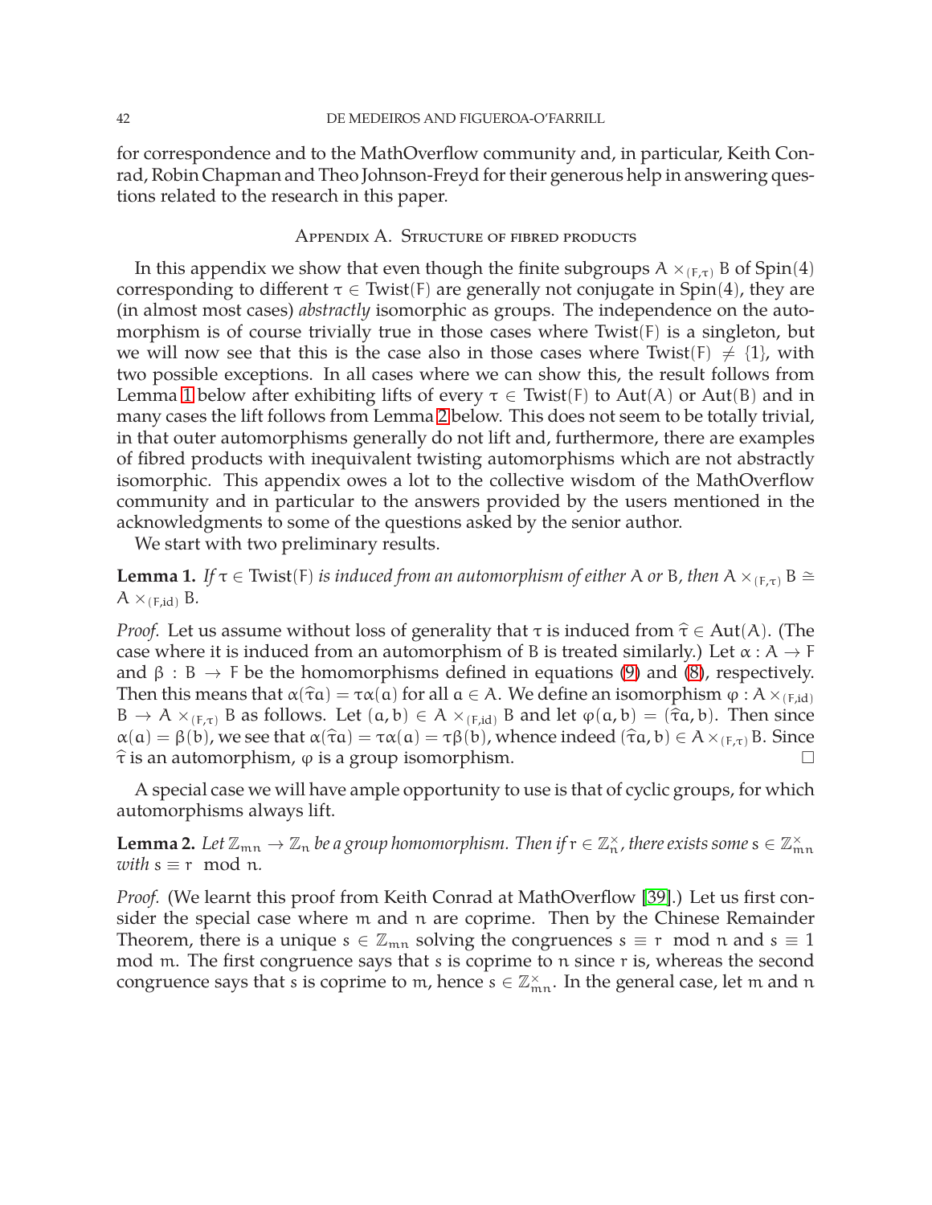for correspondence and to the MathOverflow community and, in particular, Keith Conrad, Robin Chapman and Theo Johnson-Freyd for their generous help in answering questions related to the research in this paper.

## Appendix A. Structure of fibred products

In this appendix we show that even though the finite subgroups $A \times_{(F,\tau)} B$ of $\mathrm{Spin}(4)$ corresponding to different $\tau \in \mathrm{Twist}(F)$ are generally not conjugate in $\mathrm{Spin}(4)$, they are (in almost most cases) *abstractly* isomorphic as groups. The independence on the automorphism is of course trivially true in those cases where $\mathrm{Twist}(F)$ is a singleton, but we will now see that this is the case also in those cases where $\mathrm{Twist}(F) \neq \{1\}$, with two possible exceptions. In all cases where we can show this, the result follows from Lemma 1 below after exhibiting lifts of every $\tau \in \mathrm{Twist}(F)$ to $\mathrm{Aut}(A)$ or $\mathrm{Aut}(B)$ and in many cases the lift follows from Lemma 2 below. This does not seem to be totally trivial, in that outer automorphisms generally do not lift and, furthermore, there are examples of fibred products with inequivalent twisting automorphisms which are not abstractly isomorphic. This appendix owes a lot to the collective wisdom of the MathOverflow community and in particular to the answers provided by the users mentioned in the acknowledgments to some of the questions asked by the senior author.

We start with two preliminary results.

**Lemma 1.** *If $\tau \in \mathrm{Twist}(F)$ is induced from an automorphism of either $A$ or $B$, then $A \times_{(F,\tau)} B \cong A \times_{(F,\mathrm{id})} B$.*

*Proof.* Let us assume without loss of generality that $\tau$ is induced from $\widehat{\tau} \in \mathrm{Aut}(A)$. (The case where it is induced from an automorphism of $B$ is treated similarly.) Let $\alpha : A \to F$ and $\beta : B \to F$ be the homomorphisms defined in equations (9) and (8), respectively. Then this means that $\alpha(\widehat{\tau}a) = \tau\alpha(a)$ for all $a \in A$. We define an isomorphism $\varphi : A \times_{(F,\mathrm{id})} B \to A \times_{(F,\tau)} B$ as follows. Let $(a, b) \in A \times_{(F,\mathrm{id})} B$ and let $\varphi(a, b) = (\widehat{\tau}a, b)$. Then since $\alpha(a) = \beta(b)$, we see that $\alpha(\widehat{\tau}a) = \tau\alpha(a) = \tau\beta(b)$, whence indeed $(\widehat{\tau}a, b) \in A \times_{(F,\tau)} B$. Since $\widehat{\tau}$ is an automorphism, $\varphi$ is a group isomorphism. □

A special case we will have ample opportunity to use is that of cyclic groups, for which automorphisms always lift.

**Lemma 2.** *Let $\mathbb{Z}_{mn} \to \mathbb{Z}_n$ be a group homomorphism. Then if $r \in \mathbb{Z}_n^\times$, there exists some $s \in \mathbb{Z}_{mn}^\times$ with $s \equiv r \mod n$.*

*Proof.* (We learnt this proof from Keith Conrad at MathOverflow [39].) Let us first consider the special case where $m$ and $n$ are coprime. Then by the Chinese Remainder Theorem, there is a unique $s \in \mathbb{Z}_{mn}$ solving the congruences $s \equiv r \mod n$ and $s \equiv 1 \mod m$. The first congruence says that $s$ is coprime to $n$ since $r$ is, whereas the second congruence says that $s$ is coprime to $m$, hence $s \in \mathbb{Z}_{mn}^\times$. In the general case, let $m$ and $n$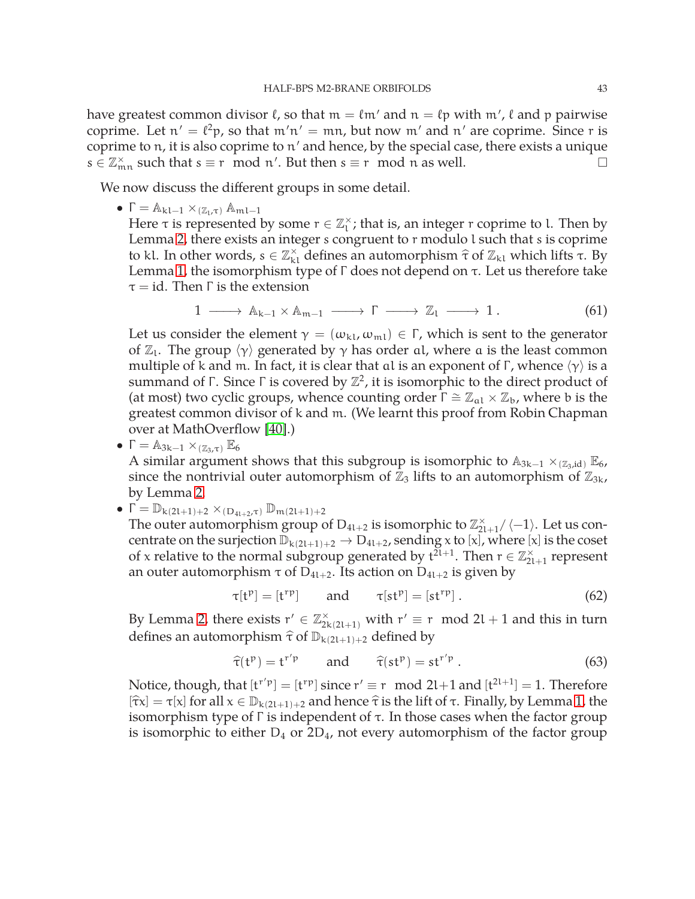have greatest common divisor $\ell$, so that $m = \ell m'$ and $n = \ell p$ with $m'$, $\ell$ and $p$ pairwise coprime. Let $n' = \ell^2 p$, so that $m'n' = mn$, but now $m'$ and $n'$ are coprime. Since $r$ is coprime to $n$, it is also coprime to $n'$ and hence, by the special case, there exists a unique $s \in \mathbb{Z}_{mn}^\times$ such that $s \equiv r \mod n'$. But then $s \equiv r \mod n$ as well. $\square$

We now discuss the different groups in some detail.

- $\Gamma = \mathbb{A}_{kl-1} \times_{(\mathbb{Z}_l, \tau)} \mathbb{A}_{ml-1}$
  Here $\tau$ is represented by some $r \in \mathbb{Z}_l^\times$; that is, an integer $r$ coprime to $l$. Then by Lemma 2, there exists an integer $s$ congruent to $r$ modulo $l$ such that $s$ is coprime to $kl$. In other words, $s \in \mathbb{Z}_{kl}^\times$ defines an automorphism $\widehat{\tau}$ of $\mathbb{Z}_{kl}$ which lifts $\tau$. By Lemma 1, the isomorphism type of $\Gamma$ does not depend on $\tau$. Let us therefore take $\tau = \mathrm{id}$. Then $\Gamma$ is the extension

$$1 \longrightarrow \mathbb{A}_{k-1} \times \mathbb{A}_{m-1} \longrightarrow \Gamma \longrightarrow \mathbb{Z}_l \longrightarrow 1\,. \tag{61}$$

  Let us consider the element $\gamma = (\omega_{kl}, \omega_{ml}) \in \Gamma$, which is sent to the generator of $\mathbb{Z}_l$. The group $\langle\gamma\rangle$ generated by $\gamma$ has order $al$, where $a$ is the least common multiple of $k$ and $m$. In fact, it is clear that $al$ is an exponent of $\Gamma$, whence $\langle\gamma\rangle$ is a summand of $\Gamma$. Since $\Gamma$ is covered by $\mathbb{Z}^2$, it is isomorphic to the direct product of (at most) two cyclic groups, whence counting order $\Gamma \cong \mathbb{Z}_{al} \times \mathbb{Z}_b$, where $b$ is the greatest common divisor of $k$ and $m$. (We learnt this proof from Robin Chapman over at MathOverflow [40].)
- $\Gamma = \mathbb{A}_{3k-1} \times_{(\mathbb{Z}_3, \tau)} \mathbb{E}_6$
  A similar argument shows that this subgroup is isomorphic to $\mathbb{A}_{3k-1} \times_{(\mathbb{Z}_3, \mathrm{id})} \mathbb{E}_6$, since the nontrivial outer automorphism of $\mathbb{Z}_3$ lifts to an automorphism of $\mathbb{Z}_{3k}$, by Lemma 2.
- $\Gamma = \mathbb{D}_{k(2l+1)+2} \times_{(D_{4l+2}, \tau)} \mathbb{D}_{m(2l+1)+2}$
  The outer automorphism group of $D_{4l+2}$ is isomorphic to $\mathbb{Z}_{2l+1}^\times / \langle -1\rangle$. Let us concentrate on the surjection $\mathbb{D}_{k(2l+1)+2} \to D_{4l+2}$, sending $x$ to $[x]$, where $[x]$ is the coset of $x$ relative to the normal subgroup generated by $t^{2l+1}$. Then $r \in \mathbb{Z}_{2l+1}^\times$ represent an outer automorphism $\tau$ of $D_{4l+2}$. Its action on $D_{4l+2}$ is given by

$$\tau[t^p] = [t^{rp}] \qquad \text{and} \qquad \tau[st^p] = [st^{rp}]\,. \tag{62}$$

  By Lemma 2, there exists $r' \in \mathbb{Z}_{2k(2l+1)}^\times$ with $r' \equiv r \mod 2l+1$ and this in turn defines an automorphism $\widehat{\tau}$ of $\mathbb{D}_{k(2l+1)+2}$ defined by

$$\widehat{\tau}(t^p) = t^{r'p} \qquad \text{and} \qquad \widehat{\tau}(st^p) = st^{r'p}\,. \tag{63}$$

  Notice, though, that $[t^{r'p}] = [t^{rp}]$ since $r' \equiv r \mod 2l+1$ and $[t^{2l+1}] = 1$. Therefore $[\widehat{\tau}x] = \tau[x]$ for all $x \in \mathbb{D}_{k(2l+1)+2}$ and hence $\widehat{\tau}$ is the lift of $\tau$. Finally, by Lemma 1, the isomorphism type of $\Gamma$ is independent of $\tau$. In those cases when the factor group is isomorphic to either $D_4$ or $2D_4$, not every automorphism of the factor group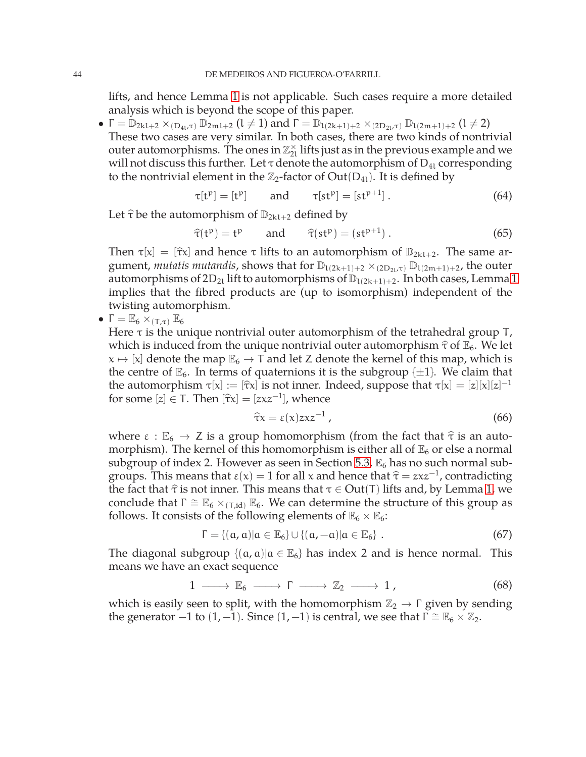lifts, and hence Lemma 1 is not applicable. Such cases require a more detailed analysis which is beyond the scope of this paper.

- $\Gamma = \mathbb{D}_{2kl+2} \times_{(D_{4l},\tau)} \mathbb{D}_{2ml+2}$ ($l \neq 1$) and $\Gamma = \mathbb{D}_{l(2k+1)+2} \times_{(2D_{2l},\tau)} \mathbb{D}_{l(2m+1)+2}$ ($l \neq 2$)
These two cases are very similar. In both cases, there are two kinds of nontrivial outer automorphisms. The ones in $\mathbb{Z}_{2l}^\times$ lifts just as in the previous example and we will not discuss this further. Let $\tau$ denote the automorphism of $D_{4l}$ corresponding to the nontrivial element in the $\mathbb{Z}_2$-factor of $\operatorname{Out}(D_{4l})$. It is defined by
$$\tau[t^p] = [t^p] \qquad \text{and} \qquad \tau[st^p] = [st^{p+1}] \,. \tag{64}$$
Let $\widehat{\tau}$ be the automorphism of $\mathbb{D}_{2kl+2}$ defined by
$$\widehat{\tau}(t^p) = t^p \qquad \text{and} \qquad \widehat{\tau}(st^p) = (st^{p+1}) \,. \tag{65}$$
Then $\tau[x] = [\widehat{\tau}x]$ and hence $\tau$ lifts to an automorphism of $\mathbb{D}_{2kl+2}$. The same argument, *mutatis mutandis*, shows that for $\mathbb{D}_{l(2k+1)+2} \times_{(2D_{2l},\tau)} \mathbb{D}_{l(2m+1)+2}$, the outer automorphisms of $2D_{2l}$ lift to automorphisms of $\mathbb{D}_{l(2k+1)+2}$. In both cases, Lemma 1 implies that the fibred products are (up to isomorphism) independent of the twisting automorphism.
- $\Gamma = \mathbb{E}_6 \times_{(T,\tau)} \mathbb{E}_6$
Here $\tau$ is the unique nontrivial outer automorphism of the tetrahedral group $T$, which is induced from the unique nontrivial outer automorphism $\widehat{\tau}$ of $\mathbb{E}_6$. We let $x \mapsto [x]$ denote the map $\mathbb{E}_6 \to T$ and let $Z$ denote the kernel of this map, which is the centre of $\mathbb{E}_6$. In terms of quaternions it is the subgroup $\{\pm 1\}$. We claim that the automorphism $\tau[x] := [\widehat{\tau}x]$ is not inner. Indeed, suppose that $\tau[x] = [z][x][z]^{-1}$ for some $[z] \in T$. Then $[\widehat{\tau}x] = [zxz^{-1}]$, whence
$$\widehat{\tau}x = \varepsilon(x)zxz^{-1} \,, \tag{66}$$
where $\varepsilon : \mathbb{E}_6 \to Z$ is a group homomorphism (from the fact that $\widehat{\tau}$ is an automorphism). The kernel of this homomorphism is either all of $\mathbb{E}_6$ or else a normal subgroup of index 2. However as seen in Section 5.3, $\mathbb{E}_6$ has no such normal subgroups. This means that $\varepsilon(x) = 1$ for all $x$ and hence that $\widehat{\tau} = zxz^{-1}$, contradicting the fact that $\widehat{\tau}$ is not inner. This means that $\tau \in \operatorname{Out}(T)$ lifts and, by Lemma 1, we conclude that $\Gamma \cong \mathbb{E}_6 \times_{(T,\mathrm{id})} \mathbb{E}_6$. We can determine the structure of this group as follows. It consists of the following elements of $\mathbb{E}_6 \times \mathbb{E}_6$:
$$\Gamma = \{(a,a) | a \in \mathbb{E}_6\} \cup \{(a,-a) | a \in \mathbb{E}_6\} \,. \tag{67}$$
The diagonal subgroup $\{(a,a) | a \in \mathbb{E}_6\}$ has index 2 and is hence normal. This means we have an exact sequence
$$1 \longrightarrow \mathbb{E}_6 \longrightarrow \Gamma \longrightarrow \mathbb{Z}_2 \longrightarrow 1 \,, \tag{68}$$
which is easily seen to split, with the homomorphism $\mathbb{Z}_2 \to \Gamma$ given by sending the generator $-1$ to $(1,-1)$. Since $(1,-1)$ is central, we see that $\Gamma \cong \mathbb{E}_6 \times \mathbb{Z}_2$.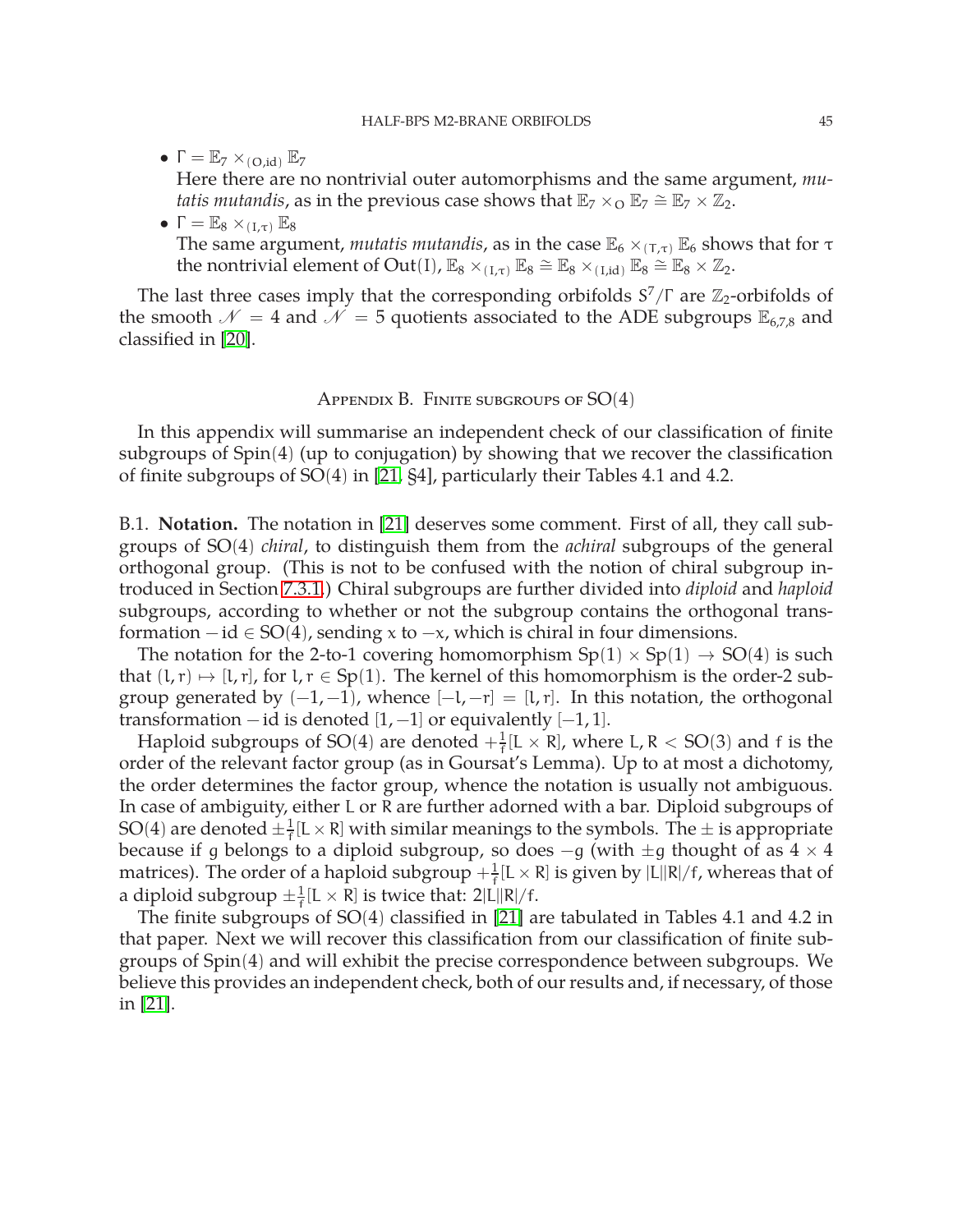- $\Gamma = \mathbb{E}_7 \times_{(O,\mathrm{id})} \mathbb{E}_7$
  Here there are no nontrivial outer automorphisms and the same argument, *mutatis mutandis*, as in the previous case shows that $\mathbb{E}_7 \times_O \mathbb{E}_7 \cong \mathbb{E}_7 \times \mathbb{Z}_2$.
- $\Gamma = \mathbb{E}_8 \times_{(I,\tau)} \mathbb{E}_8$
  The same argument, *mutatis mutandis*, as in the case $\mathbb{E}_6 \times_{(T,\tau)} \mathbb{E}_6$ shows that for $\tau$ the nontrivial element of $\mathrm{Out}(I)$, $\mathbb{E}_8 \times_{(I,\tau)} \mathbb{E}_8 \cong \mathbb{E}_8 \times_{(I,\mathrm{id})} \mathbb{E}_8 \cong \mathbb{E}_8 \times \mathbb{Z}_2$.

The last three cases imply that the corresponding orbifolds $S^7/\Gamma$ are $\mathbb{Z}_2$-orbifolds of the smooth $\mathscr{N} = 4$ and $\mathscr{N} = 5$ quotients associated to the ADE subgroups $\mathbb{E}_{6,7,8}$ and classified in [20].

## Appendix B. Finite subgroups of SO(4)

In this appendix will summarise an independent check of our classification of finite subgroups of $\mathrm{Spin}(4)$ (up to conjugation) by showing that we recover the classification of finite subgroups of $\mathrm{SO}(4)$ in [21, §4], particularly their Tables 4.1 and 4.2.

B.1. **Notation.** The notation in [21] deserves some comment. First of all, they call subgroups of $\mathrm{SO}(4)$ *chiral*, to distinguish them from the *achiral* subgroups of the general orthogonal group. (This is not to be confused with the notion of chiral subgroup introduced in Section 7.3.1.) Chiral subgroups are further divided into *diploid* and *haploid* subgroups, according to whether or not the subgroup contains the orthogonal transformation $-\mathrm{id} \in \mathrm{SO}(4)$, sending $x$ to $-x$, which is chiral in four dimensions.

The notation for the 2-to-1 covering homomorphism $\mathrm{Sp}(1) \times \mathrm{Sp}(1) \to \mathrm{SO}(4)$ is such that $(l, r) \mapsto [l, r]$, for $l, r \in \mathrm{Sp}(1)$. The kernel of this homomorphism is the order-2 subgroup generated by $(-1, -1)$, whence $[-l, -r] = [l, r]$. In this notation, the orthogonal transformation $-\mathrm{id}$ is denoted $[1, -1]$ or equivalently $[-1, 1]$.

Haploid subgroups of $\mathrm{SO}(4)$ are denoted $+\frac{1}{f}[L \times R]$, where $L, R < \mathrm{SO}(3)$ and $f$ is the order of the relevant factor group (as in Goursat's Lemma). Up to at most a dichotomy, the order determines the factor group, whence the notation is usually not ambiguous. In case of ambiguity, either $L$ or $R$ are further adorned with a bar. Diploid subgroups of $\mathrm{SO}(4)$ are denoted $\pm\frac{1}{f}[L \times R]$ with similar meanings to the symbols. The $\pm$ is appropriate because if $g$ belongs to a diploid subgroup, so does $-g$ (with $\pm g$ thought of as $4 \times 4$ matrices). The order of a haploid subgroup $+\frac{1}{f}[L \times R]$ is given by $|L||R|/f$, whereas that of a diploid subgroup $\pm\frac{1}{f}[L \times R]$ is twice that: $2|L||R|/f$.

The finite subgroups of $\mathrm{SO}(4)$ classified in [21] are tabulated in Tables 4.1 and 4.2 in that paper. Next we will recover this classification from our classification of finite subgroups of $\mathrm{Spin}(4)$ and will exhibit the precise correspondence between subgroups. We believe this provides an independent check, both of our results and, if necessary, of those in [21].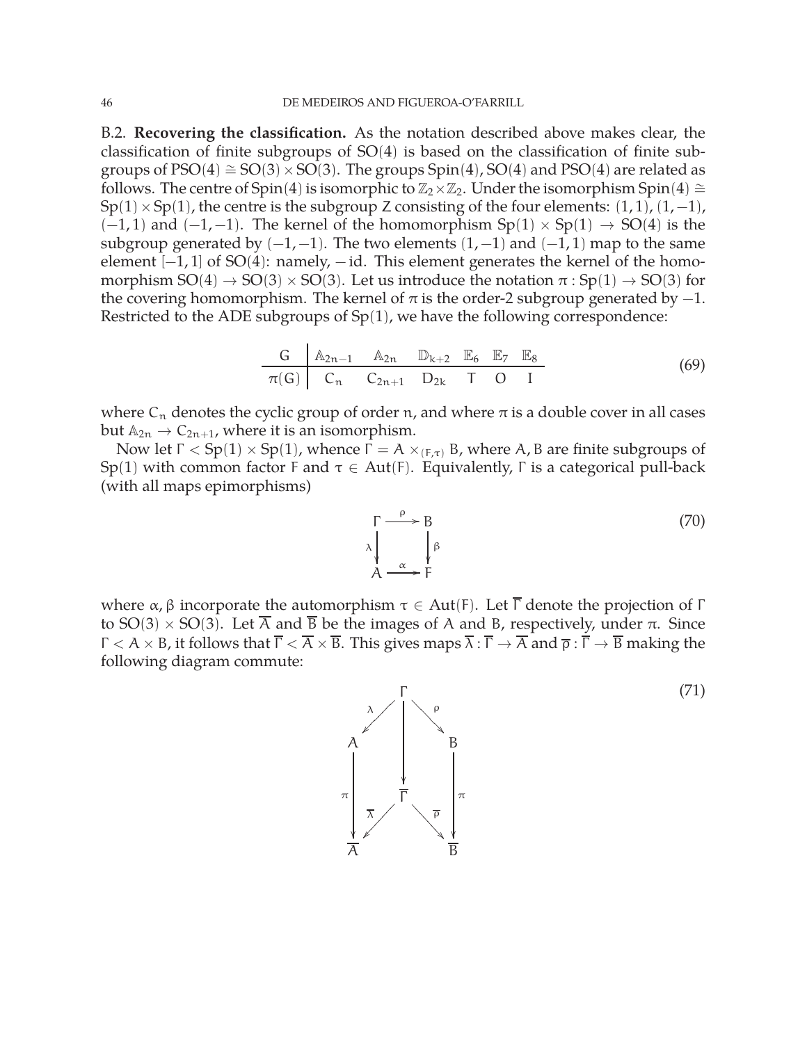B.2. **Recovering the classification.** As the notation described above makes clear, the classification of finite subgroups of $\mathrm{SO}(4)$ is based on the classification of finite subgroups of $\mathrm{PSO}(4) \cong \mathrm{SO}(3) \times \mathrm{SO}(3)$. The groups $\mathrm{Spin}(4)$, $\mathrm{SO}(4)$ and $\mathrm{PSO}(4)$ are related as follows. The centre of $\mathrm{Spin}(4)$ is isomorphic to $\mathbb{Z}_2 \times \mathbb{Z}_2$. Under the isomorphism $\mathrm{Spin}(4) \cong \mathrm{Sp}(1) \times \mathrm{Sp}(1)$, the centre is the subgroup $Z$ consisting of the four elements: $(1,1)$, $(1,-1)$, $(-1,1)$ and $(-1,-1)$. The kernel of the homomorphism $\mathrm{Sp}(1) \times \mathrm{Sp}(1) \to \mathrm{SO}(4)$ is the subgroup generated by $(-1,-1)$. The two elements $(1,-1)$ and $(-1,1)$ map to the same element $[-1,1]$ of $\mathrm{SO}(4)$: namely, $-\mathrm{id}$. This element generates the kernel of the homomorphism $\mathrm{SO}(4) \to \mathrm{SO}(3) \times \mathrm{SO}(3)$. Let us introduce the notation $\pi : \mathrm{Sp}(1) \to \mathrm{SO}(3)$ for the covering homomorphism. The kernel of $\pi$ is the order-2 subgroup generated by $-1$. Restricted to the ADE subgroups of $\mathrm{Sp}(1)$, we have the following correspondence:

$$
\begin{array}{c|cccccc}
G & \mathbb{A}_{2n-1} & \mathbb{A}_{2n} & \mathbb{D}_{k+2} & \mathbb{E}_6 & \mathbb{E}_7 & \mathbb{E}_8 \\
\hline
\pi(G) & C_n & C_{2n+1} & D_{2k} & T & O & I
\end{array}
\tag{69}
$$

where $C_n$ denotes the cyclic group of order $n$, and where $\pi$ is a double cover in all cases but $\mathbb{A}_{2n} \to C_{2n+1}$, where it is an isomorphism.

Now let $\Gamma < \mathrm{Sp}(1) \times \mathrm{Sp}(1)$, whence $\Gamma = A \times_{(F,\tau)} B$, where $A, B$ are finite subgroups of $\mathrm{Sp}(1)$ with common factor $F$ and $\tau \in \mathrm{Aut}(F)$. Equivalently, $\Gamma$ is a categorical pull-back (with all maps epimorphisms)

$$
\begin{array}{ccc}
\Gamma & \xrightarrow{\rho} & B \\
{\scriptstyle\lambda}\downarrow & & \downarrow{\scriptstyle\beta} \\
A & \xrightarrow{\alpha} & F
\end{array}
\tag{70}
$$

where $\alpha, \beta$ incorporate the automorphism $\tau \in \mathrm{Aut}(F)$. Let $\overline{\Gamma}$ denote the projection of $\Gamma$ to $\mathrm{SO}(3) \times \mathrm{SO}(3)$. Let $\overline{A}$ and $\overline{B}$ be the images of $A$ and $B$, respectively, under $\pi$. Since $\Gamma < A \times B$, it follows that $\overline{\Gamma} < \overline{A} \times \overline{B}$. This gives maps $\overline{\lambda} : \overline{\Gamma} \to \overline{A}$ and $\overline{\rho} : \overline{\Gamma} \to \overline{B}$ making the following diagram commute:

$$
\begin{array}{ccccc}
 & & \Gamma & & \\
 & {\scriptstyle\lambda}\swarrow & \downarrow & \searrow{\scriptstyle\rho} & \\
A & & & & B \\
{\scriptstyle\pi}\downarrow & & \overline{\Gamma} & & \downarrow{\scriptstyle\pi} \\
 & {\scriptstyle\overline{\lambda}}\swarrow & & \searrow{\scriptstyle\overline{\rho}} & \\
\overline{A} & & & & \overline{B}
\end{array}
\tag{71}
$$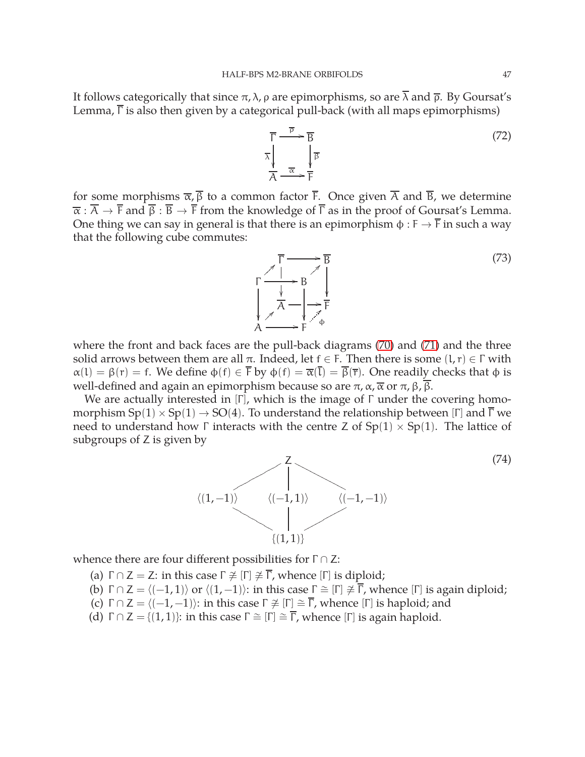It follows categorically that since $\pi, \lambda, \rho$ are epimorphisms, so are $\overline{\lambda}$ and $\overline{\rho}$. By Goursat's Lemma, $\overline{\Gamma}$ is also then given by a categorical pull-back (with all maps epimorphisms)

$$\begin{array}{ccc} \overline{\Gamma} & \xrightarrow{\overline{\rho}} & \overline{B} \\ {\scriptstyle \overline{\lambda}}\downarrow & & \downarrow{\scriptstyle \overline{\beta}} \\ \overline{A} & \xrightarrow{\overline{\alpha}} & \overline{F} \end{array} \tag{72}$$

for some morphisms $\overline{\alpha}, \overline{\beta}$ to a common factor $\overline{F}$. Once given $\overline{A}$ and $\overline{B}$, we determine $\overline{\alpha} : \overline{A} \to \overline{F}$ and $\overline{\beta} : \overline{B} \to \overline{F}$ from the knowledge of $\overline{\Gamma}$ as in the proof of Goursat's Lemma. One thing we can say in general is that there is an epimorphism $\phi : F \to \overline{F}$ in such a way that the following cube commutes:

$$\begin{array}{ccccccc} & & \overline{\Gamma} & \longrightarrow & \overline{B} & & \\ & \nearrow & \downarrow & \nearrow & \downarrow & & \\ \Gamma & \longrightarrow & B & & & & \\ \downarrow & & \overline{A} & \longrightarrow & \overline{F} & & \\ & \nearrow & \downarrow & \nearrow{\scriptstyle \phi} & & & \\ A & \longrightarrow & F & & & & \end{array} \tag{73}$$

where the front and back faces are the pull-back diagrams (70) and (71) and the three solid arrows between them are all $\pi$. Indeed, let $f \in F$. Then there is some $(l, r) \in \Gamma$ with $\alpha(l) = \beta(r) = f$. We define $\phi(f) \in \overline{F}$ by $\phi(f) = \overline{\alpha}(\overline{l}) = \overline{\beta}(\overline{r})$. One readily checks that $\phi$ is well-defined and again an epimorphism because so are $\pi, \alpha, \overline{\alpha}$ or $\pi, \beta, \overline{\beta}$.

We are actually interested in $[\Gamma]$, which is the image of $\Gamma$ under the covering homomorphism $\mathrm{Sp}(1) \times \mathrm{Sp}(1) \to \mathrm{SO}(4)$. To understand the relationship between $[\Gamma]$ and $\overline{\Gamma}$ we need to understand how $\Gamma$ interacts with the centre $Z$ of $\mathrm{Sp}(1) \times \mathrm{Sp}(1)$. The lattice of subgroups of $Z$ is given by

$$\begin{array}{ccccc} & & Z & & \\ & \swarrow & \downarrow & \searrow & \\ \langle(1,-1)\rangle & & \langle(-1,1)\rangle & & \langle(-1,-1)\rangle \\ & \searrow & \downarrow & \swarrow & \\ & & \{(1,1)\} & & \end{array} \tag{74}$$

whence there are four different possibilities for $\Gamma \cap Z$:

(a) $\Gamma \cap Z = Z$: in this case $\Gamma \ncong [\Gamma] \ncong \overline{\Gamma}$, whence $[\Gamma]$ is diploid;
(b) $\Gamma \cap Z = \langle(-1,1)\rangle$ or $\langle(1,-1)\rangle$: in this case $\Gamma \cong [\Gamma] \ncong \overline{\Gamma}$, whence $[\Gamma]$ is again diploid;
(c) $\Gamma \cap Z = \langle(-1,-1)\rangle$: in this case $\Gamma \ncong [\Gamma] \cong \overline{\Gamma}$, whence $[\Gamma]$ is haploid; and
(d) $\Gamma \cap Z = \{(1,1)\}$: in this case $\Gamma \cong [\Gamma] \cong \overline{\Gamma}$, whence $[\Gamma]$ is again haploid.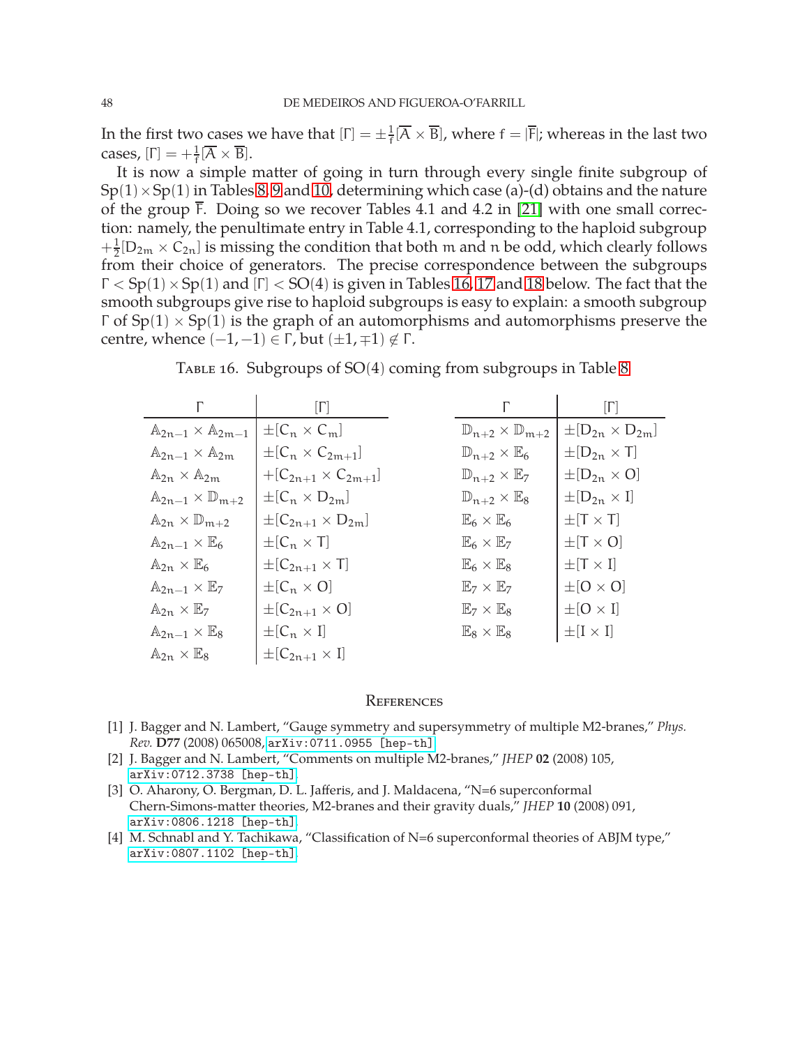In the first two cases we have that $[\Gamma] = \pm\frac{1}{f}[\overline{A} \times \overline{B}]$, where $f = |\overline{F}|$; whereas in the last two cases, $[\Gamma] = +\frac{1}{f}[\overline{A} \times \overline{B}]$.

It is now a simple matter of going in turn through every single finite subgroup of $\mathrm{Sp}(1) \times \mathrm{Sp}(1)$ in Tables 8, 9 and 10, determining which case (a)-(d) obtains and the nature of the group $\overline{F}$. Doing so we recover Tables 4.1 and 4.2 in [21] with one small correction: namely, the penultimate entry in Table 4.1, corresponding to the haploid subgroup $+\frac{1}{2}[D_{2m} \times C_{2n}]$ is missing the condition that both $m$ and $n$ be odd, which clearly follows from their choice of generators. The precise correspondence between the subgroups $\Gamma < \mathrm{Sp}(1) \times \mathrm{Sp}(1)$ and $[\Gamma] < \mathrm{SO}(4)$ is given in Tables 16, 17 and 18 below. The fact that the smooth subgroups give rise to haploid subgroups is easy to explain: a smooth subgroup $\Gamma$ of $\mathrm{Sp}(1) \times \mathrm{Sp}(1)$ is the graph of an automorphisms and automorphisms preserve the centre, whence $(-1,-1) \in \Gamma$, but $(\pm 1, \mp 1) \notin \Gamma$.

Table 16. Subgroups of SO(4) coming from subgroups in Table 8

| $\Gamma$ | $[\Gamma]$ |
|---|---|
| $\mathbb{A}_{2n-1} \times \mathbb{A}_{2m-1}$ | $\pm[C_n \times C_m]$ |
| $\mathbb{A}_{2n-1} \times \mathbb{A}_{2m}$ | $\pm[C_n \times C_{2m+1}]$ |
| $\mathbb{A}_{2n} \times \mathbb{A}_{2m}$ | $+[C_{2n+1} \times C_{2m+1}]$ |
| $\mathbb{A}_{2n-1} \times \mathbb{D}_{m+2}$ | $\pm[C_n \times D_{2m}]$ |
| $\mathbb{A}_{2n} \times \mathbb{D}_{m+2}$ | $\pm[C_{2n+1} \times D_{2m}]$ |
| $\mathbb{A}_{2n-1} \times \mathbb{E}_6$ | $\pm[C_n \times T]$ |
| $\mathbb{A}_{2n} \times \mathbb{E}_6$ | $\pm[C_{2n+1} \times T]$ |
| $\mathbb{A}_{2n-1} \times \mathbb{E}_7$ | $\pm[C_n \times O]$ |
| $\mathbb{A}_{2n} \times \mathbb{E}_7$ | $\pm[C_{2n+1} \times O]$ |
| $\mathbb{A}_{2n-1} \times \mathbb{E}_8$ | $\pm[C_n \times I]$ |
| $\mathbb{A}_{2n} \times \mathbb{E}_8$ | $\pm[C_{2n+1} \times I]$ |
| $\mathbb{D}_{n+2} \times \mathbb{D}_{m+2}$ | $\pm[D_{2n} \times D_{2m}]$ |
| $\mathbb{D}_{n+2} \times \mathbb{E}_6$ | $\pm[D_{2n} \times T]$ |
| $\mathbb{D}_{n+2} \times \mathbb{E}_7$ | $\pm[D_{2n} \times O]$ |
| $\mathbb{D}_{n+2} \times \mathbb{E}_8$ | $\pm[D_{2n} \times I]$ |
| $\mathbb{E}_6 \times \mathbb{E}_6$ | $\pm[T \times T]$ |
| $\mathbb{E}_6 \times \mathbb{E}_7$ | $\pm[T \times O]$ |
| $\mathbb{E}_6 \times \mathbb{E}_8$ | $\pm[T \times I]$ |
| $\mathbb{E}_7 \times \mathbb{E}_7$ | $\pm[O \times O]$ |
| $\mathbb{E}_7 \times \mathbb{E}_8$ | $\pm[O \times I]$ |
| $\mathbb{E}_8 \times \mathbb{E}_8$ | $\pm[I \times I]$ |

## References

[1] J. Bagger and N. Lambert, "Gauge symmetry and supersymmetry of multiple M2-branes," *Phys. Rev.* **D77** (2008) 065008, `arXiv:0711.0955 [hep-th]`.

[2] J. Bagger and N. Lambert, "Comments on multiple M2-branes," *JHEP* **02** (2008) 105, `arXiv:0712.3738 [hep-th]`.

[3] O. Aharony, O. Bergman, D. L. Jafferis, and J. Maldacena, "N=6 superconformal Chern-Simons-matter theories, M2-branes and their gravity duals," *JHEP* **10** (2008) 091, `arXiv:0806.1218 [hep-th]`.

[4] M. Schnabl and Y. Tachikawa, "Classification of N=6 superconformal theories of ABJM type," `arXiv:0807.1102 [hep-th]`.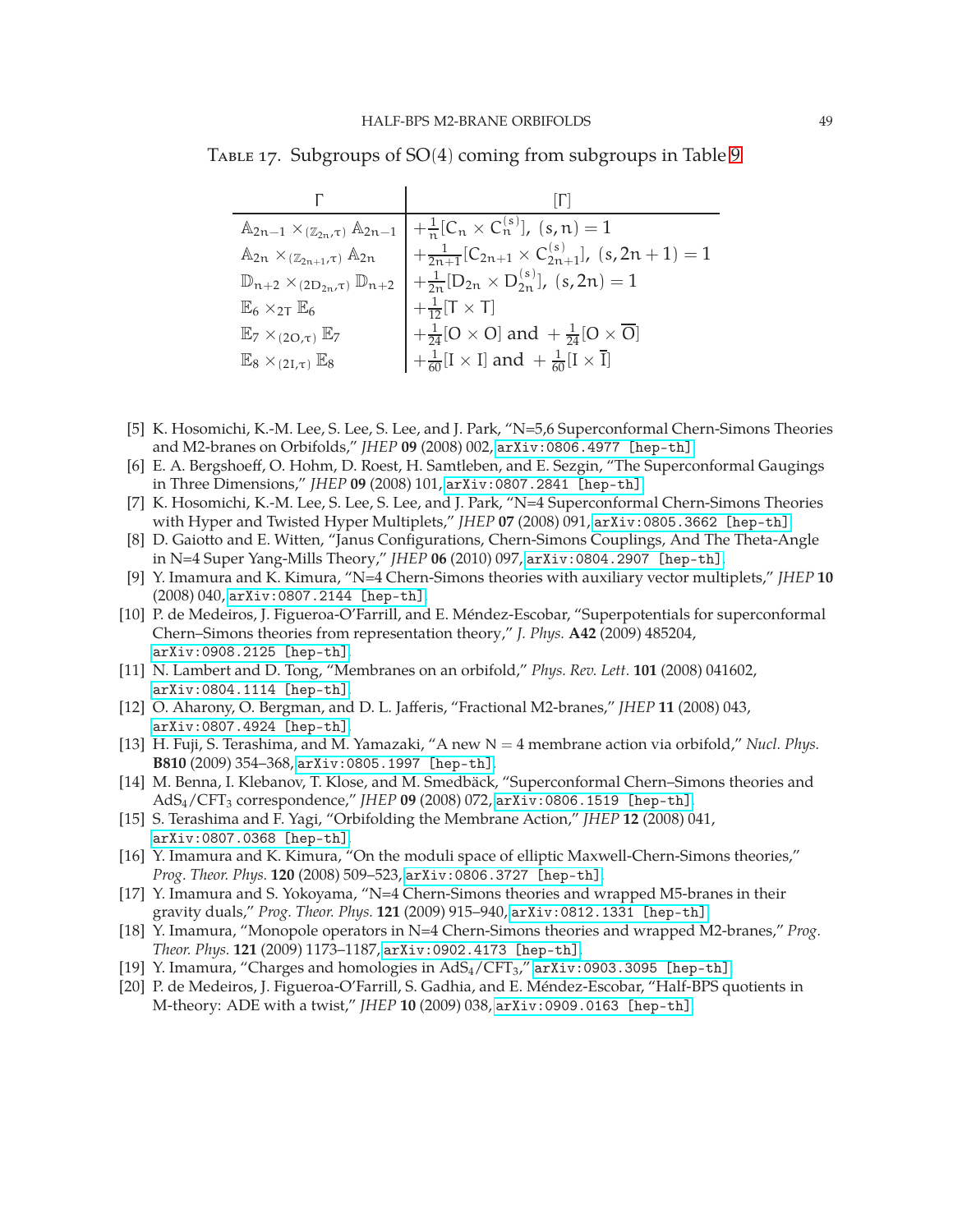Table 17. Subgroups of SO(4) coming from subgroups in Table 9

| $\Gamma$ | $[\Gamma]$ |
| --- | --- |
| $\mathbb{A}_{2n-1} \times_{(\mathbb{Z}_{2n},\tau)} \mathbb{A}_{2n-1}$ | $+\frac{1}{n}[C_n \times C_n^{(s)}]$, $(s,n)=1$ |
| $\mathbb{A}_{2n} \times_{(\mathbb{Z}_{2n+1},\tau)} \mathbb{A}_{2n}$ | $+\frac{1}{2n+1}[C_{2n+1} \times C_{2n+1}^{(s)}]$, $(s,2n+1)=1$ |
| $\mathbb{D}_{n+2} \times_{(2D_{2n},\tau)} \mathbb{D}_{n+2}$ | $+\frac{1}{2n}[D_{2n} \times D_{2n}^{(s)}]$, $(s,2n)=1$ |
| $\mathbb{E}_6 \times_{2T} \mathbb{E}_6$ | $+\frac{1}{12}[T \times T]$ |
| $\mathbb{E}_7 \times_{(2O,\tau)} \mathbb{E}_7$ | $+\frac{1}{24}[O \times O]$ and $+\frac{1}{24}[O \times \overline{O}]$ |
| $\mathbb{E}_8 \times_{(2I,\tau)} \mathbb{E}_8$ | $+\frac{1}{60}[I \times I]$ and $+\frac{1}{60}[I \times \overline{I}]$ |

[5] K. Hosomichi, K.-M. Lee, S. Lee, S. Lee, and J. Park, "N=5,6 Superconformal Chern-Simons Theories and M2-branes on Orbifolds," *JHEP* **09** (2008) 002, arXiv:0806.4977 [hep-th].

[6] E. A. Bergshoeff, O. Hohm, D. Roest, H. Samtleben, and E. Sezgin, "The Superconformal Gaugings in Three Dimensions," *JHEP* **09** (2008) 101, arXiv:0807.2841 [hep-th].

[7] K. Hosomichi, K.-M. Lee, S. Lee, S. Lee, and J. Park, "N=4 Superconformal Chern-Simons Theories with Hyper and Twisted Hyper Multiplets," *JHEP* **07** (2008) 091, arXiv:0805.3662 [hep-th].

[8] D. Gaiotto and E. Witten, "Janus Configurations, Chern-Simons Couplings, And The Theta-Angle in N=4 Super Yang-Mills Theory," *JHEP* **06** (2010) 097, arXiv:0804.2907 [hep-th].

[9] Y. Imamura and K. Kimura, "N=4 Chern-Simons theories with auxiliary vector multiplets," *JHEP* **10** (2008) 040, arXiv:0807.2144 [hep-th].

[10] P. de Medeiros, J. Figueroa-O'Farrill, and E. Méndez-Escobar, "Superpotentials for superconformal Chern–Simons theories from representation theory," *J. Phys.* **A42** (2009) 485204, arXiv:0908.2125 [hep-th].

[11] N. Lambert and D. Tong, "Membranes on an orbifold," *Phys. Rev. Lett.* **101** (2008) 041602, arXiv:0804.1114 [hep-th].

[12] O. Aharony, O. Bergman, and D. L. Jafferis, "Fractional M2-branes," *JHEP* **11** (2008) 043, arXiv:0807.4924 [hep-th].

[13] H. Fuji, S. Terashima, and M. Yamazaki, "A new $N=4$ membrane action via orbifold," *Nucl. Phys.* **B810** (2009) 354–368, arXiv:0805.1997 [hep-th].

[14] M. Benna, I. Klebanov, T. Klose, and M. Smedbäck, "Superconformal Chern–Simons theories and $AdS_4/CFT_3$ correspondence," *JHEP* **09** (2008) 072, arXiv:0806.1519 [hep-th].

[15] S. Terashima and F. Yagi, "Orbifolding the Membrane Action," *JHEP* **12** (2008) 041, arXiv:0807.0368 [hep-th].

[16] Y. Imamura and K. Kimura, "On the moduli space of elliptic Maxwell-Chern-Simons theories," *Prog. Theor. Phys.* **120** (2008) 509–523, arXiv:0806.3727 [hep-th].

[17] Y. Imamura and S. Yokoyama, "N=4 Chern-Simons theories and wrapped M5-branes in their gravity duals," *Prog. Theor. Phys.* **121** (2009) 915–940, arXiv:0812.1331 [hep-th].

[18] Y. Imamura, "Monopole operators in N=4 Chern-Simons theories and wrapped M2-branes," *Prog. Theor. Phys.* **121** (2009) 1173–1187, arXiv:0902.4173 [hep-th].

[19] Y. Imamura, "Charges and homologies in $AdS_4/CFT_3$," arXiv:0903.3095 [hep-th].

[20] P. de Medeiros, J. Figueroa-O'Farrill, S. Gadhia, and E. Méndez-Escobar, "Half-BPS quotients in M-theory: ADE with a twist," *JHEP* **10** (2009) 038, arXiv:0909.0163 [hep-th].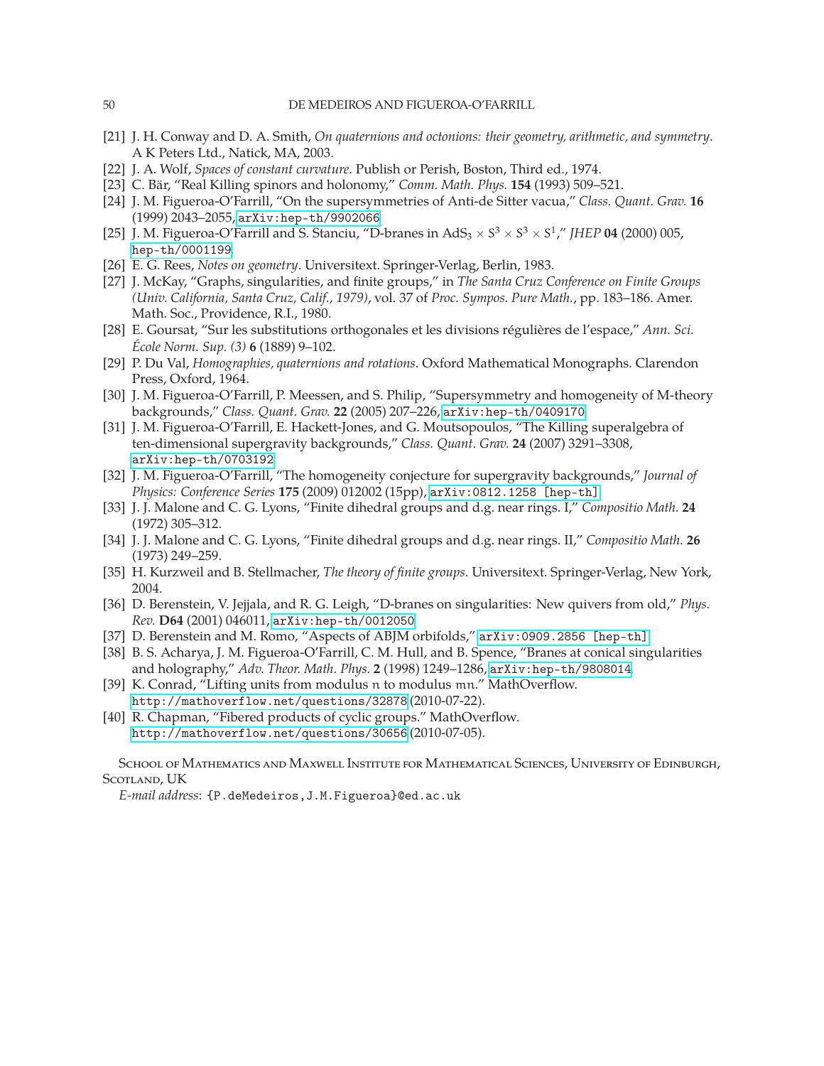[21] J. H. Conway and D. A. Smith, *On quaternions and octonions: their geometry, arithmetic, and symmetry*. A K Peters Ltd., Natick, MA, 2003.

[22] J. A. Wolf, *Spaces of constant curvature*. Publish or Perish, Boston, Third ed., 1974.

[23] C. Bär, "Real Killing spinors and holonomy," *Comm. Math. Phys.* **154** (1993) 509–521.

[24] J. M. Figueroa-O'Farrill, "On the supersymmetries of Anti-de Sitter vacua," *Class. Quant. Grav.* **16** (1999) 2043–2055, arXiv:hep-th/9902066.

[25] J. M. Figueroa-O'Farrill and S. Stanciu, "D-branes in $\mathrm{AdS}_3 \times S^3 \times S^3 \times S^1$," *JHEP* **04** (2000) 005, hep-th/0001199.

[26] E. G. Rees, *Notes on geometry*. Universitext. Springer-Verlag, Berlin, 1983.

[27] J. McKay, "Graphs, singularities, and finite groups," in *The Santa Cruz Conference on Finite Groups (Univ. California, Santa Cruz, Calif., 1979)*, vol. 37 of *Proc. Sympos. Pure Math.*, pp. 183–186. Amer. Math. Soc., Providence, R.I., 1980.

[28] E. Goursat, "Sur les substitutions orthogonales et les divisions régulières de l'espace," *Ann. Sci. École Norm. Sup. (3)* **6** (1889) 9–102.

[29] P. Du Val, *Homographies, quaternions and rotations*. Oxford Mathematical Monographs. Clarendon Press, Oxford, 1964.

[30] J. M. Figueroa-O'Farrill, P. Meessen, and S. Philip, "Supersymmetry and homogeneity of M-theory backgrounds," *Class. Quant. Grav.* **22** (2005) 207–226, arXiv:hep-th/0409170.

[31] J. M. Figueroa-O'Farrill, E. Hackett-Jones, and G. Moutsopoulos, "The Killing superalgebra of ten-dimensional supergravity backgrounds," *Class. Quant. Grav.* **24** (2007) 3291–3308, arXiv:hep-th/0703192.

[32] J. M. Figueroa-O'Farrill, "The homogeneity conjecture for supergravity backgrounds," *Journal of Physics: Conference Series* **175** (2009) 012002 (15pp), arXiv:0812.1258 [hep-th].

[33] J. J. Malone and C. G. Lyons, "Finite dihedral groups and d.g. near rings. I," *Compositio Math.* **24** (1972) 305–312.

[34] J. J. Malone and C. G. Lyons, "Finite dihedral groups and d.g. near rings. II," *Compositio Math.* **26** (1973) 249–259.

[35] H. Kurzweil and B. Stellmacher, *The theory of finite groups*. Universitext. Springer-Verlag, New York, 2004.

[36] D. Berenstein, V. Jejjala, and R. G. Leigh, "D-branes on singularities: New quivers from old," *Phys. Rev.* **D64** (2001) 046011, arXiv:hep-th/0012050.

[37] D. Berenstein and M. Romo, "Aspects of ABJM orbifolds," arXiv:0909.2856 [hep-th].

[38] B. S. Acharya, J. M. Figueroa-O'Farrill, C. M. Hull, and B. Spence, "Branes at conical singularities and holography," *Adv. Theor. Math. Phys.* **2** (1998) 1249–1286, arXiv:hep-th/9808014.

[39] K. Conrad, "Lifting units from modulus $n$ to modulus $mn$." MathOverflow. http://mathoverflow.net/questions/32878 (2010-07-22).

[40] R. Chapman, "Fibered products of cyclic groups." MathOverflow. http://mathoverflow.net/questions/30656 (2010-07-05).

School of Mathematics and Maxwell Institute for Mathematical Sciences, University of Edinburgh, Scotland, UK

*E-mail address*: {P.deMedeiros,J.M.Figueroa}@ed.ac.uk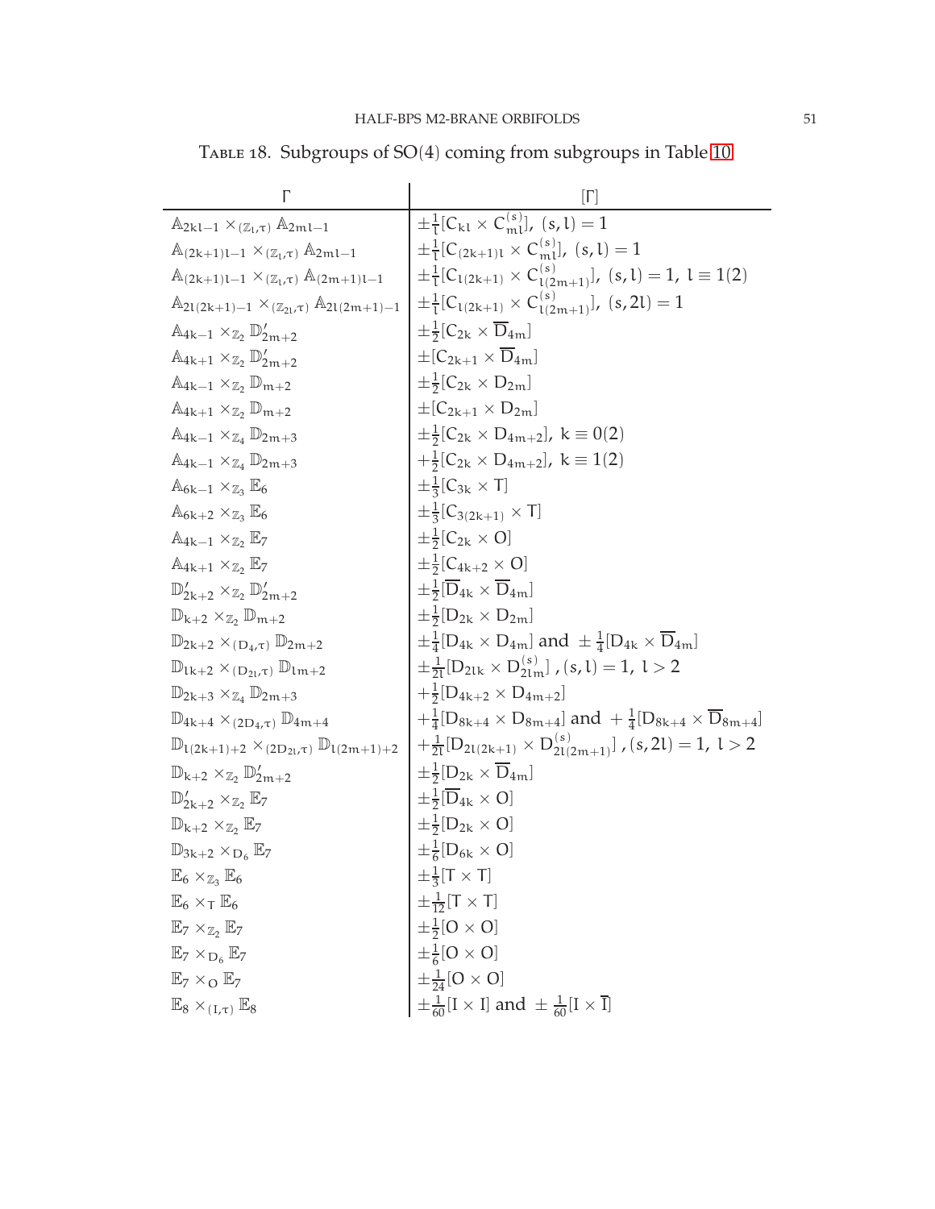Table 18. Subgroups of SO(4) coming from subgroups in Table 10

| $\Gamma$ | $[\Gamma]$ |
|---|---|
| $\mathbb{A}_{2kl-1} \times_{(\mathbb{Z}_l,\tau)} \mathbb{A}_{2ml-1}$ | $\pm\frac{1}{l}[C_{kl} \times C^{(s)}_{ml}],\ (s,l)=1$ |
| $\mathbb{A}_{(2k+1)l-1} \times_{(\mathbb{Z}_l,\tau)} \mathbb{A}_{2ml-1}$ | $\pm\frac{1}{l}[C_{(2k+1)l} \times C^{(s)}_{ml}],\ (s,l)=1$ |
| $\mathbb{A}_{(2k+1)l-1} \times_{(\mathbb{Z}_l,\tau)} \mathbb{A}_{(2m+1)l-1}$ | $\pm\frac{1}{l}[C_{l(2k+1)} \times C^{(s)}_{l(2m+1)}],\ (s,l)=1,\ l \equiv 1(2)$ |
| $\mathbb{A}_{2l(2k+1)-1} \times_{(\mathbb{Z}_{2l},\tau)} \mathbb{A}_{2l(2m+1)-1}$ | $\pm\frac{1}{l}[C_{l(2k+1)} \times C^{(s)}_{l(2m+1)}],\ (s,2l)=1$ |
| $\mathbb{A}_{4k-1} \times_{\mathbb{Z}_2} \mathbb{D}'_{2m+2}$ | $\pm\frac{1}{2}[C_{2k} \times \overline{D}_{4m}]$ |
| $\mathbb{A}_{4k+1} \times_{\mathbb{Z}_2} \mathbb{D}'_{2m+2}$ | $\pm[C_{2k+1} \times \overline{D}_{4m}]$ |
| $\mathbb{A}_{4k-1} \times_{\mathbb{Z}_2} \mathbb{D}_{m+2}$ | $\pm\frac{1}{2}[C_{2k} \times D_{2m}]$ |
| $\mathbb{A}_{4k+1} \times_{\mathbb{Z}_2} \mathbb{D}_{m+2}$ | $\pm[C_{2k+1} \times D_{2m}]$ |
| $\mathbb{A}_{4k-1} \times_{\mathbb{Z}_4} \mathbb{D}_{2m+3}$ | $\pm\frac{1}{2}[C_{2k} \times D_{4m+2}],\ k \equiv 0(2)$ |
| $\mathbb{A}_{4k-1} \times_{\mathbb{Z}_4} \mathbb{D}_{2m+3}$ | $+\frac{1}{2}[C_{2k} \times D_{4m+2}],\ k \equiv 1(2)$ |
| $\mathbb{A}_{6k-1} \times_{\mathbb{Z}_3} \mathbb{E}_6$ | $\pm\frac{1}{3}[C_{3k} \times T]$ |
| $\mathbb{A}_{6k+2} \times_{\mathbb{Z}_3} \mathbb{E}_6$ | $\pm\frac{1}{3}[C_{3(2k+1)} \times T]$ |
| $\mathbb{A}_{4k-1} \times_{\mathbb{Z}_2} \mathbb{E}_7$ | $\pm\frac{1}{2}[C_{2k} \times O]$ |
| $\mathbb{A}_{4k+1} \times_{\mathbb{Z}_2} \mathbb{E}_7$ | $\pm\frac{1}{2}[C_{4k+2} \times O]$ |
| $\mathbb{D}'_{2k+2} \times_{\mathbb{Z}_2} \mathbb{D}'_{2m+2}$ | $\pm\frac{1}{2}[\overline{D}_{4k} \times \overline{D}_{4m}]$ |
| $\mathbb{D}_{k+2} \times_{\mathbb{Z}_2} \mathbb{D}_{m+2}$ | $\pm\frac{1}{2}[D_{2k} \times D_{2m}]$ |
| $\mathbb{D}_{2k+2} \times_{(D_4,\tau)} \mathbb{D}_{2m+2}$ | $\pm\frac{1}{4}[D_{4k} \times D_{4m}]$ and $\pm\frac{1}{4}[D_{4k} \times \overline{D}_{4m}]$ |
| $\mathbb{D}_{lk+2} \times_{(D_{2l},\tau)} \mathbb{D}_{lm+2}$ | $\pm\frac{1}{2l}[D_{2lk} \times D^{(s)}_{2lm}]$ , $(s,l)=1,\ l>2$ |
| $\mathbb{D}_{2k+3} \times_{\mathbb{Z}_4} \mathbb{D}_{2m+3}$ | $+\frac{1}{2}[D_{4k+2} \times D_{4m+2}]$ |
| $\mathbb{D}_{4k+4} \times_{(2D_4,\tau)} \mathbb{D}_{4m+4}$ | $+\frac{1}{4}[D_{8k+4} \times D_{8m+4}]$ and $+\frac{1}{4}[D_{8k+4} \times \overline{D}_{8m+4}]$ |
| $\mathbb{D}_{l(2k+1)+2} \times_{(2D_{2l},\tau)} \mathbb{D}_{l(2m+1)+2}$ | $+\frac{1}{2l}[D_{2l(2k+1)} \times D^{(s)}_{2l(2m+1)}]$ , $(s,2l)=1,\ l>2$ |
| $\mathbb{D}_{k+2} \times_{\mathbb{Z}_2} \mathbb{D}'_{2m+2}$ | $\pm\frac{1}{2}[D_{2k} \times \overline{D}_{4m}]$ |
| $\mathbb{D}'_{2k+2} \times_{\mathbb{Z}_2} \mathbb{E}_7$ | $\pm\frac{1}{2}[\overline{D}_{4k} \times O]$ |
| $\mathbb{D}_{k+2} \times_{\mathbb{Z}_2} \mathbb{E}_7$ | $\pm\frac{1}{2}[D_{2k} \times O]$ |
| $\mathbb{D}_{3k+2} \times_{D_6} \mathbb{E}_7$ | $\pm\frac{1}{6}[D_{6k} \times O]$ |
| $\mathbb{E}_6 \times_{\mathbb{Z}_3} \mathbb{E}_6$ | $\pm\frac{1}{3}[T \times T]$ |
| $\mathbb{E}_6 \times_{T} \mathbb{E}_6$ | $\pm\frac{1}{12}[T \times T]$ |
| $\mathbb{E}_7 \times_{\mathbb{Z}_2} \mathbb{E}_7$ | $\pm\frac{1}{2}[O \times O]$ |
| $\mathbb{E}_7 \times_{D_6} \mathbb{E}_7$ | $\pm\frac{1}{6}[O \times O]$ |
| $\mathbb{E}_7 \times_{O} \mathbb{E}_7$ | $\pm\frac{1}{24}[O \times O]$ |
| $\mathbb{E}_8 \times_{(I,\tau)} \mathbb{E}_8$ | $\pm\frac{1}{60}[I \times I]$ and $\pm\frac{1}{60}[I \times \overline{I}]$ |